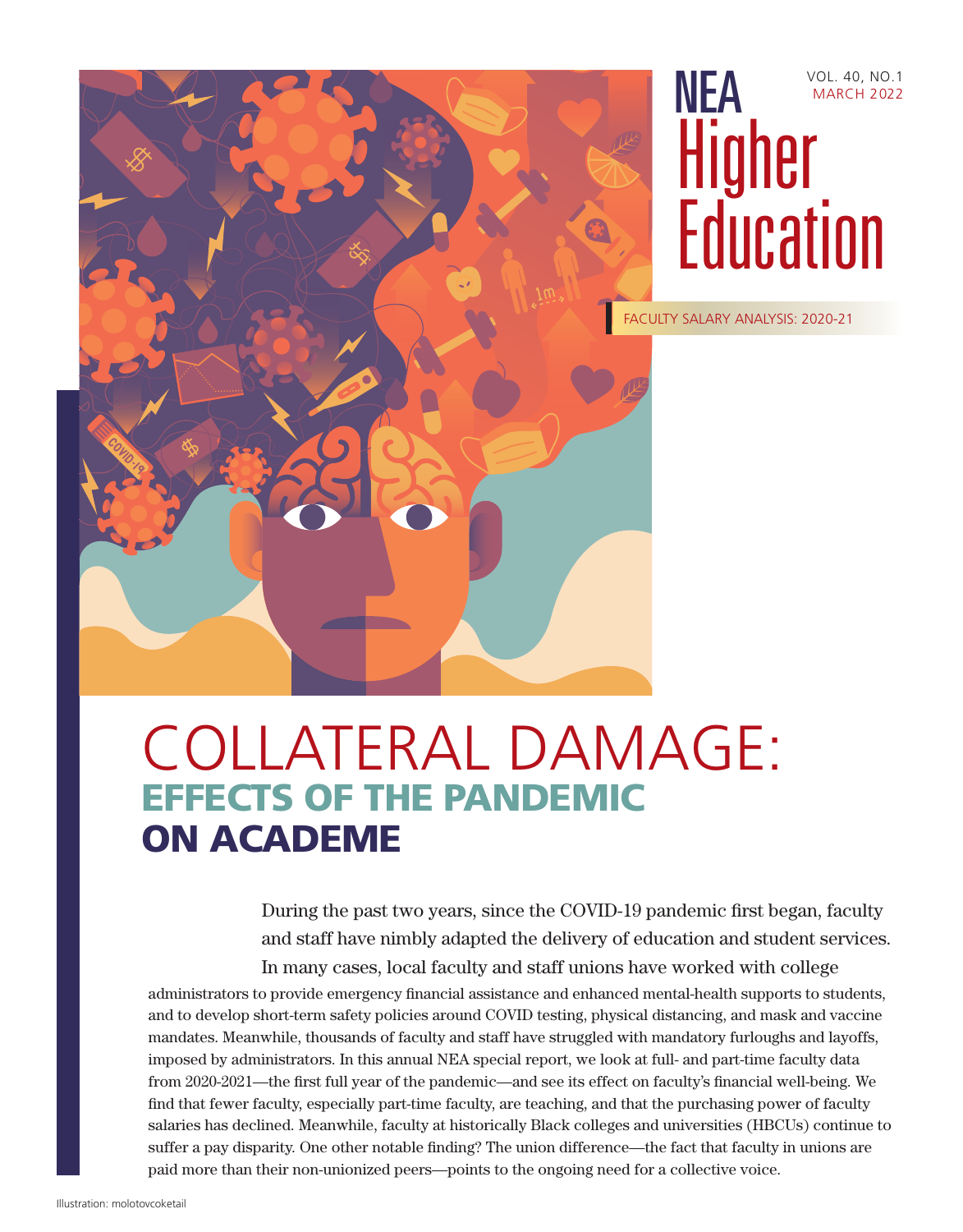# NEA Higher Education

VOL. 40, NO.1
MARCH 2022

FACULTY SALARY ANALYSIS: 2020-21

# COLLATERAL DAMAGE:
## EFFECTS OF THE PANDEMIC ON ACADEME

During the past two years, since the COVID-19 pandemic first began, faculty and staff have nimbly adapted the delivery of education and student services. In many cases, local faculty and staff unions have worked with college administrators to provide emergency financial assistance and enhanced mental-health supports to students, and to develop short-term safety policies around COVID testing, physical distancing, and mask and vaccine mandates. Meanwhile, thousands of faculty and staff have struggled with mandatory furloughs and layoffs, imposed by administrators. In this annual NEA special report, we look at full- and part-time faculty data from 2020-2021—the first full year of the pandemic—and see its effect on faculty's financial well-being. We find that fewer faculty, especially part-time faculty, are teaching, and that the purchasing power of faculty salaries has declined. Meanwhile, faculty at historically Black colleges and universities (HBCUs) continue to suffer a pay disparity. One other notable finding? The union difference—the fact that faculty in unions are paid more than their non-unionized peers—points to the ongoing need for a collective voice.

Illustration: molotovcoketail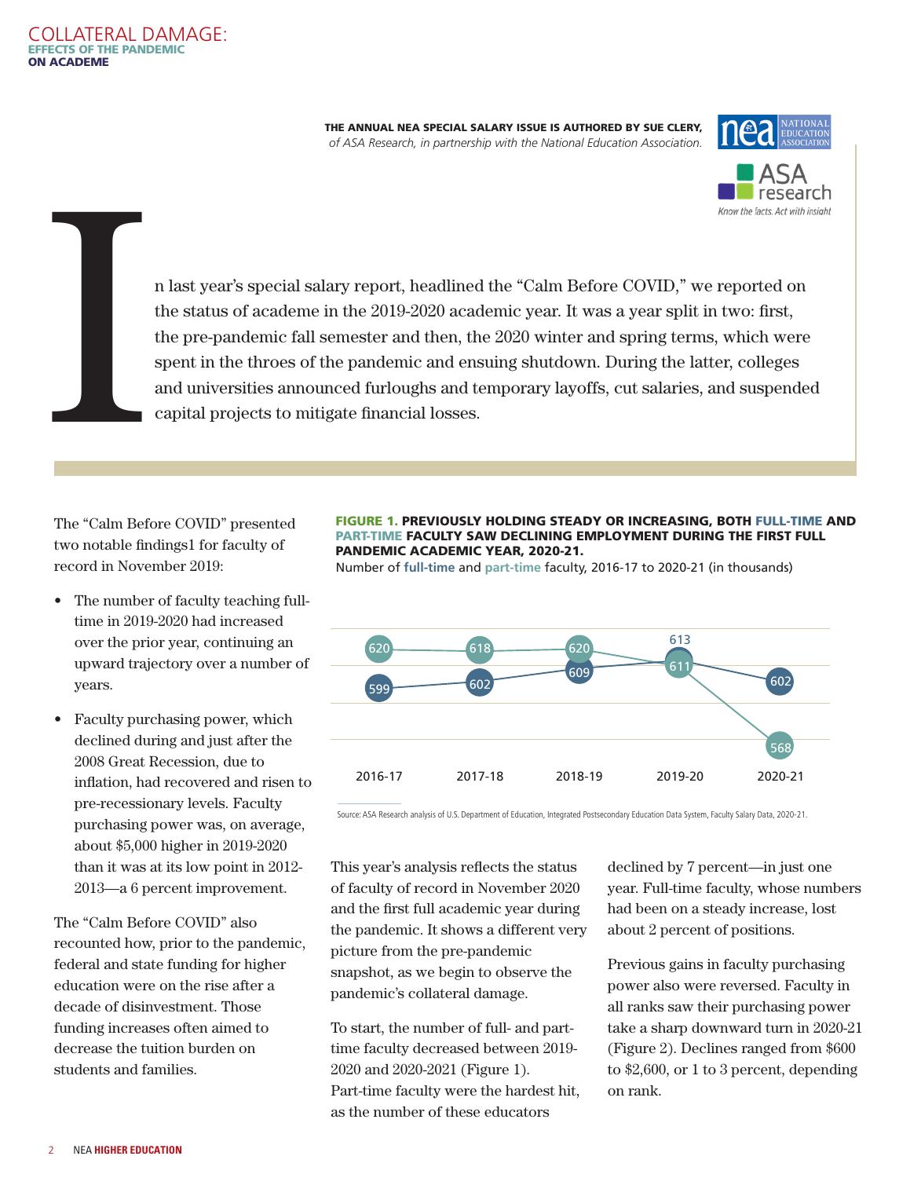# COLLATERAL DAMAGE: EFFECTS OF THE PANDEMIC ON ACADEME

**THE ANNUAL NEA SPECIAL SALARY ISSUE IS AUTHORED BY SUE CLERY,** *of ASA Research, in partnership with the National Education Association.*

In last year's special salary report, headlined the "Calm Before COVID," we reported on the status of academe in the 2019-2020 academic year. It was a year split in two: first, the pre-pandemic fall semester and then, the 2020 winter and spring terms, which were spent in the throes of the pandemic and ensuing shutdown. During the latter, colleges and universities announced furloughs and temporary layoffs, cut salaries, and suspended capital projects to mitigate financial losses.

The "Calm Before COVID" presented two notable findings1 for faculty of record in November 2019:

- The number of faculty teaching full-time in 2019-2020 had increased over the prior year, continuing an upward trajectory over a number of years.
- Faculty purchasing power, which declined during and just after the 2008 Great Recession, due to inflation, had recovered and risen to pre-recessionary levels. Faculty purchasing power was, on average, about $5,000 higher in 2019-2020 than it was at its low point in 2012-2013—a 6 percent improvement.

The "Calm Before COVID" also recounted how, prior to the pandemic, federal and state funding for higher education were on the rise after a decade of disinvestment. Those funding increases often aimed to decrease the tuition burden on students and families.

**FIGURE 1. PREVIOUSLY HOLDING STEADY OR INCREASING, BOTH FULL-TIME AND PART-TIME FACULTY SAW DECLINING EMPLOYMENT DURING THE FIRST FULL PANDEMIC ACADEMIC YEAR, 2020-21.**

Number of full-time and part-time faculty, 2016-17 to 2020-21 (in thousands)

| | 2016-17 | 2017-18 | 2018-19 | 2019-20 | 2020-21 |
|---|---|---|---|---|---|
| Full-time | 599 | 602 | 609 | 613 | 602 |
| Part-time | 620 | 618 | 620 | 611 | 568 |

Source: ASA Research analysis of U.S. Department of Education, Integrated Postsecondary Education Data System, Faculty Salary Data, 2020-21.

This year's analysis reflects the status of faculty of record in November 2020 and the first full academic year during the pandemic. It shows a different very picture from the pre-pandemic snapshot, as we begin to observe the pandemic's collateral damage.

To start, the number of full- and part-time faculty decreased between 2019-2020 and 2020-2021 (Figure 1). Part-time faculty were the hardest hit, as the number of these educators declined by 7 percent—in just one year. Full-time faculty, whose numbers had been on a steady increase, lost about 2 percent of positions.

Previous gains in faculty purchasing power also were reversed. Faculty in all ranks saw their purchasing power take a sharp downward turn in 2020-21 (Figure 2). Declines ranged from $600 to $2,600, or 1 to 3 percent, depending on rank.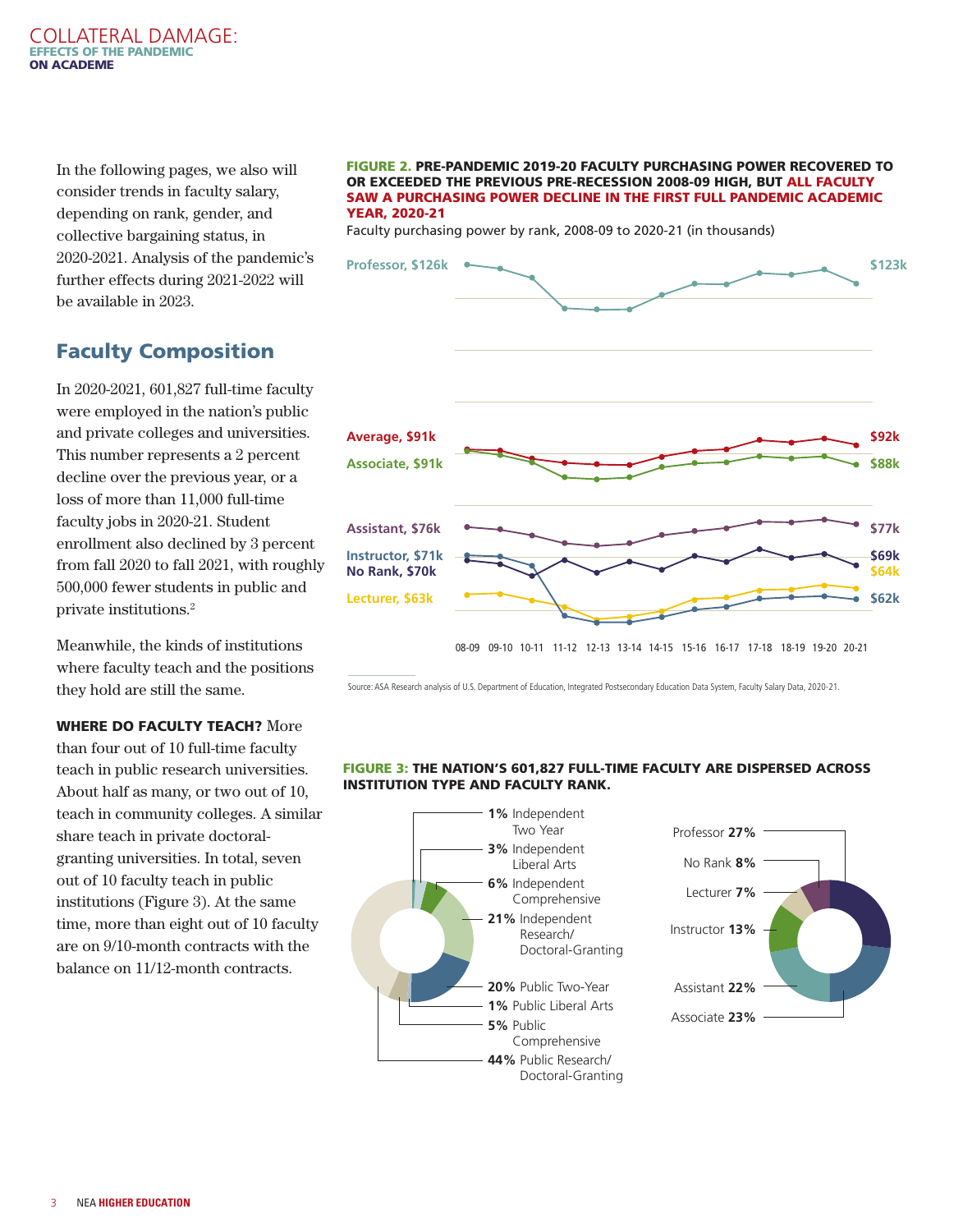In the following pages, we also will consider trends in faculty salary, depending on rank, gender, and collective bargaining status, in 2020-2021. Analysis of the pandemic's further effects during 2021-2022 will be available in 2023.

## Faculty Composition

In 2020-2021, 601,827 full-time faculty were employed in the nation's public and private colleges and universities. This number represents a 2 percent decline over the previous year, or a loss of more than 11,000 full-time faculty jobs in 2020-21. Student enrollment also declined by 3 percent from fall 2020 to fall 2021, with roughly 500,000 fewer students in public and private institutions.[2]

Meanwhile, the kinds of institutions where faculty teach and the positions they hold are still the same.

**WHERE DO FACULTY TEACH?** More than four out of 10 full-time faculty teach in public research universities. About half as many, or two out of 10, teach in community colleges. A similar share teach in private doctoral-granting universities. In total, seven out of 10 faculty teach in public institutions (Figure 3). At the same time, more than eight out of 10 faculty are on 9/10-month contracts with the balance on 11/12-month contracts.

**FIGURE 2. PRE-PANDEMIC 2019-20 FACULTY PURCHASING POWER RECOVERED TO OR EXCEEDED THE PREVIOUS PRE-RECESSION 2008-09 HIGH, BUT ALL FACULTY SAW A PURCHASING POWER DECLINE IN THE FIRST FULL PANDEMIC ACADEMIC YEAR, 2020-21**

Faculty purchasing power by rank, 2008-09 to 2020-21 (in thousands)

| Rank | 2008-09 | 2020-21 |
|---|---|---|
| Professor | $126k | $123k |
| Average | $91k | $92k |
| Associate | $91k | $88k |
| Assistant | $76k | $77k |
| Instructor | $71k | $62k |
| No Rank | $70k | $69k |
| Lecturer | $63k | $64k |

Source: ASA Research analysis of U.S. Department of Education, Integrated Postsecondary Education Data System, Faculty Salary Data, 2020-21.

**FIGURE 3: THE NATION'S 601,827 FULL-TIME FACULTY ARE DISPERSED ACROSS INSTITUTION TYPE AND FACULTY RANK.**

| Institution Type | Share |
|---|---|
| Independent Two Year | 1% |
| Independent Liberal Arts | 3% |
| Independent Comprehensive | 6% |
| Independent Research/Doctoral-Granting | 21% |
| Public Two-Year | 20% |
| Public Liberal Arts | 1% |
| Public Comprehensive | 5% |
| Public Research/Doctoral-Granting | 44% |

| Faculty Rank | Share |
|---|---|
| Professor | 27% |
| No Rank | 8% |
| Lecturer | 7% |
| Instructor | 13% |
| Assistant | 22% |
| Associate | 23% |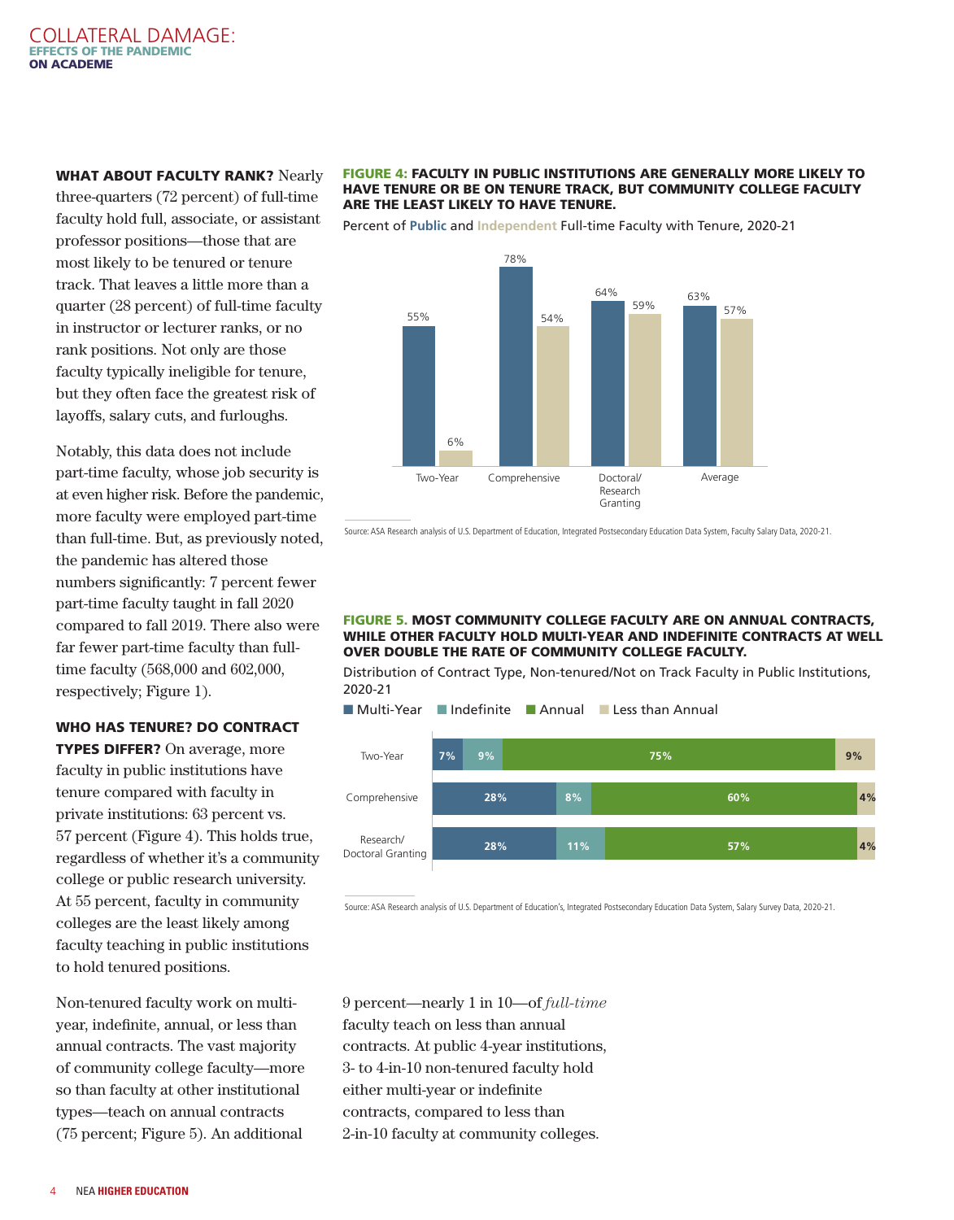**WHAT ABOUT FACULTY RANK?** Nearly three-quarters (72 percent) of full-time faculty hold full, associate, or assistant professor positions—those that are most likely to be tenured or tenure track. That leaves a little more than a quarter (28 percent) of full-time faculty in instructor or lecturer ranks, or no rank positions. Not only are those faculty typically ineligible for tenure, but they often face the greatest risk of layoffs, salary cuts, and furloughs.

Notably, this data does not include part-time faculty, whose job security is at even higher risk. Before the pandemic, more faculty were employed part-time than full-time. But, as previously noted, the pandemic has altered those numbers significantly: 7 percent fewer part-time faculty taught in fall 2020 compared to fall 2019. There also were far fewer part-time faculty than full-time faculty (568,000 and 602,000, respectively; Figure 1).

**WHO HAS TENURE? DO CONTRACT TYPES DIFFER?** On average, more faculty in public institutions have tenure compared with faculty in private institutions: 63 percent vs. 57 percent (Figure 4). This holds true, regardless of whether it's a community college or public research university. At 55 percent, faculty in community colleges are the least likely among faculty teaching in public institutions to hold tenured positions.

Non-tenured faculty work on multi-year, indefinite, annual, or less than annual contracts. The vast majority of community college faculty—more so than faculty at other institutional types—teach on annual contracts (75 percent; Figure 5). An additional 9 percent—nearly 1 in 10—of *full-time* faculty teach on less than annual contracts. At public 4-year institutions, 3- to 4-in-10 non-tenured faculty hold either multi-year or indefinite contracts, compared to less than 2-in-10 faculty at community colleges.

**FIGURE 4: FACULTY IN PUBLIC INSTITUTIONS ARE GENERALLY MORE LIKELY TO HAVE TENURE OR BE ON TENURE TRACK, BUT COMMUNITY COLLEGE FACULTY ARE THE LEAST LIKELY TO HAVE TENURE.**

Percent of Public and Independent Full-time Faculty with Tenure, 2020-21

| | Public | Independent |
|---|---|---|
| Two-Year | 55% | 6% |
| Comprehensive | 78% | 54% |
| Doctoral/Research Granting | 64% | 59% |
| Average | 63% | 57% |

Source: ASA Research analysis of U.S. Department of Education, Integrated Postsecondary Education Data System, Faculty Salary Data, 2020-21.

**FIGURE 5. MOST COMMUNITY COLLEGE FACULTY ARE ON ANNUAL CONTRACTS, WHILE OTHER FACULTY HOLD MULTI-YEAR AND INDEFINITE CONTRACTS AT WELL OVER DOUBLE THE RATE OF COMMUNITY COLLEGE FACULTY.**

Distribution of Contract Type, Non-tenured/Not on Track Faculty in Public Institutions, 2020-21

| | Multi-Year | Indefinite | Annual | Less than Annual |
|---|---|---|---|---|
| Two-Year | 7% | 9% | 75% | 9% |
| Comprehensive | 28% | 8% | 60% | 4% |
| Research/Doctoral Granting | 28% | 11% | 57% | 4% |

Source: ASA Research analysis of U.S. Department of Education's, Integrated Postsecondary Education Data System, Salary Survey Data, 2020-21.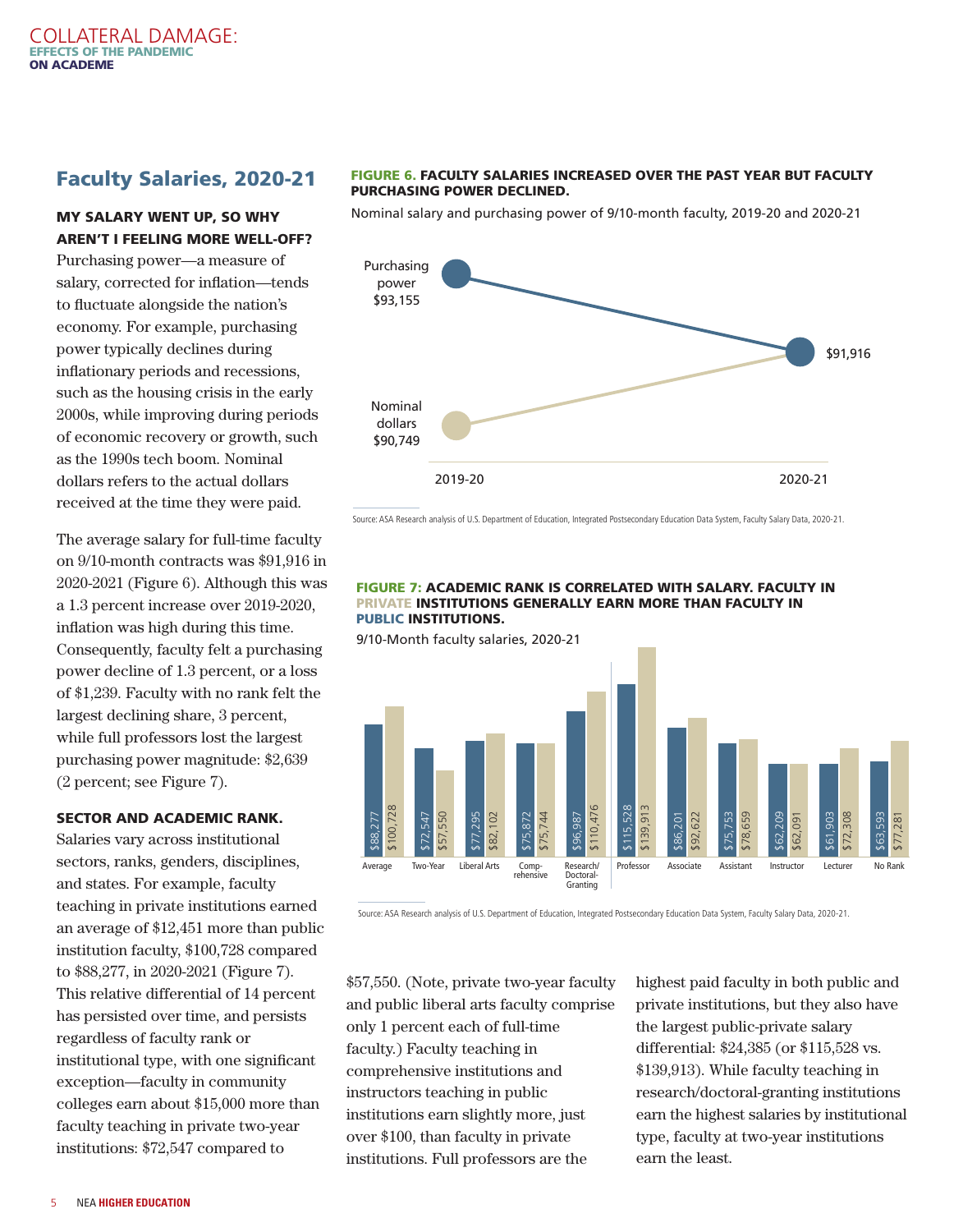## Faculty Salaries, 2020-21

**MY SALARY WENT UP, SO WHY AREN'T I FEELING MORE WELL-OFF?**

Purchasing power—a measure of salary, corrected for inflation—tends to fluctuate alongside the nation's economy. For example, purchasing power typically declines during inflationary periods and recessions, such as the housing crisis in the early 2000s, while improving during periods of economic recovery or growth, such as the 1990s tech boom. Nominal dollars refers to the actual dollars received at the time they were paid.

The average salary for full-time faculty on 9/10-month contracts was $91,916 in 2020-2021 (Figure 6). Although this was a 1.3 percent increase over 2019-2020, inflation was high during this time. Consequently, faculty felt a purchasing power decline of 1.3 percent, or a loss of $1,239. Faculty with no rank felt the largest declining share, 3 percent, while full professors lost the largest purchasing power magnitude: $2,639 (2 percent; see Figure 7).

**SECTOR AND ACADEMIC RANK.**

Salaries vary across institutional sectors, ranks, genders, disciplines, and states. For example, faculty teaching in private institutions earned an average of $12,451 more than public institution faculty, $100,728 compared to $88,277, in 2020-2021 (Figure 7). This relative differential of 14 percent has persisted over time, and persists regardless of faculty rank or institutional type, with one significant exception—faculty in community colleges earn about $15,000 more than faculty teaching in private two-year institutions: $72,547 compared to $57,550. (Note, private two-year faculty and public liberal arts faculty comprise only 1 percent each of full-time faculty.) Faculty teaching in comprehensive institutions and instructors teaching in public institutions earn slightly more, just over $100, than faculty in private institutions. Full professors are the highest paid faculty in both public and private institutions, but they also have the largest public-private salary differential: $24,385 (or $115,528 vs. $139,913). While faculty teaching in research/doctoral-granting institutions earn the highest salaries by institutional type, faculty at two-year institutions earn the least.

**FIGURE 6. FACULTY SALARIES INCREASED OVER THE PAST YEAR BUT FACULTY PURCHASING POWER DECLINED.**

Nominal salary and purchasing power of 9/10-month faculty, 2019-20 and 2020-21

| | 2019-20 | 2020-21 |
|---|---|---|
| Purchasing power | $93,155 | $91,916 |
| Nominal dollars | $90,749 | $91,916 |

Source: ASA Research analysis of U.S. Department of Education, Integrated Postsecondary Education Data System, Faculty Salary Data, 2020-21.

**FIGURE 7: ACADEMIC RANK IS CORRELATED WITH SALARY. FACULTY IN PRIVATE INSTITUTIONS GENERALLY EARN MORE THAN FACULTY IN PUBLIC INSTITUTIONS.**

9/10-Month faculty salaries, 2020-21

| | Public | Private |
|---|---|---|
| Average | $88,277 | $100,728 |
| Two-Year | $72,547 | $57,550 |
| Liberal Arts | $77,295 | $82,102 |
| Comprehensive | $75,872 | $75,744 |
| Research/Doctoral-Granting | $96,987 | $110,476 |
| Professor | $115,528 | $139,913 |
| Associate | $86,201 | $92,622 |
| Assistant | $75,753 | $78,659 |
| Instructor | $62,209 | $62,091 |
| Lecturer | $61,903 | $72,308 |
| No Rank | $63,593 | $77,281 |

Source: ASA Research analysis of U.S. Department of Education, Integrated Postsecondary Education Data System, Faculty Salary Data, 2020-21.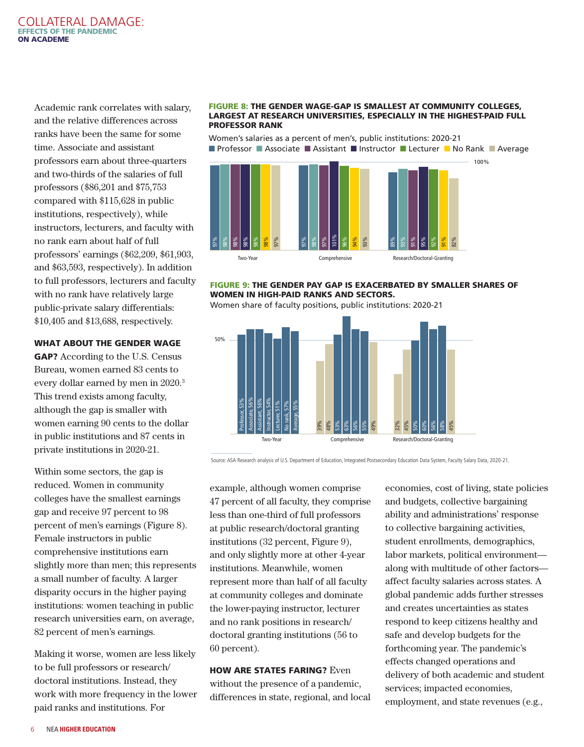Academic rank correlates with salary, and the relative differences across ranks have been the same for some time. Associate and assistant professors earn about three-quarters and two-thirds of the salaries of full professors ($86,201 and $75,753 compared with $115,628 in public institutions, respectively), while instructors, lecturers, and faculty with no rank earn about half of full professors' earnings ($62,209, $61,903, and $63,593, respectively). In addition to full professors, lecturers and faculty with no rank have relatively large public-private salary differentials: $10,405 and $13,688, respectively.

#### WHAT ABOUT THE GENDER WAGE GAP?

According to the U.S. Census Bureau, women earned 83 cents to every dollar earned by men in 2020.[3] This trend exists among faculty, although the gap is smaller with women earning 90 cents to the dollar in public institutions and 87 cents in private institutions in 2020-21.

Within some sectors, the gap is reduced. Women in community colleges have the smallest earnings gap and receive 97 percent to 98 percent of men's earnings (Figure 8). Female instructors in public comprehensive institutions earn slightly more than men; this represents a small number of faculty. A larger disparity occurs in the higher paying institutions: women teaching in public research universities earn, on average, 82 percent of men's earnings.

Making it worse, women are less likely to be full professors or research/doctoral institutions. Instead, they work with more frequency in the lower paid ranks and institutions. For example, although women comprise 47 percent of all faculty, they comprise less than one-third of full professors at public research/doctoral granting institutions (32 percent, Figure 9), and only slightly more at other 4-year institutions. Meanwhile, women represent more than half of all faculty at community colleges and dominate the lower-paying instructor, lecturer and no rank positions in research/doctoral granting institutions (56 to 60 percent).

**FIGURE 8: THE GENDER WAGE-GAP IS SMALLEST AT COMMUNITY COLLEGES, LARGEST AT RESEARCH UNIVERSITIES, ESPECIALLY IN THE HIGHEST-PAID FULL PROFESSOR RANK**

Women's salaries as a percent of men's, public institutions: 2020-21

| | Professor | Associate | Assistant | Instructor | Lecturer | No Rank | Average |
|---|---|---|---|---|---|---|---|
| Two-Year | 97% | 98% | 98% | 98% | 98% | 98% | 97% |
| Comprehensive | 97% | 98% | 97% | 101% | 96% | 94% | 93% |
| Research/Doctoral-Granting | 89% | 93% | 91% | 95% | 92% | 91% | 82% |

**FIGURE 9: THE GENDER PAY GAP IS EXACERBATED BY SMALLER SHARES OF WOMEN IN HIGH-PAID RANKS AND SECTORS.**

Women share of faculty positions, public institutions: 2020-21

| | Professor | Associate | Assistant | Instructor | Lecturer | No rank | Average |
|---|---|---|---|---|---|---|---|
| Two-Year | 53% | 56% | 56% | 54% | 51% | 57% | 55% |
| Comprehensive | 39% | 48% | 53% | 63% | 56% | 55% | 49% |
| Research/Doctoral-Granting | 32% | 45% | 50% | 60% | 56% | 58% | 45% |

Source: ASA Research analysis of U.S. Department of Education, Integrated Postsecondary Education Data System, Faculty Salary Data, 2020-21.

#### HOW ARE STATES FARING?

Even without the presence of a pandemic, differences in state, regional, and local economies, cost of living, state policies and budgets, collective bargaining ability and administrations' response to collective bargaining activities, student enrollments, demographics, labor markets, political environment—along with multitude of other factors—affect faculty salaries across states. A global pandemic adds further stresses and creates uncertainties as states respond to keep citizens healthy and safe and develop budgets for the forthcoming year. The pandemic's effects changed operations and delivery of both academic and student services; impacted economies, employment, and state revenues (e.g.,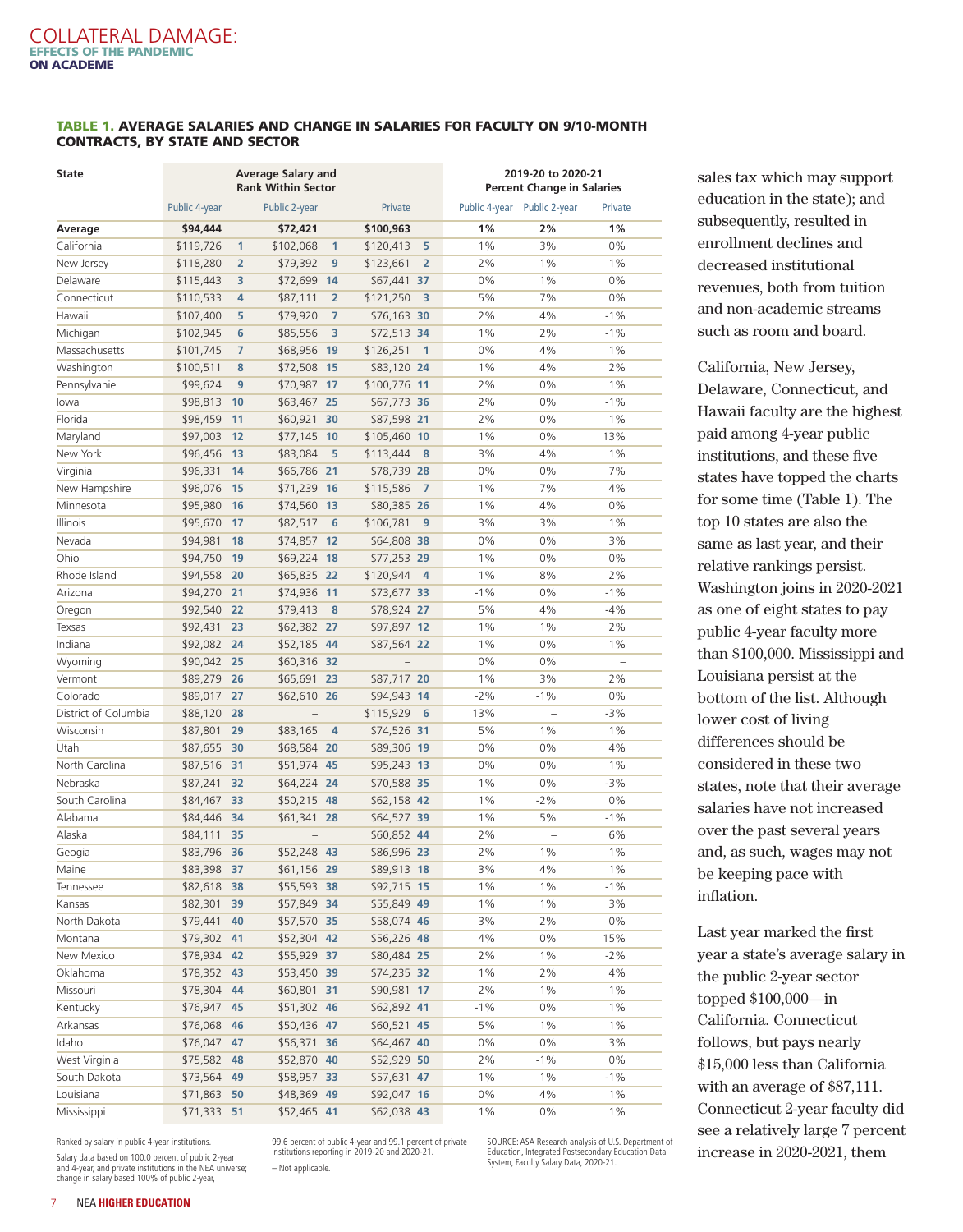#### TABLE 1. AVERAGE SALARIES AND CHANGE IN SALARIES FOR FACULTY ON 9/10-MONTH CONTRACTS, BY STATE AND SECTOR

| State | Average Salary and Rank Within Sector | | | | | | 2019-20 to 2020-21 Percent Change in Salaries | | |
|---|---|---|---|---|---|---|---|---|---|
| | Public 4-year | | Public 2-year | | Private | | Public 4-year | Public 2-year | Private |
| **Average** | **$94,444** | | **$72,421** | | **$100,963** | | **1%** | **2%** | **1%** |
| California | $119,726 | 1 | $102,068 | 1 | $120,413 | 5 | 1% | 3% | 0% |
| New Jersey | $118,280 | 2 | $79,392 | 9 | $123,661 | 2 | 2% | 1% | 1% |
| Delaware | $115,443 | 3 | $72,699 | 14 | $67,441 | 37 | 0% | 1% | 0% |
| Connecticut | $110,533 | 4 | $87,111 | 2 | $121,250 | 3 | 5% | 7% | 0% |
| Hawaii | $107,400 | 5 | $79,920 | 7 | $76,163 | 30 | 2% | 4% | -1% |
| Michigan | $102,945 | 6 | $85,556 | 3 | $72,513 | 34 | 1% | 2% | -1% |
| Massachusetts | $101,745 | 7 | $68,956 | 19 | $126,251 | 1 | 0% | 4% | 1% |
| Washington | $100,511 | 8 | $72,508 | 15 | $83,120 | 24 | 1% | 4% | 2% |
| Pennsylvanie | $99,624 | 9 | $70,987 | 17 | $100,776 | 11 | 2% | 0% | 1% |
| Iowa | $98,813 | 10 | $63,467 | 25 | $67,773 | 36 | 2% | 0% | -1% |
| Florida | $98,459 | 11 | $60,921 | 30 | $87,598 | 21 | 2% | 0% | 1% |
| Maryland | $97,003 | 12 | $77,145 | 10 | $105,460 | 10 | 1% | 0% | 13% |
| New York | $96,456 | 13 | $83,084 | 5 | $113,444 | 8 | 3% | 4% | 1% |
| Virginia | $96,331 | 14 | $66,786 | 21 | $78,739 | 28 | 0% | 0% | 7% |
| New Hampshire | $96,076 | 15 | $71,239 | 16 | $115,586 | 7 | 1% | 7% | 4% |
| Minnesota | $95,980 | 16 | $74,560 | 13 | $80,385 | 26 | 1% | 4% | 0% |
| Illinois | $95,670 | 17 | $82,517 | 6 | $106,781 | 9 | 3% | 3% | 1% |
| Nevada | $94,981 | 18 | $74,857 | 12 | $64,808 | 38 | 0% | 0% | 3% |
| Ohio | $94,750 | 19 | $69,224 | 18 | $77,253 | 29 | 1% | 0% | 0% |
| Rhode Island | $94,558 | 20 | $65,835 | 22 | $120,944 | 4 | 1% | 8% | 2% |
| Arizona | $94,270 | 21 | $74,936 | 11 | $73,677 | 33 | -1% | 0% | -1% |
| Oregon | $92,540 | 22 | $79,413 | 8 | $78,924 | 27 | 5% | 4% | -4% |
| Texas | $92,431 | 23 | $62,382 | 27 | $97,897 | 12 | 1% | 1% | 2% |
| Indiana | $92,082 | 24 | $52,185 | 44 | $87,564 | 22 | 1% | 0% | 1% |
| Wyoming | $90,042 | 25 | $60,316 | 32 | – | | 0% | 0% | – |
| Vermont | $89,279 | 26 | $65,691 | 23 | $87,717 | 20 | 1% | 3% | 2% |
| Colorado | $89,017 | 27 | $62,610 | 26 | $94,943 | 14 | -2% | -1% | 0% |
| District of Columbia | $88,120 | 28 | – | | $115,929 | 6 | 13% | – | -3% |
| Wisconsin | $87,801 | 29 | $83,165 | 4 | $74,526 | 31 | 5% | 1% | 1% |
| Utah | $87,655 | 30 | $68,584 | 20 | $89,306 | 19 | 0% | 0% | 4% |
| North Carolina | $87,516 | 31 | $51,974 | 45 | $95,243 | 13 | 0% | 0% | 1% |
| Nebraska | $87,241 | 32 | $64,224 | 24 | $70,588 | 35 | 1% | 0% | -3% |
| South Carolina | $84,467 | 33 | $50,215 | 48 | $62,158 | 42 | 1% | -2% | 0% |
| Alabama | $84,446 | 34 | $61,341 | 28 | $64,527 | 39 | 1% | 5% | -1% |
| Alaska | $84,111 | 35 | – | | $60,852 | 44 | 2% | – | 6% |
| Geogia | $83,796 | 36 | $52,248 | 43 | $86,996 | 23 | 2% | 1% | 1% |
| Maine | $83,398 | 37 | $61,156 | 29 | $89,913 | 18 | 3% | 4% | 1% |
| Tennessee | $82,618 | 38 | $55,593 | 38 | $92,715 | 15 | 1% | 1% | -1% |
| Kansas | $82,301 | 39 | $57,849 | 34 | $55,849 | 49 | 1% | 1% | 3% |
| North Dakota | $79,441 | 40 | $57,570 | 35 | $58,074 | 46 | 3% | 2% | 0% |
| Montana | $79,302 | 41 | $52,304 | 42 | $56,226 | 48 | 4% | 0% | 15% |
| New Mexico | $78,934 | 42 | $55,929 | 37 | $80,484 | 25 | 2% | 1% | -2% |
| Oklahoma | $78,352 | 43 | $53,450 | 39 | $74,235 | 32 | 1% | 2% | 4% |
| Missouri | $78,304 | 44 | $60,801 | 31 | $90,981 | 17 | 2% | 1% | 1% |
| Kentucky | $76,947 | 45 | $51,302 | 46 | $62,892 | 41 | -1% | 0% | 1% |
| Arkansas | $76,068 | 46 | $50,436 | 47 | $60,521 | 45 | 5% | 1% | 1% |
| Idaho | $76,047 | 47 | $56,371 | 36 | $64,467 | 40 | 0% | 0% | 3% |
| West Virginia | $75,582 | 48 | $52,870 | 40 | $52,929 | 50 | 2% | -1% | 0% |
| South Dakota | $73,564 | 49 | $58,957 | 33 | $57,631 | 47 | 1% | 1% | -1% |
| Louisiana | $71,863 | 50 | $48,369 | 49 | $92,047 | 16 | 0% | 4% | 1% |
| Mississippi | $71,333 | 51 | $52,465 | 41 | $62,038 | 43 | 1% | 0% | 1% |

Ranked by salary in public 4-year institutions.

Salary data based on 100.0 percent of public 2-year and 4-year, and private institutions in the NEA universe; change in salary based 100% of public 2-year, 99.6 percent of public 4-year and 99.1 percent of private institutions reporting in 2019-20 and 2020-21.

– Not applicable.

SOURCE: ASA Research analysis of U.S. Department of Education, Integrated Postsecondary Education Data System, Faculty Salary Data, 2020-21.

sales tax which may support education in the state); and subsequently, resulted in enrollment declines and decreased institutional revenues, both from tuition and non-academic streams such as room and board.

California, New Jersey, Delaware, Connecticut, and Hawaii faculty are the highest paid among 4-year public institutions, and these five states have topped the charts for some time (Table 1). The top 10 states are also the same as last year, and their relative rankings persist. Washington joins in 2020-2021 as one of eight states to pay public 4-year faculty more than $100,000. Mississippi and Louisiana persist at the bottom of the list. Although lower cost of living differences should be considered in these two states, note that their average salaries have not increased over the past several years and, as such, wages may not be keeping pace with inflation.

Last year marked the first year a state's average salary in the public 2-year sector topped $100,000—in California. Connecticut follows, but pays nearly $15,000 less than California with an average of $87,111. Connecticut 2-year faculty did see a relatively large 7 percent increase in 2020-2021, them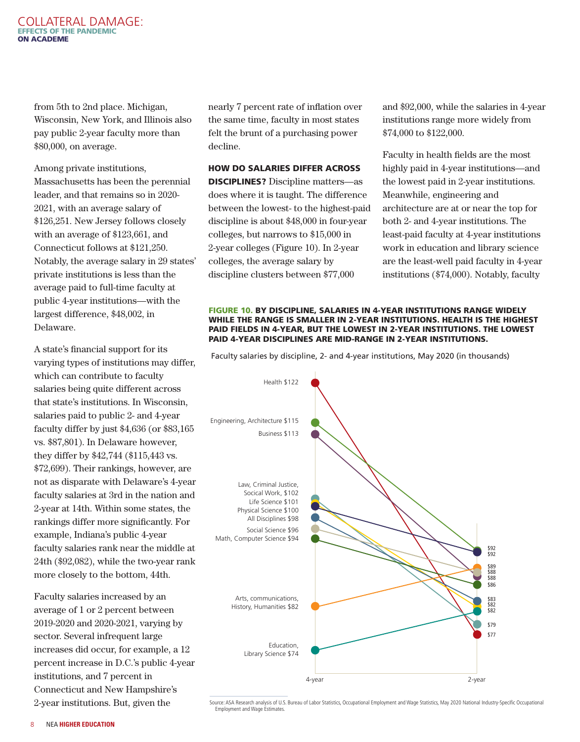from 5th to 2nd place. Michigan, Wisconsin, New York, and Illinois also pay public 2-year faculty more than $80,000, on average.

Among private institutions, Massachusetts has been the perennial leader, and that remains so in 2020-2021, with an average salary of $126,251. New Jersey follows closely with an average of $123,661, and Connecticut follows at $121,250. Notably, the average salary in 29 states' private institutions is less than the average paid to full-time faculty at public 4-year institutions—with the largest difference, $48,002, in Delaware.

A state's financial support for its varying types of institutions may differ, which can contribute to faculty salaries being quite different across that state's institutions. In Wisconsin, salaries paid to public 2- and 4-year faculty differ by just $4,636 (or $83,165 vs. $87,801). In Delaware however, they differ by $42,744 ($115,443 vs. $72,699). Their rankings, however, are not as disparate with Delaware's 4-year faculty salaries at 3rd in the nation and 2-year at 14th. Within some states, the rankings differ more significantly. For example, Indiana's public 4-year faculty salaries rank near the middle at 24th ($92,082), while the two-year rank more closely to the bottom, 44th.

Faculty salaries increased by an average of 1 or 2 percent between 2019-2020 and 2020-2021, varying by sector. Several infrequent large increases did occur, for example, a 12 percent increase in D.C.'s public 4-year institutions, and 7 percent in Connecticut and New Hampshire's 2-year institutions. But, given the nearly 7 percent rate of inflation over the same time, faculty in most states felt the brunt of a purchasing power decline.

**HOW DO SALARIES DIFFER ACROSS DISCIPLINES?** Discipline matters—as does where it is taught. The difference between the lowest- to the highest-paid discipline is about $48,000 in four-year colleges, but narrows to $15,000 in 2-year colleges (Figure 10). In 2-year colleges, the average salary by discipline clusters between $77,000 and $92,000, while the salaries in 4-year institutions range more widely from $74,000 to $122,000.

Faculty in health fields are the most highly paid in 4-year institutions—and the lowest paid in 2-year institutions. Meanwhile, engineering and architecture are at or near the top for both 2- and 4-year institutions. The least-paid faculty at 4-year institutions work in education and library science are the least-well paid faculty in 4-year institutions ($74,000). Notably, faculty

**FIGURE 10. BY DISCIPLINE, SALARIES IN 4-YEAR INSTITUTIONS RANGE WIDELY WHILE THE RANGE IS SMALLER IN 2-YEAR INSTITUTIONS. HEALTH IS THE HIGHEST PAID FIELDS IN 4-YEAR, BUT THE LOWEST IN 2-YEAR INSTITUTIONS. THE LOWEST PAID 4-YEAR DISCIPLINES ARE MID-RANGE IN 2-YEAR INSTITUTIONS.**

Faculty salaries by discipline, 2- and 4-year institutions, May 2020 (in thousands)

| Discipline | 4-year | 2-year |
|---|---|---|
| Health | $122 | $77 |
| Engineering, Architecture | $115 | $92 |
| Business | $113 | $88 |
| Law, Criminal Justice, Socical Work | $102 | $79 |
| Life Science | $101 | $82 |
| Physical Science | $100 | $92 |
| All Disciplines | $98 | $83 |
| Social Science | $96 | $88 |
| Math, Computer Science | $94 | $86 |
| Arts, communications, History, Humanities | $82 | $89 |
| Education, Library Science | $74 | $82 |

Source: ASA Research analysis of U.S. Bureau of Labor Statistics, Occupational Employment and Wage Statistics, May 2020 National Industry-Specific Occupational Employment and Wage Estimates.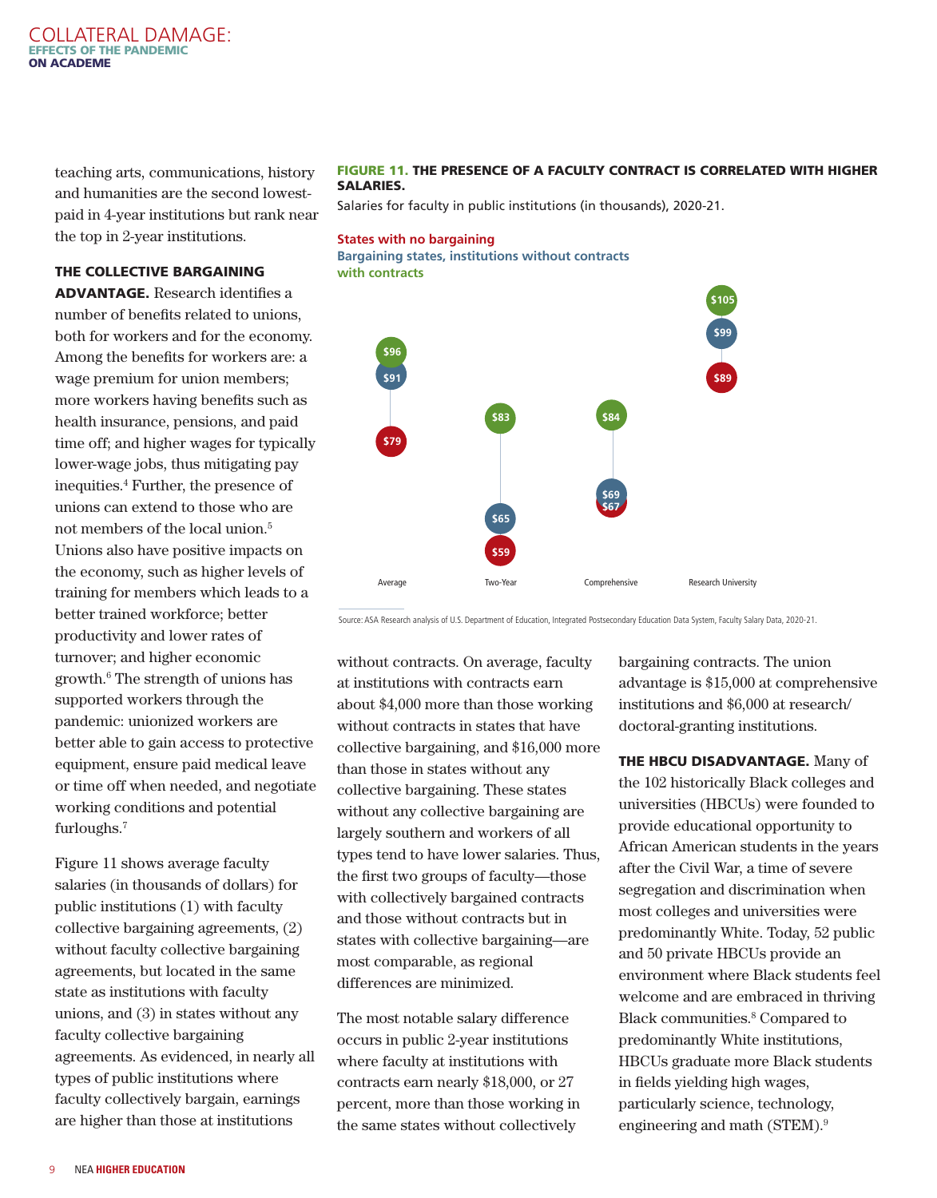teaching arts, communications, history and humanities are the second lowest-paid in 4-year institutions but rank near the top in 2-year institutions.

**THE COLLECTIVE BARGAINING ADVANTAGE.** Research identifies a number of benefits related to unions, both for workers and for the economy. Among the benefits for workers are: a wage premium for union members; more workers having benefits such as health insurance, pensions, and paid time off; and higher wages for typically lower-wage jobs, thus mitigating pay inequities.[4] Further, the presence of unions can extend to those who are not members of the local union.[5] Unions also have positive impacts on the economy, such as higher levels of training for members which leads to a better trained workforce; better productivity and lower rates of turnover; and higher economic growth.[6] The strength of unions has supported workers through the pandemic: unionized workers are better able to gain access to protective equipment, ensure paid medical leave or time off when needed, and negotiate working conditions and potential furloughs.[7]

Figure 11 shows average faculty salaries (in thousands of dollars) for public institutions (1) with faculty collective bargaining agreements, (2) without faculty collective bargaining agreements, but located in the same state as institutions with faculty unions, and (3) in states without any faculty collective bargaining agreements. As evidenced, in nearly all types of public institutions where faculty collectively bargain, earnings are higher than those at institutions without contracts. On average, faculty at institutions with contracts earn about $4,000 more than those working without contracts in states that have collective bargaining, and $16,000 more than those in states without any collective bargaining. These states without any collective bargaining are largely southern and workers of all types tend to have lower salaries. Thus, the first two groups of faculty—those with collectively bargained contracts and those without contracts but in states with collective bargaining—are most comparable, as regional differences are minimized.

**FIGURE 11. THE PRESENCE OF A FACULTY CONTRACT IS CORRELATED WITH HIGHER SALARIES.**

Salaries for faculty in public institutions (in thousands), 2020-21.

| | Average | Two-Year | Comprehensive | Research University |
|---|---|---|---|---|
| States with no bargaining | $79 | $59 | $67 | $89 |
| Bargaining states, institutions without contracts | $91 | $65 | $69 | $99 |
| with contracts | $96 | $83 | $84 | $105 |

Source: ASA Research analysis of U.S. Department of Education, Integrated Postsecondary Education Data System, Faculty Salary Data, 2020-21.

The most notable salary difference occurs in public 2-year institutions where faculty at institutions with contracts earn nearly $18,000, or 27 percent, more than those working in the same states without collectively bargaining contracts. The union advantage is $15,000 at comprehensive institutions and $6,000 at research/doctoral-granting institutions.

**THE HBCU DISADVANTAGE.** Many of the 102 historically Black colleges and universities (HBCUs) were founded to provide educational opportunity to African American students in the years after the Civil War, a time of severe segregation and discrimination when most colleges and universities were predominantly White. Today, 52 public and 50 private HBCUs provide an environment where Black students feel welcome and are embraced in thriving Black communities.[8] Compared to predominantly White institutions, HBCUs graduate more Black students in fields yielding high wages, particularly science, technology, engineering and math (STEM).[9]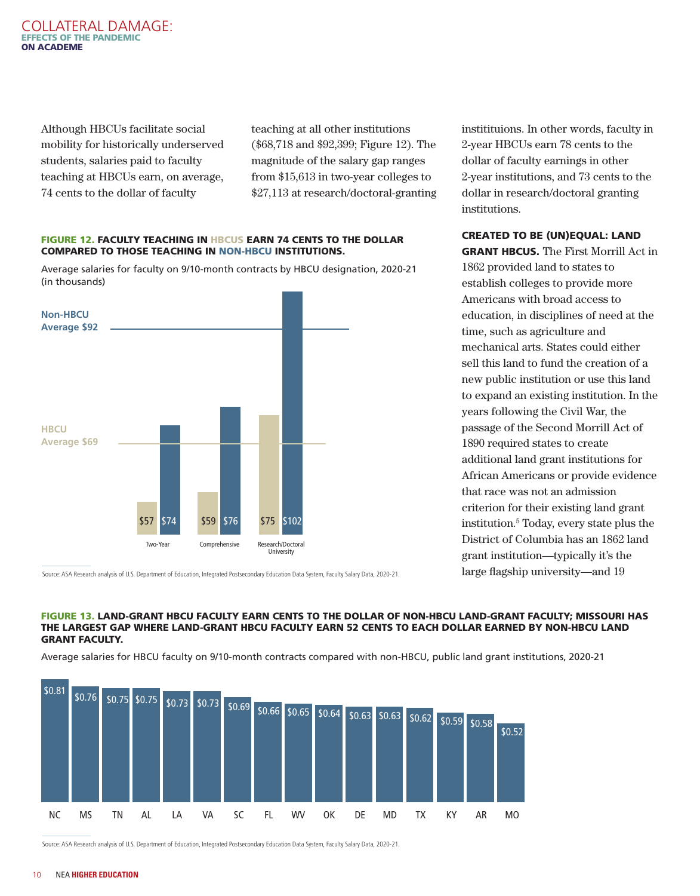Although HBCUs facilitate social mobility for historically underserved students, salaries paid to faculty teaching at HBCUs earn, on average, 74 cents to the dollar of faculty teaching at all other institutions ($68,718 and $92,399; Figure 12). The magnitude of the salary gap ranges from $15,613 in two-year colleges to $27,113 at research/doctoral-granting instititui­ons. In other words, faculty in 2-year HBCUs earn 78 cents to the dollar of faculty earnings in other 2-year institutions, and 73 cents to the dollar in research/doctoral granting institutions.

**FIGURE 12. FACULTY TEACHING IN HBCUS EARN 74 CENTS TO THE DOLLAR COMPARED TO THOSE TEACHING IN NON-HBCU INSTITUTIONS.**

Average salaries for faculty on 9/10-month contracts by HBCU designation, 2020-21 (in thousands)

| | HBCU | Non-HBCU |
|---|---|---|
| Two-Year | $57 | $74 |
| Comprehensive | $59 | $76 |
| Research/Doctoral University | $75 | $102 |
| Average | $69 | $92 |

Source: ASA Research analysis of U.S. Department of Education, Integrated Postsecondary Education Data System, Faculty Salary Data, 2020-21.

**CREATED TO BE (UN)EQUAL: LAND GRANT HBCUS.** The First Morrill Act in 1862 provided land to states to establish colleges to provide more Americans with broad access to education, in disciplines of need at the time, such as agriculture and mechanical arts. States could either sell this land to fund the creation of a new public institution or use this land to expand an existing institution. In the years following the Civil War, the passage of the Second Morrill Act of 1890 required states to create additional land grant institutions for African Americans or provide evidence that race was not an admission criterion for their existing land grant institution.[5] Today, every state plus the District of Columbia has an 1862 land grant institution—typically it's the large flagship university—and 19

**FIGURE 13. LAND-GRANT HBCU FACULTY EARN CENTS TO THE DOLLAR OF NON-HBCU LAND-GRANT FACULTY; MISSOURI HAS THE LARGEST GAP WHERE LAND-GRANT HBCU FACULTY EARN 52 CENTS TO EACH DOLLAR EARNED BY NON-HBCU LAND GRANT FACULTY.**

Average salaries for HBCU faculty on 9/10-month contracts compared with non-HBCU, public land grant institutions, 2020-21

| State | NC | MS | TN | AL | LA | VA | SC | FL | WV | OK | DE | MD | TX | KY | AR | MO |
|---|---|---|---|---|---|---|---|---|---|---|---|---|---|---|---|---|
| Cents to the dollar | $0.81 | $0.76 | $0.75 | $0.75 | $0.73 | $0.73 | $0.69 | $0.66 | $0.65 | $0.64 | $0.63 | $0.63 | $0.62 | $0.59 | $0.58 | $0.52 |

Source: ASA Research analysis of U.S. Department of Education, Integrated Postsecondary Education Data System, Faculty Salary Data, 2020-21.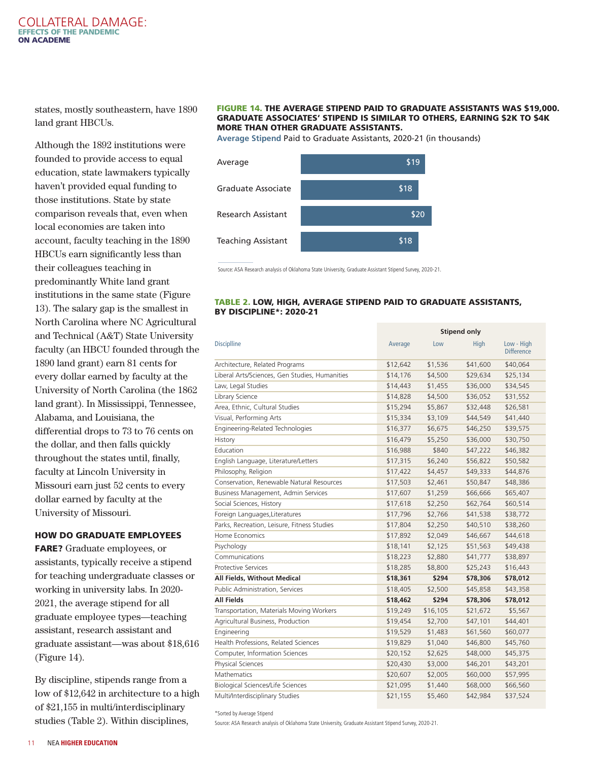states, mostly southeastern, have 1890 land grant HBCUs.

Although the 1892 institutions were founded to provide access to equal education, state lawmakers typically haven't provided equal funding to those institutions. State by state comparison reveals that, even when local economies are taken into account, faculty teaching in the 1890 HBCUs earn significantly less than their colleagues teaching in predominantly White land grant institutions in the same state (Figure 13). The salary gap is the smallest in North Carolina where NC Agricultural and Technical (A&T) State University faculty (an HBCU founded through the 1890 land grant) earn 81 cents for every dollar earned by faculty at the University of North Carolina (the 1862 land grant). In Mississippi, Tennessee, Alabama, and Louisiana, the differential drops to 73 to 76 cents on the dollar, and then falls quickly throughout the states until, finally, faculty at Lincoln University in Missouri earn just 52 cents to every dollar earned by faculty at the University of Missouri.

**HOW DO GRADUATE EMPLOYEES FARE?** Graduate employees, or assistants, typically receive a stipend for teaching undergraduate classes or working in university labs. In 2020-2021, the average stipend for all graduate employee types—teaching assistant, research assistant and graduate assistant—was about $18,616 (Figure 14).

By discipline, stipends range from a low of $12,642 in architecture to a high of $21,155 in multi/interdisciplinary studies (Table 2). Within disciplines,

**FIGURE 14. THE AVERAGE STIPEND PAID TO GRADUATE ASSISTANTS WAS $19,000. GRADUATE ASSOCIATES' STIPEND IS SIMILAR TO OTHERS, EARNING $2K TO $4K MORE THAN OTHER GRADUATE ASSISTANTS.**

**Average Stipend** Paid to Graduate Assistants, 2020-21 (in thousands)

| | Stipend |
|---|---|
| Average | $19 |
| Graduate Associate | $18 |
| Research Assistant | $20 |
| Teaching Assistant | $18 |

Source: ASA Research analysis of Oklahoma State University, Graduate Assistant Stipend Survey, 2020-21.

**TABLE 2. LOW, HIGH, AVERAGE STIPEND PAID TO GRADUATE ASSISTANTS, BY DISCIPLINE\*: 2020-21**

| | Stipend only | | | |
|---|---|---|---|---|
| Discipline | Average | Low | High | Low - High Difference |
| Architecture, Related Programs | $12,642 | $1,536 | $41,600 | $40,064 |
| Liberal Arts/Sciences, Gen Studies, Humanities | $14,176 | $4,500 | $29,634 | $25,134 |
| Law, Legal Studies | $14,443 | $1,455 | $36,000 | $34,545 |
| Library Science | $14,828 | $4,500 | $36,052 | $31,552 |
| Area, Ethnic, Cultural Studies | $15,294 | $5,867 | $32,448 | $26,581 |
| Visual, Performing Arts | $15,334 | $3,109 | $44,549 | $41,440 |
| Engineering-Related Technologies | $16,377 | $6,675 | $46,250 | $39,575 |
| History | $16,479 | $5,250 | $36,000 | $30,750 |
| Education | $16,988 | $840 | $47,222 | $46,382 |
| English Language, Literature/Letters | $17,315 | $6,240 | $56,822 | $50,582 |
| Philosophy, Religion | $17,422 | $4,457 | $49,333 | $44,876 |
| Conservation, Renewable Natural Resources | $17,503 | $2,461 | $50,847 | $48,386 |
| Business Management, Admin Services | $17,607 | $1,259 | $66,666 | $65,407 |
| Social Sciences, History | $17,618 | $2,250 | $62,764 | $60,514 |
| Foreign Languages,Literatures | $17,796 | $2,766 | $41,538 | $38,772 |
| Parks, Recreation, Leisure, Fitness Studies | $17,804 | $2,250 | $40,510 | $38,260 |
| Home Economics | $17,892 | $2,049 | $46,667 | $44,618 |
| Psychology | $18,141 | $2,125 | $51,563 | $49,438 |
| Communications | $18,223 | $2,880 | $41,777 | $38,897 |
| Protective Services | $18,285 | $8,800 | $25,243 | $16,443 |
| **All Fields, Without Medical** | **$18,361** | **$294** | **$78,306** | **$78,012** |
| Public Administration, Services | $18,405 | $2,500 | $45,858 | $43,358 |
| **All Fields** | **$18,462** | **$294** | **$78,306** | **$78,012** |
| Transportation, Materials Moving Workers | $19,249 | $16,105 | $21,672 | $5,567 |
| Agricultural Business, Production | $19,454 | $2,700 | $47,101 | $44,401 |
| Engineering | $19,529 | $1,483 | $61,560 | $60,077 |
| Health Professions, Related Sciences | $19,829 | $1,040 | $46,800 | $45,760 |
| Computer, Information Sciences | $20,152 | $2,625 | $48,000 | $45,375 |
| Physical Sciences | $20,430 | $3,000 | $46,201 | $43,201 |
| Mathematics | $20,607 | $2,005 | $60,000 | $57,995 |
| Biological Sciences/Life Sciences | $21,095 | $1,440 | $68,000 | $66,560 |
| Multi/Interdisciplinary Studies | $21,155 | $5,460 | $42,984 | $37,524 |

*Sorted by Average Stipend

Source: ASA Research analysis of Oklahoma State University, Graduate Assistant Stipend Survey, 2020-21.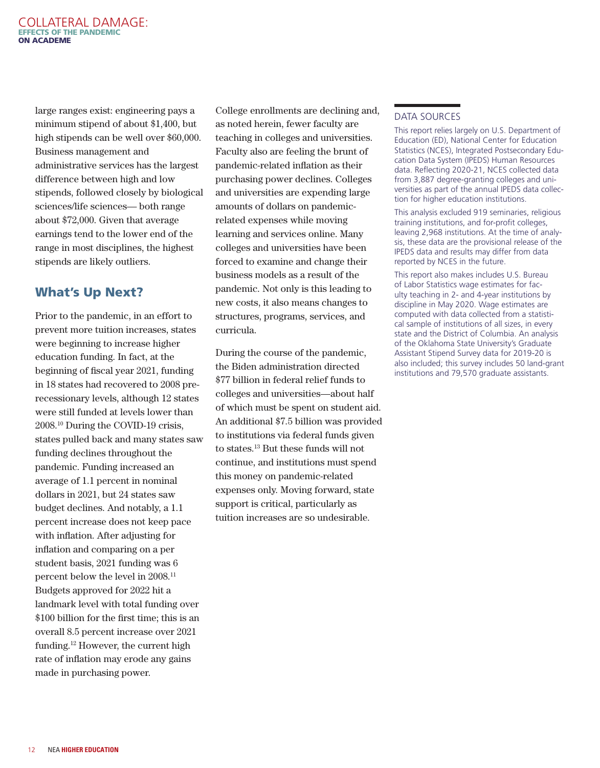large ranges exist: engineering pays a minimum stipend of about $1,400, but high stipends can be well over $60,000. Business management and administrative services has the largest difference between high and low stipends, followed closely by biological sciences/life sciences— both range about $72,000. Given that average earnings tend to the lower end of the range in most disciplines, the highest stipends are likely outliers.

## What's Up Next?

Prior to the pandemic, in an effort to prevent more tuition increases, states were beginning to increase higher education funding. In fact, at the beginning of fiscal year 2021, funding in 18 states had recovered to 2008 pre-recessionary levels, although 12 states were still funded at levels lower than 2008.[10] During the COVID-19 crisis, states pulled back and many states saw funding declines throughout the pandemic. Funding increased an average of 1.1 percent in nominal dollars in 2021, but 24 states saw budget declines. And notably, a 1.1 percent increase does not keep pace with inflation. After adjusting for inflation and comparing on a per student basis, 2021 funding was 6 percent below the level in 2008.[11] Budgets approved for 2022 hit a landmark level with total funding over $100 billion for the first time; this is an overall 8.5 percent increase over 2021 funding.[12] However, the current high rate of inflation may erode any gains made in purchasing power.

College enrollments are declining and, as noted herein, fewer faculty are teaching in colleges and universities. Faculty also are feeling the brunt of pandemic-related inflation as their purchasing power declines. Colleges and universities are expending large amounts of dollars on pandemic-related expenses while moving learning and services online. Many colleges and universities have been forced to examine and change their business models as a result of the pandemic. Not only is this leading to new costs, it also means changes to structures, programs, services, and curricula.

During the course of the pandemic, the Biden administration directed $77 billion in federal relief funds to colleges and universities—about half of which must be spent on student aid. An additional $7.5 billion was provided to institutions via federal funds given to states.[13] But these funds will not continue, and institutions must spend this money on pandemic-related expenses only. Moving forward, state support is critical, particularly as tuition increases are so undesirable.

### DATA SOURCES

This report relies largely on U.S. Department of Education (ED), National Center for Education Statistics (NCES), Integrated Postsecondary Education Data System (IPEDS) Human Resources data. Reflecting 2020-21, NCES collected data from 3,887 degree-granting colleges and universities as part of the annual IPEDS data collection for higher education institutions.

This analysis excluded 919 seminaries, religious training institutions, and for-profit colleges, leaving 2,968 institutions. At the time of analysis, these data are the provisional release of the IPEDS data and results may differ from data reported by NCES in the future.

This report also makes includes U.S. Bureau of Labor Statistics wage estimates for faculty teaching in 2- and 4-year institutions by discipline in May 2020. Wage estimates are computed with data collected from a statistical sample of institutions of all sizes, in every state and the District of Columbia. An analysis of the Oklahoma State University's Graduate Assistant Stipend Survey data for 2019-20 is also included; this survey includes 50 land-grant institutions and 79,570 graduate assistants.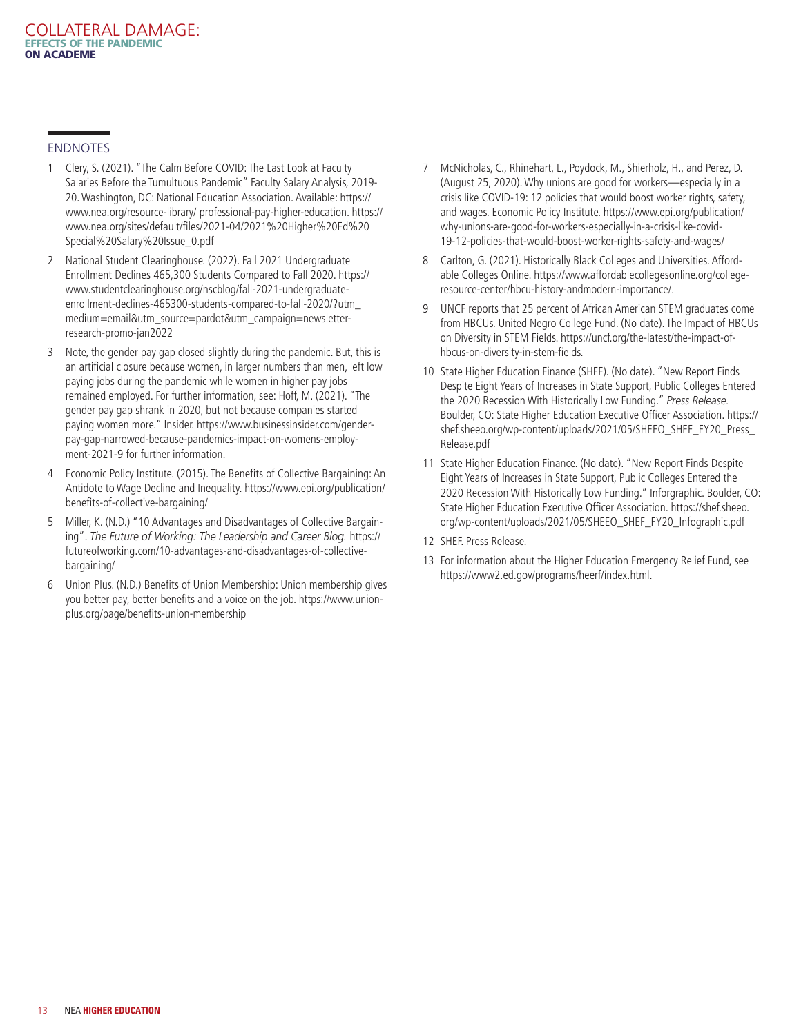## ENDNOTES

1. Clery, S. (2021). "The Calm Before COVID: The Last Look at Faculty Salaries Before the Tumultuous Pandemic" Faculty Salary Analysis, 2019-20. Washington, DC: National Education Association. Available: https://www.nea.org/resource-library/ professional-pay-higher-education. https://www.nea.org/sites/default/files/2021-04/2021%20Higher%20Ed%20Special%20Salary%20Issue_0.pdf
2. National Student Clearinghouse. (2022). Fall 2021 Undergraduate Enrollment Declines 465,300 Students Compared to Fall 2020. https://www.studentclearinghouse.org/nscblog/fall-2021-undergraduate-enrollment-declines-465300-students-compared-to-fall-2020/?utm_medium=email&utm_source=pardot&utm_campaign=newsletter-research-promo-jan2022
3. Note, the gender pay gap closed slightly during the pandemic. But, this is an artificial closure because women, in larger numbers than men, left low paying jobs during the pandemic while women in higher pay jobs remained employed. For further information, see: Hoff, M. (2021). "The gender pay gap shrank in 2020, but not because companies started paying women more." Insider. https://www.businessinsider.com/gender-pay-gap-narrowed-because-pandemics-impact-on-womens-employment-2021-9 for further information.
4. Economic Policy Institute. (2015). The Benefits of Collective Bargaining: An Antidote to Wage Decline and Inequality. https://www.epi.org/publication/benefits-of-collective-bargaining/
5. Miller, K. (N.D.) "10 Advantages and Disadvantages of Collective Bargaining". *The Future of Working: The Leadership and Career Blog.* https://futureofworking.com/10-advantages-and-disadvantages-of-collective-bargaining/
6. Union Plus. (N.D.) Benefits of Union Membership: Union membership gives you better pay, better benefits and a voice on the job. https://www.unionplus.org/page/benefits-union-membership
7. McNicholas, C., Rhinehart, L., Poydock, M., Shierholz, H., and Perez, D. (August 25, 2020). Why unions are good for workers—especially in a crisis like COVID-19: 12 policies that would boost worker rights, safety, and wages. Economic Policy Institute. https://www.epi.org/publication/why-unions-are-good-for-workers-especially-in-a-crisis-like-covid-19-12-policies-that-would-boost-worker-rights-safety-and-wages/
8. Carlton, G. (2021). Historically Black Colleges and Universities. Affordable Colleges Online. https://www.affordablecollegesonline.org/college-resource-center/hbcu-history-andmodern-importance/.
9. UNCF reports that 25 percent of African American STEM graduates come from HBCUs. United Negro College Fund. (No date). The Impact of HBCUs on Diversity in STEM Fields. https://uncf.org/the-latest/the-impact-of-hbcus-on-diversity-in-stem-fields.
10. State Higher Education Finance (SHEF). (No date). "New Report Finds Despite Eight Years of Increases in State Support, Public Colleges Entered the 2020 Recession With Historically Low Funding." *Press Release.* Boulder, CO: State Higher Education Executive Officer Association. https://shef.sheeo.org/wp-content/uploads/2021/05/SHEEO_SHEF_FY20_Press_Release.pdf
11. State Higher Education Finance. (No date). "New Report Finds Despite Eight Years of Increases in State Support, Public Colleges Entered the 2020 Recession With Historically Low Funding." Inforgraphic. Boulder, CO: State Higher Education Executive Officer Association. https://shef.sheeo.org/wp-content/uploads/2021/05/SHEEO_SHEF_FY20_Infographic.pdf
12. SHEF. Press Release.
13. For information about the Higher Education Emergency Relief Fund, see https://www2.ed.gov/programs/heerf/index.html.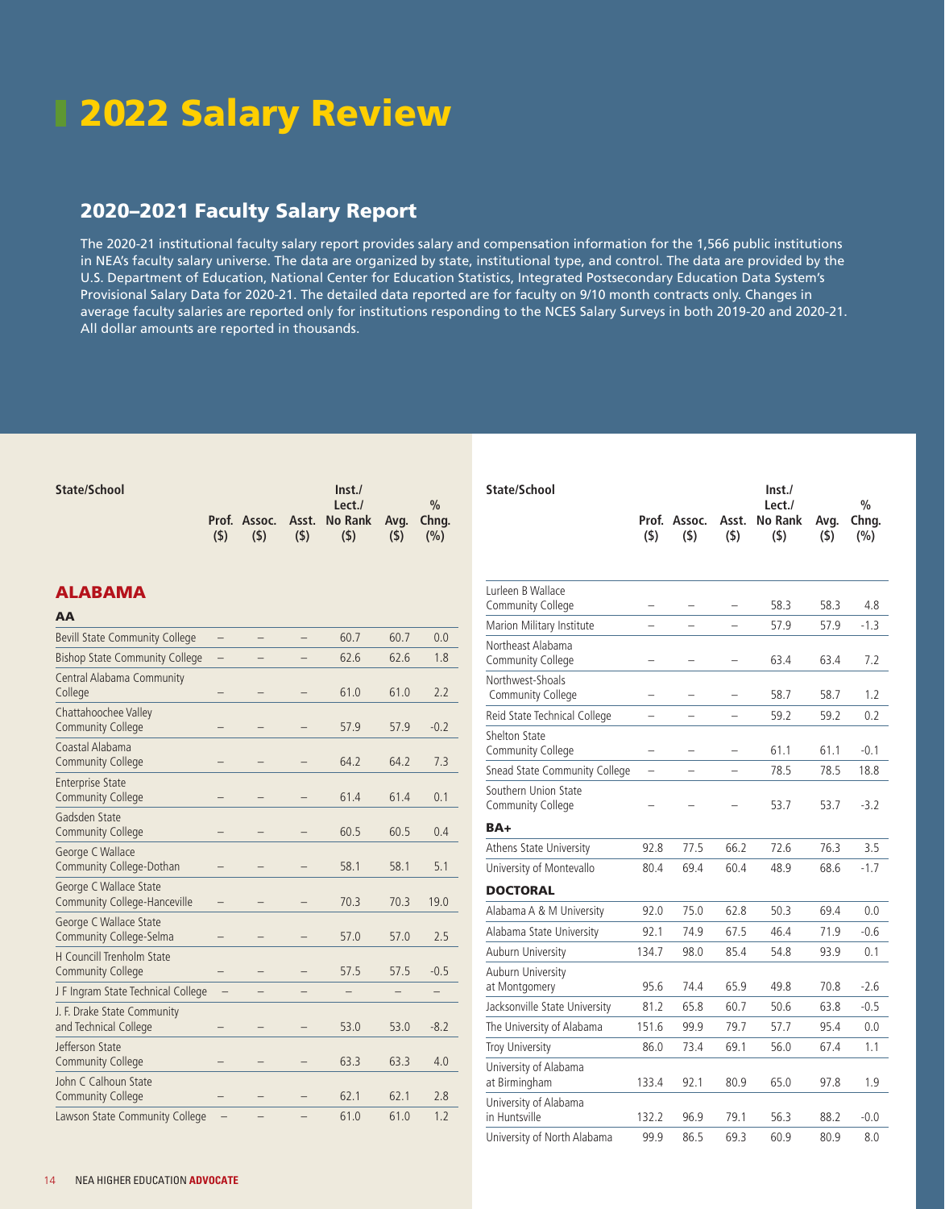# 2022 Salary Review

## 2020–2021 Faculty Salary Report

The 2020-21 institutional faculty salary report provides salary and compensation information for the 1,566 public institutions in NEA's faculty salary universe. The data are organized by state, institutional type, and control. The data are provided by the U.S. Department of Education, National Center for Education Statistics, Integrated Postsecondary Education Data System's Provisional Salary Data for 2020-21. The detailed data reported are for faculty on 9/10 month contracts only. Changes in average faculty salaries are reported only for institutions responding to the NCES Salary Surveys in both 2019-20 and 2020-21. All dollar amounts are reported in thousands.

| State/School | Prof. ($) | Assoc. ($) | Asst. ($) | Inst./ Lect./ No Rank ($) | Avg. ($) | % Chng. (%) |
|---|---|---|---|---|---|---|
| **ALABAMA** | | | | | | |
| **AA** | | | | | | |
| Bevill State Community College | – | – | – | 60.7 | 60.7 | 0.0 |
| Bishop State Community College | – | – | – | 62.6 | 62.6 | 1.8 |
| Central Alabama Community College | – | – | – | 61.0 | 61.0 | 2.2 |
| Chattahoochee Valley Community College | – | – | – | 57.9 | 57.9 | -0.2 |
| Coastal Alabama Community College | – | – | – | 64.2 | 64.2 | 7.3 |
| Enterprise State Community College | – | – | – | 61.4 | 61.4 | 0.1 |
| Gadsden State Community College | – | – | – | 60.5 | 60.5 | 0.4 |
| George C Wallace Community College-Dothan | – | – | – | 58.1 | 58.1 | 5.1 |
| George C Wallace State Community College-Hanceville | – | – | – | 70.3 | 70.3 | 19.0 |
| George C Wallace State Community College-Selma | – | – | – | 57.0 | 57.0 | 2.5 |
| H Councill Trenholm State Community College | – | – | – | 57.5 | 57.5 | -0.5 |
| J F Ingram State Technical College | – | – | – | – | – | – |
| J. F. Drake State Community and Technical College | – | – | – | 53.0 | 53.0 | -8.2 |
| Jefferson State Community College | – | – | – | 63.3 | 63.3 | 4.0 |
| John C Calhoun State Community College | – | – | – | 62.1 | 62.1 | 2.8 |
| Lawson State Community College | – | – | – | 61.0 | 61.0 | 1.2 |
| Lurleen B Wallace Community College | – | – | – | 58.3 | 58.3 | 4.8 |
| Marion Military Institute | – | – | – | 57.9 | 57.9 | -1.3 |
| Northeast Alabama Community College | – | – | – | 63.4 | 63.4 | 7.2 |
| Northwest-Shoals Community College | – | – | – | 58.7 | 58.7 | 1.2 |
| Reid State Technical College | – | – | – | 59.2 | 59.2 | 0.2 |
| Shelton State Community College | – | – | – | 61.1 | 61.1 | -0.1 |
| Snead State Community College | – | – | – | 78.5 | 78.5 | 18.8 |
| Southern Union State Community College | – | – | – | 53.7 | 53.7 | -3.2 |
| **BA+** | | | | | | |
| Athens State University | 92.8 | 77.5 | 66.2 | 72.6 | 76.3 | 3.5 |
| University of Montevallo | 80.4 | 69.4 | 60.4 | 48.9 | 68.6 | -1.7 |
| **DOCTORAL** | | | | | | |
| Alabama A & M University | 92.0 | 75.0 | 62.8 | 50.3 | 69.4 | 0.0 |
| Alabama State University | 92.1 | 74.9 | 67.5 | 46.4 | 71.9 | -0.6 |
| Auburn University | 134.7 | 98.0 | 85.4 | 54.8 | 93.9 | 0.1 |
| Auburn University at Montgomery | 95.6 | 74.4 | 65.9 | 49.8 | 70.8 | -2.6 |
| Jacksonville State University | 81.2 | 65.8 | 60.7 | 50.6 | 63.8 | -0.5 |
| The University of Alabama | 151.6 | 99.9 | 79.7 | 57.7 | 95.4 | 0.0 |
| Troy University | 86.0 | 73.4 | 69.1 | 56.0 | 67.4 | 1.1 |
| University of Alabama at Birmingham | 133.4 | 92.1 | 80.9 | 65.0 | 97.8 | 1.9 |
| University of Alabama in Huntsville | 132.2 | 96.9 | 79.1 | 56.3 | 88.2 | -0.0 |
| University of North Alabama | 99.9 | 86.5 | 69.3 | 60.9 | 80.9 | 8.0 |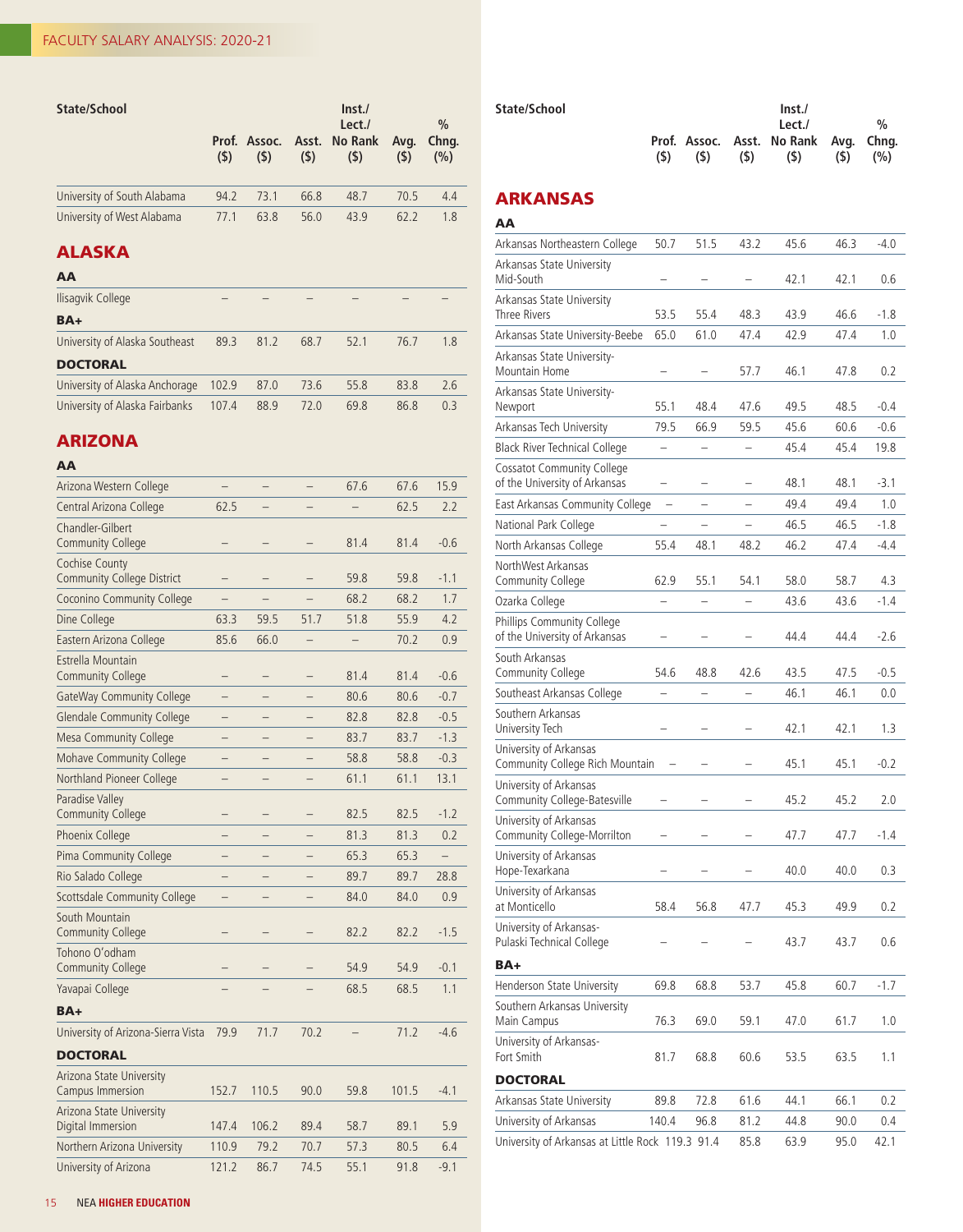| State/School | Prof. ($) | Assoc. ($) | Asst. ($) | Inst./ Lect./ No Rank ($) | Avg. ($) | % Chng. (%) |
|---|---|---|---|---|---|---|
| University of South Alabama | 94.2 | 73.1 | 66.8 | 48.7 | 70.5 | 4.4 |
| University of West Alabama | 77.1 | 63.8 | 56.0 | 43.9 | 62.2 | 1.8 |

## ALASKA

### AA

| State/School | Prof. ($) | Assoc. ($) | Asst. ($) | Inst./ Lect./ No Rank ($) | Avg. ($) | % Chng. (%) |
|---|---|---|---|---|---|---|
| Ilisagvik College | – | – | – | – | – | – |

### BA+

| State/School | Prof. ($) | Assoc. ($) | Asst. ($) | Inst./ Lect./ No Rank ($) | Avg. ($) | % Chng. (%) |
|---|---|---|---|---|---|---|
| University of Alaska Southeast | 89.3 | 81.2 | 68.7 | 52.1 | 76.7 | 1.8 |

### DOCTORAL

| State/School | Prof. ($) | Assoc. ($) | Asst. ($) | Inst./ Lect./ No Rank ($) | Avg. ($) | % Chng. (%) |
|---|---|---|---|---|---|---|
| University of Alaska Anchorage | 102.9 | 87.0 | 73.6 | 55.8 | 83.8 | 2.6 |
| University of Alaska Fairbanks | 107.4 | 88.9 | 72.0 | 69.8 | 86.8 | 0.3 |

## ARIZONA

### AA

| State/School | Prof. ($) | Assoc. ($) | Asst. ($) | Inst./ Lect./ No Rank ($) | Avg. ($) | % Chng. (%) |
|---|---|---|---|---|---|---|
| Arizona Western College | – | – | – | 67.6 | 67.6 | 15.9 |
| Central Arizona College | 62.5 | – | – | – | 62.5 | 2.2 |
| Chandler-Gilbert Community College | – | – | – | 81.4 | 81.4 | -0.6 |
| Cochise County Community College District | – | – | – | 59.8 | 59.8 | -1.1 |
| Coconino Community College | – | – | – | 68.2 | 68.2 | 1.7 |
| Dine College | 63.3 | 59.5 | 51.7 | 51.8 | 55.9 | 4.2 |
| Eastern Arizona College | 85.6 | 66.0 | – | – | 70.2 | 0.9 |
| Estrella Mountain Community College | – | – | – | 81.4 | 81.4 | -0.6 |
| GateWay Community College | – | – | – | 80.6 | 80.6 | -0.7 |
| Glendale Community College | – | – | – | 82.8 | 82.8 | -0.5 |
| Mesa Community College | – | – | – | 83.7 | 83.7 | -1.3 |
| Mohave Community College | – | – | – | 58.8 | 58.8 | -0.3 |
| Northland Pioneer College | – | – | – | 61.1 | 61.1 | 13.1 |
| Paradise Valley Community College | – | – | – | 82.5 | 82.5 | -1.2 |
| Phoenix College | – | – | – | 81.3 | 81.3 | 0.2 |
| Pima Community College | – | – | – | 65.3 | 65.3 | – |
| Rio Salado College | – | – | – | 89.7 | 89.7 | 28.8 |
| Scottsdale Community College | – | – | – | 84.0 | 84.0 | 0.9 |
| South Mountain Community College | – | – | – | 82.2 | 82.2 | -1.5 |
| Tohono O'odham Community College | – | – | – | 54.9 | 54.9 | -0.1 |
| Yavapai College | – | – | – | 68.5 | 68.5 | 1.1 |

### BA+

| State/School | Prof. ($) | Assoc. ($) | Asst. ($) | Inst./ Lect./ No Rank ($) | Avg. ($) | % Chng. (%) |
|---|---|---|---|---|---|---|
| University of Arizona-Sierra Vista | 79.9 | 71.7 | 70.2 | – | 71.2 | -4.6 |

### DOCTORAL

| State/School | Prof. ($) | Assoc. ($) | Asst. ($) | Inst./ Lect./ No Rank ($) | Avg. ($) | % Chng. (%) |
|---|---|---|---|---|---|---|
| Arizona State University Campus Immersion | 152.7 | 110.5 | 90.0 | 59.8 | 101.5 | -4.1 |
| Arizona State University Digital Immersion | 147.4 | 106.2 | 89.4 | 58.7 | 89.1 | 5.9 |
| Northern Arizona University | 110.9 | 79.2 | 70.7 | 57.3 | 80.5 | 6.4 |
| University of Arizona | 121.2 | 86.7 | 74.5 | 55.1 | 91.8 | -9.1 |

## ARKANSAS

### AA

| State/School | Prof. ($) | Assoc. ($) | Asst. ($) | Inst./ Lect./ No Rank ($) | Avg. ($) | % Chng. (%) |
|---|---|---|---|---|---|---|
| Arkansas Northeastern College | 50.7 | 51.5 | 43.2 | 45.6 | 46.3 | -4.0 |
| Arkansas State University Mid-South | – | – | – | 42.1 | 42.1 | 0.6 |
| Arkansas State University Three Rivers | 53.5 | 55.4 | 48.3 | 43.9 | 46.6 | -1.8 |
| Arkansas State University-Beebe | 65.0 | 61.0 | 47.4 | 42.9 | 47.4 | 1.0 |
| Arkansas State University-Mountain Home | – | – | 57.7 | 46.1 | 47.8 | 0.2 |
| Arkansas State University-Newport | 55.1 | 48.4 | 47.6 | 49.5 | 48.5 | -0.4 |
| Arkansas Tech University | 79.5 | 66.9 | 59.5 | 45.6 | 60.6 | -0.6 |
| Black River Technical College | – | – | – | 45.4 | 45.4 | 19.8 |
| Cossatot Community College of the University of Arkansas | – | – | – | 48.1 | 48.1 | -3.1 |
| East Arkansas Community College | – | – | – | 49.4 | 49.4 | 1.0 |
| National Park College | – | – | – | 46.5 | 46.5 | -1.8 |
| North Arkansas College | 55.4 | 48.1 | 48.2 | 46.2 | 47.4 | -4.4 |
| NorthWest Arkansas Community College | 62.9 | 55.1 | 54.1 | 58.0 | 58.7 | 4.3 |
| Ozarka College | – | – | – | 43.6 | 43.6 | -1.4 |
| Phillips Community College of the University of Arkansas | – | – | – | 44.4 | 44.4 | -2.6 |
| South Arkansas Community College | 54.6 | 48.8 | 42.6 | 43.5 | 47.5 | -0.5 |
| Southeast Arkansas College | – | – | – | 46.1 | 46.1 | 0.0 |
| Southern Arkansas University Tech | – | – | – | 42.1 | 42.1 | 1.3 |
| University of Arkansas Community College Rich Mountain | – | – | – | 45.1 | 45.1 | -0.2 |
| University of Arkansas Community College-Batesville | – | – | – | 45.2 | 45.2 | 2.0 |
| University of Arkansas Community College-Morrilton | – | – | – | 47.7 | 47.7 | -1.4 |
| University of Arkansas Hope-Texarkana | – | – | – | 40.0 | 40.0 | 0.3 |
| University of Arkansas at Monticello | 58.4 | 56.8 | 47.7 | 45.3 | 49.9 | 0.2 |
| University of Arkansas-Pulaski Technical College | – | – | – | 43.7 | 43.7 | 0.6 |

### BA+

| State/School | Prof. ($) | Assoc. ($) | Asst. ($) | Inst./ Lect./ No Rank ($) | Avg. ($) | % Chng. (%) |
|---|---|---|---|---|---|---|
| Henderson State University | 69.8 | 68.8 | 53.7 | 45.8 | 60.7 | -1.7 |
| Southern Arkansas University Main Campus | 76.3 | 69.0 | 59.1 | 47.0 | 61.7 | 1.0 |
| University of Arkansas-Fort Smith | 81.7 | 68.8 | 60.6 | 53.5 | 63.5 | 1.1 |

### DOCTORAL

| State/School | Prof. ($) | Assoc. ($) | Asst. ($) | Inst./ Lect./ No Rank ($) | Avg. ($) | % Chng. (%) |
|---|---|---|---|---|---|---|
| Arkansas State University | 89.8 | 72.8 | 61.6 | 44.1 | 66.1 | 0.2 |
| University of Arkansas | 140.4 | 96.8 | 81.2 | 44.8 | 90.0 | 0.4 |
| University of Arkansas at Little Rock | 119.3 | 91.4 | 85.8 | 63.9 | 95.0 | 42.1 |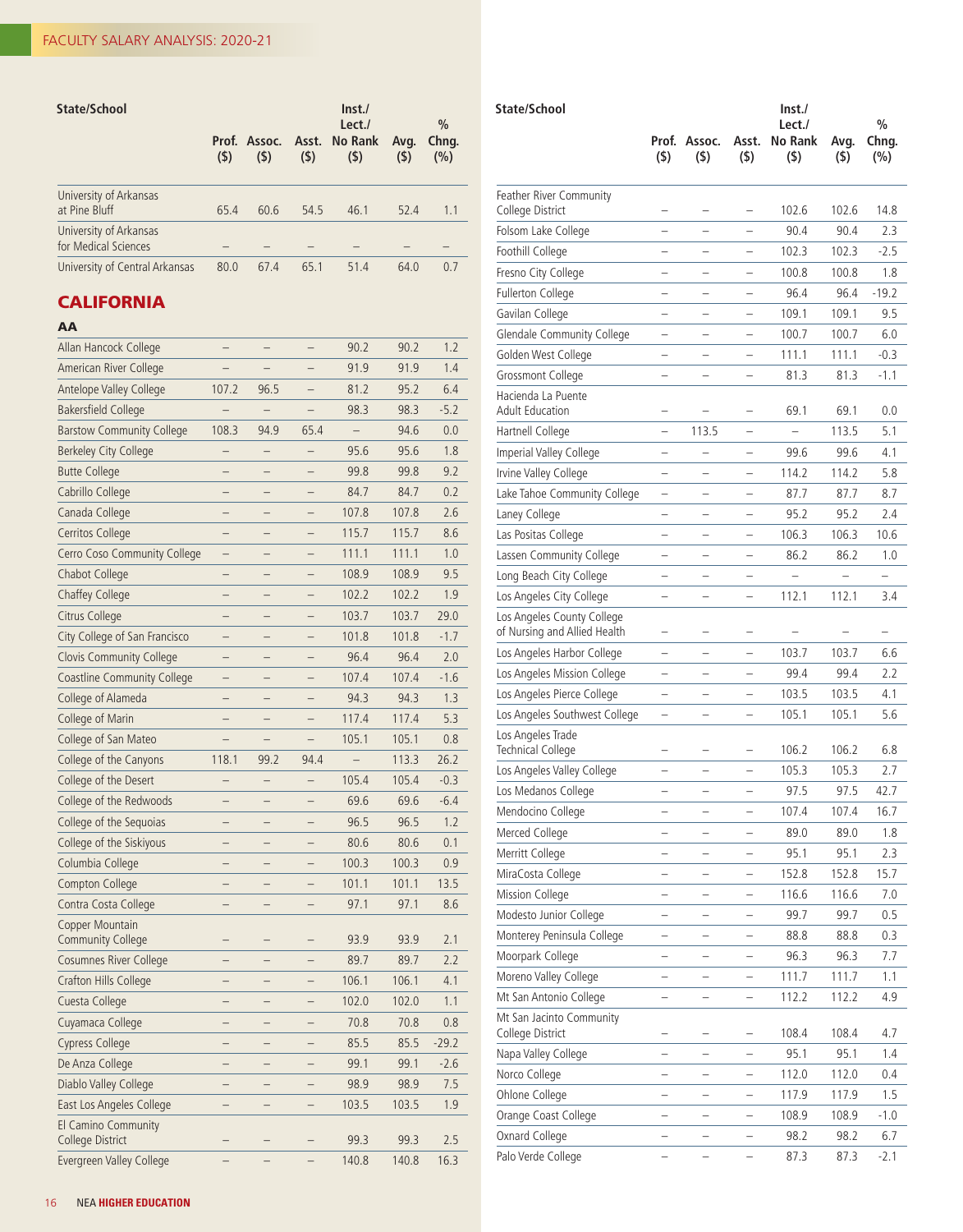| State/School | Prof. ($) | Assoc. ($) | Asst. ($) | Inst./ Lect./ No Rank ($) | Avg. ($) | % Chng. (%) |
|---|---|---|---|---|---|---|
| University of Arkansas at Pine Bluff | 65.4 | 60.6 | 54.5 | 46.1 | 52.4 | 1.1 |
| University of Arkansas for Medical Sciences | – | – | – | – | – | – |
| University of Central Arkansas | 80.0 | 67.4 | 65.1 | 51.4 | 64.0 | 0.7 |

## CALIFORNIA

### AA

| State/School | Prof. ($) | Assoc. ($) | Asst. ($) | Inst./ Lect./ No Rank ($) | Avg. ($) | % Chng. (%) |
|---|---|---|---|---|---|---|
| Allan Hancock College | – | – | – | 90.2 | 90.2 | 1.2 |
| American River College | – | – | – | 91.9 | 91.9 | 1.4 |
| Antelope Valley College | 107.2 | 96.5 | – | 81.2 | 95.2 | 6.4 |
| Bakersfield College | – | – | – | 98.3 | 98.3 | -5.2 |
| Barstow Community College | 108.3 | 94.9 | 65.4 | – | 94.6 | 0.0 |
| Berkeley City College | – | – | – | 95.6 | 95.6 | 1.8 |
| Butte College | – | – | – | 99.8 | 99.8 | 9.2 |
| Cabrillo College | – | – | – | 84.7 | 84.7 | 0.2 |
| Canada College | – | – | – | 107.8 | 107.8 | 2.6 |
| Cerritos College | – | – | – | 115.7 | 115.7 | 8.6 |
| Cerro Coso Community College | – | – | – | 111.1 | 111.1 | 1.0 |
| Chabot College | – | – | – | 108.9 | 108.9 | 9.5 |
| Chaffey College | – | – | – | 102.2 | 102.2 | 1.9 |
| Citrus College | – | – | – | 103.7 | 103.7 | 29.0 |
| City College of San Francisco | – | – | – | 101.8 | 101.8 | -1.7 |
| Clovis Community College | – | – | – | 96.4 | 96.4 | 2.0 |
| Coastline Community College | – | – | – | 107.4 | 107.4 | -1.6 |
| College of Alameda | – | – | – | 94.3 | 94.3 | 1.3 |
| College of Marin | – | – | – | 117.4 | 117.4 | 5.3 |
| College of San Mateo | – | – | – | 105.1 | 105.1 | 0.8 |
| College of the Canyons | 118.1 | 99.2 | 94.4 | – | 113.3 | 26.2 |
| College of the Desert | – | – | – | 105.4 | 105.4 | -0.3 |
| College of the Redwoods | – | – | – | 69.6 | 69.6 | -6.4 |
| College of the Sequoias | – | – | – | 96.5 | 96.5 | 1.2 |
| College of the Siskiyous | – | – | – | 80.6 | 80.6 | 0.1 |
| Columbia College | – | – | – | 100.3 | 100.3 | 0.9 |
| Compton College | – | – | – | 101.1 | 101.1 | 13.5 |
| Contra Costa College | – | – | – | 97.1 | 97.1 | 8.6 |
| Copper Mountain Community College | – | – | – | 93.9 | 93.9 | 2.1 |
| Cosumnes River College | – | – | – | 89.7 | 89.7 | 2.2 |
| Crafton Hills College | – | – | – | 106.1 | 106.1 | 4.1 |
| Cuesta College | – | – | – | 102.0 | 102.0 | 1.1 |
| Cuyamaca College | – | – | – | 70.8 | 70.8 | 0.8 |
| Cypress College | – | – | – | 85.5 | 85.5 | -29.2 |
| De Anza College | – | – | – | 99.1 | 99.1 | -2.6 |
| Diablo Valley College | – | – | – | 98.9 | 98.9 | 7.5 |
| East Los Angeles College | – | – | – | 103.5 | 103.5 | 1.9 |
| El Camino Community College District | – | – | – | 99.3 | 99.3 | 2.5 |
| Evergreen Valley College | – | – | – | 140.8 | 140.8 | 16.3 |
| Feather River Community College District | – | – | – | 102.6 | 102.6 | 14.8 |
| Folsom Lake College | – | – | – | 90.4 | 90.4 | 2.3 |
| Foothill College | – | – | – | 102.3 | 102.3 | -2.5 |
| Fresno City College | – | – | – | 100.8 | 100.8 | 1.8 |
| Fullerton College | – | – | – | 96.4 | 96.4 | -19.2 |
| Gavilan College | – | – | – | 109.1 | 109.1 | 9.5 |
| Glendale Community College | – | – | – | 100.7 | 100.7 | 6.0 |
| Golden West College | – | – | – | 111.1 | 111.1 | -0.3 |
| Grossmont College | – | – | – | 81.3 | 81.3 | -1.1 |
| Hacienda La Puente Adult Education | – | – | – | 69.1 | 69.1 | 0.0 |
| Hartnell College | – | 113.5 | – | – | 113.5 | 5.1 |
| Imperial Valley College | – | – | – | 99.6 | 99.6 | 4.1 |
| Irvine Valley College | – | – | – | 114.2 | 114.2 | 5.8 |
| Lake Tahoe Community College | – | – | – | 87.7 | 87.7 | 8.7 |
| Laney College | – | – | – | 95.2 | 95.2 | 2.4 |
| Las Positas College | – | – | – | 106.3 | 106.3 | 10.6 |
| Lassen Community College | – | – | – | 86.2 | 86.2 | 1.0 |
| Long Beach City College | – | – | – | – | – | – |
| Los Angeles City College | – | – | – | 112.1 | 112.1 | 3.4 |
| Los Angeles County College of Nursing and Allied Health | – | – | – | – | – | – |
| Los Angeles Harbor College | – | – | – | 103.7 | 103.7 | 6.6 |
| Los Angeles Mission College | – | – | – | 99.4 | 99.4 | 2.2 |
| Los Angeles Pierce College | – | – | – | 103.5 | 103.5 | 4.1 |
| Los Angeles Southwest College | – | – | – | 105.1 | 105.1 | 5.6 |
| Los Angeles Trade Technical College | – | – | – | 106.2 | 106.2 | 6.8 |
| Los Angeles Valley College | – | – | – | 105.3 | 105.3 | 2.7 |
| Los Medanos College | – | – | – | 97.5 | 97.5 | 42.7 |
| Mendocino College | – | – | – | 107.4 | 107.4 | 16.7 |
| Merced College | – | – | – | 89.0 | 89.0 | 1.8 |
| Merritt College | – | – | – | 95.1 | 95.1 | 2.3 |
| MiraCosta College | – | – | – | 152.8 | 152.8 | 15.7 |
| Mission College | – | – | – | 116.6 | 116.6 | 7.0 |
| Modesto Junior College | – | – | – | 99.7 | 99.7 | 0.5 |
| Monterey Peninsula College | – | – | – | 88.8 | 88.8 | 0.3 |
| Moorpark College | – | – | – | 96.3 | 96.3 | 7.7 |
| Moreno Valley College | – | – | – | 111.7 | 111.7 | 1.1 |
| Mt San Antonio College | – | – | – | 112.2 | 112.2 | 4.9 |
| Mt San Jacinto Community College District | – | – | – | 108.4 | 108.4 | 4.7 |
| Napa Valley College | – | – | – | 95.1 | 95.1 | 1.4 |
| Norco College | – | – | – | 112.0 | 112.0 | 0.4 |
| Ohlone College | – | – | – | 117.9 | 117.9 | 1.5 |
| Orange Coast College | – | – | – | 108.9 | 108.9 | -1.0 |
| Oxnard College | – | – | – | 98.2 | 98.2 | 6.7 |
| Palo Verde College | – | – | – | 87.3 | 87.3 | -2.1 |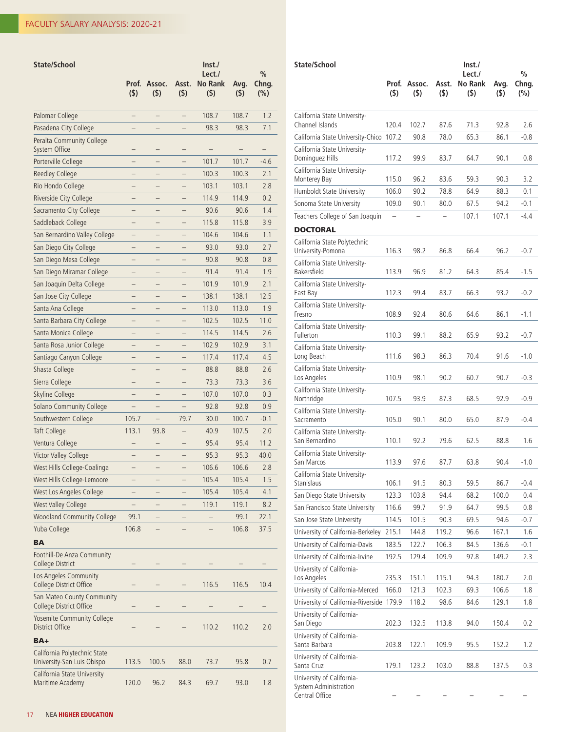| State/School | Prof. ($) | Assoc. ($) | Asst. ($) | Inst./ Lect./ No Rank ($) | Avg. ($) | % Chng. (%) |
|---|---|---|---|---|---|---|
| Palomar College | – | – | – | 108.7 | 108.7 | 1.2 |
| Pasadena City College | – | – | – | 98.3 | 98.3 | 7.1 |
| Peralta Community College System Office | – | – | – | – | – | – |
| Porterville College | – | – | – | 101.7 | 101.7 | -4.6 |
| Reedley College | – | – | – | 100.3 | 100.3 | 2.1 |
| Rio Hondo College | – | – | – | 103.1 | 103.1 | 2.8 |
| Riverside City College | – | – | – | 114.9 | 114.9 | 0.2 |
| Sacramento City College | – | – | – | 90.6 | 90.6 | 1.4 |
| Saddleback College | – | – | – | 115.8 | 115.8 | 3.9 |
| San Bernardino Valley College | – | – | – | 104.6 | 104.6 | 1.1 |
| San Diego City College | – | – | – | 93.0 | 93.0 | 2.7 |
| San Diego Mesa College | – | – | – | 90.8 | 90.8 | 0.8 |
| San Diego Miramar College | – | – | – | 91.4 | 91.4 | 1.9 |
| San Joaquin Delta College | – | – | – | 101.9 | 101.9 | 2.1 |
| San Jose City College | – | – | – | 138.1 | 138.1 | 12.5 |
| Santa Ana College | – | – | – | 113.0 | 113.0 | 1.9 |
| Santa Barbara City College | – | – | – | 102.5 | 102.5 | 11.0 |
| Santa Monica College | – | – | – | 114.5 | 114.5 | 2.6 |
| Santa Rosa Junior College | – | – | – | 102.9 | 102.9 | 3.1 |
| Santiago Canyon College | – | – | – | 117.4 | 117.4 | 4.5 |
| Shasta College | – | – | – | 88.8 | 88.8 | 2.6 |
| Sierra College | – | – | – | 73.3 | 73.3 | 3.6 |
| Skyline College | – | – | – | 107.0 | 107.0 | 0.3 |
| Solano Community College | – | – | – | 92.8 | 92.8 | 0.9 |
| Southwestern College | 105.7 | – | 79.7 | 30.0 | 100.7 | -0.1 |
| Taft College | 113.1 | 93.8 | – | 40.9 | 107.5 | 2.0 |
| Ventura College | – | – | – | 95.4 | 95.4 | 11.2 |
| Victor Valley College | – | – | – | 95.3 | 95.3 | 40.0 |
| West Hills College-Coalinga | – | – | – | 106.6 | 106.6 | 2.8 |
| West Hills College-Lemoore | – | – | – | 105.4 | 105.4 | 1.5 |
| West Los Angeles College | – | – | – | 105.4 | 105.4 | 4.1 |
| West Valley College | – | – | – | 119.1 | 119.1 | 8.2 |
| Woodland Community College | 99.1 | – | – | – | 99.1 | 22.1 |
| Yuba College | 106.8 | – | – | – | 106.8 | 37.5 |
| **BA** | | | | | | |
| Foothill-De Anza Community College District | – | – | – | – | – | – |
| Los Angeles Community College District Office | – | – | – | 116.5 | 116.5 | 10.4 |
| San Mateo County Community College District Office | – | – | – | – | – | – |
| Yosemite Community College District Office | – | – | – | 110.2 | 110.2 | 2.0 |
| **BA+** | | | | | | |
| California Polytechnic State University-San Luis Obispo | 113.5 | 100.5 | 88.0 | 73.7 | 95.8 | 0.7 |
| California State University Maritime Academy | 120.0 | 96.2 | 84.3 | 69.7 | 93.0 | 1.8 |
| California State University-Channel Islands | 120.4 | 102.7 | 87.6 | 71.3 | 92.8 | 2.6 |
| California State University-Chico | 107.2 | 90.8 | 78.0 | 65.3 | 86.1 | -0.8 |
| California State University-Dominguez Hills | 117.2 | 99.9 | 83.7 | 64.7 | 90.1 | 0.8 |
| California State University-Monterey Bay | 115.0 | 96.2 | 83.6 | 59.3 | 90.3 | 3.2 |
| Humboldt State University | 106.0 | 90.2 | 78.8 | 64.9 | 88.3 | 0.1 |
| Sonoma State University | 109.0 | 90.1 | 80.0 | 67.5 | 94.2 | -0.1 |
| Teachers College of San Joaquin | – | – | – | 107.1 | 107.1 | -4.4 |
| **DOCTORAL** | | | | | | |
| California State Polytechnic University-Pomona | 116.3 | 98.2 | 86.8 | 66.4 | 96.2 | -0.7 |
| California State University-Bakersfield | 113.9 | 96.9 | 81.2 | 64.3 | 85.4 | -1.5 |
| California State University-East Bay | 112.3 | 99.4 | 83.7 | 66.3 | 93.2 | -0.2 |
| California State University-Fresno | 108.9 | 92.4 | 80.6 | 64.6 | 86.1 | -1.1 |
| California State University-Fullerton | 110.3 | 99.1 | 88.2 | 65.9 | 93.2 | -0.7 |
| California State University-Long Beach | 111.6 | 98.3 | 86.3 | 70.4 | 91.6 | -1.0 |
| California State University-Los Angeles | 110.9 | 98.1 | 90.2 | 60.7 | 90.7 | -0.3 |
| California State University-Northridge | 107.5 | 93.9 | 87.3 | 68.5 | 92.9 | -0.9 |
| California State University-Sacramento | 105.0 | 90.1 | 80.0 | 65.0 | 87.9 | -0.4 |
| California State University-San Bernardino | 110.1 | 92.2 | 79.6 | 62.5 | 88.8 | 1.6 |
| California State University-San Marcos | 113.9 | 97.6 | 87.7 | 63.8 | 90.4 | -1.0 |
| California State University-Stanislaus | 106.1 | 91.5 | 80.3 | 59.5 | 86.7 | -0.4 |
| San Diego State University | 123.3 | 103.8 | 94.4 | 68.2 | 100.0 | 0.4 |
| San Francisco State University | 116.6 | 99.7 | 91.9 | 64.7 | 99.5 | 0.8 |
| San Jose State University | 114.5 | 101.5 | 90.3 | 69.5 | 94.6 | -0.7 |
| University of California-Berkeley | 215.1 | 144.8 | 119.2 | 96.6 | 167.1 | 1.6 |
| University of California-Davis | 183.5 | 122.7 | 106.3 | 84.5 | 136.6 | -0.1 |
| University of California-Irvine | 192.5 | 129.4 | 109.9 | 97.8 | 149.2 | 2.3 |
| University of California-Los Angeles | 235.3 | 151.1 | 115.1 | 94.3 | 180.7 | 2.0 |
| University of California-Merced | 166.0 | 121.3 | 102.3 | 69.3 | 106.6 | 1.8 |
| University of California-Riverside | 179.9 | 118.2 | 98.6 | 84.6 | 129.1 | 1.8 |
| University of California-San Diego | 202.3 | 132.5 | 113.8 | 94.0 | 150.4 | 0.2 |
| University of California-Santa Barbara | 203.8 | 122.1 | 109.9 | 95.5 | 152.2 | 1.2 |
| University of California-Santa Cruz | 179.1 | 123.2 | 103.0 | 88.8 | 137.5 | 0.3 |
| University of California-System Administration Central Office | – | – | – | – | – | – |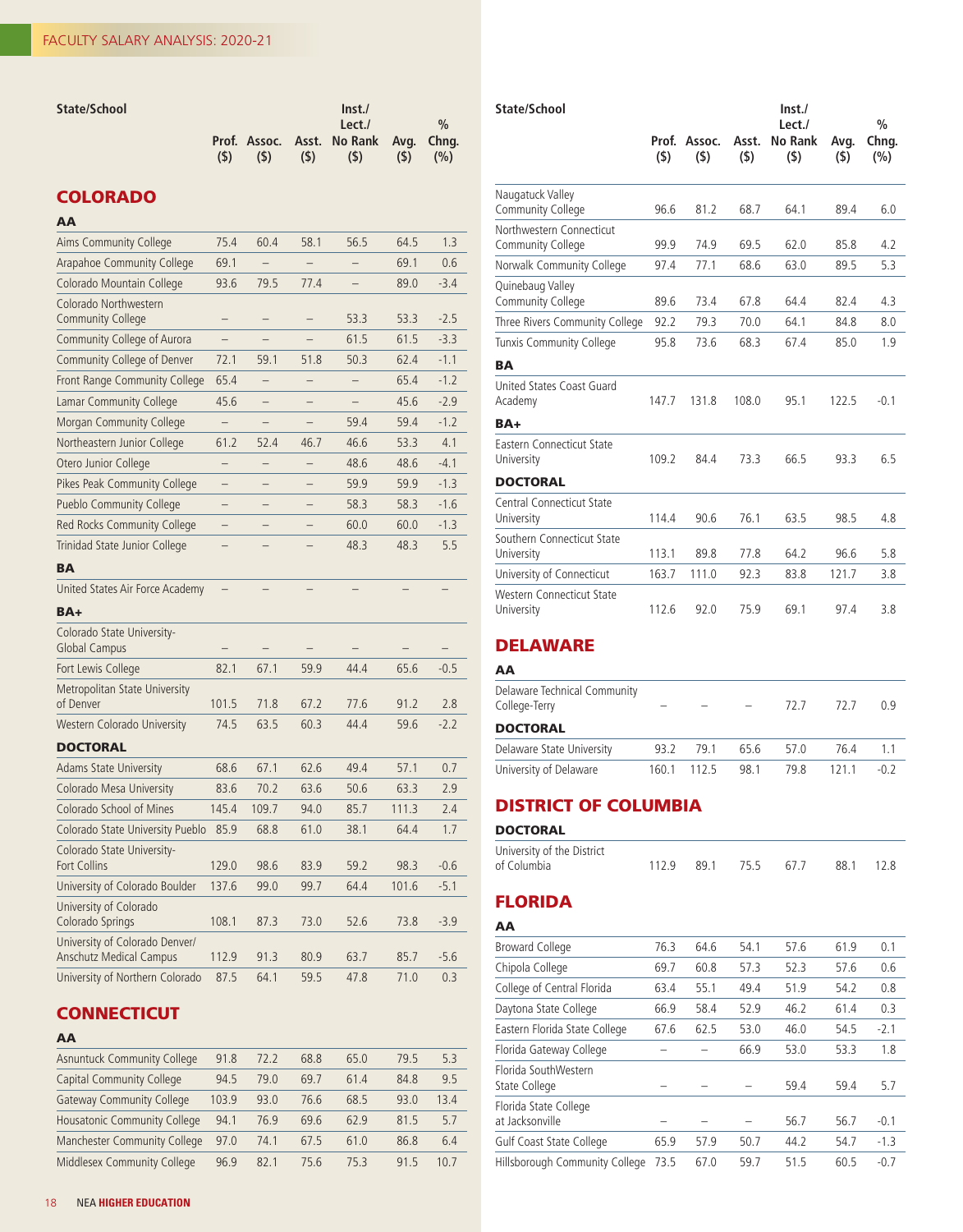## COLORADO

| State/School | Prof. ($) | Assoc. ($) | Asst. ($) | Inst./ Lect./ No Rank ($) | Avg. ($) | % Chng. (%) |
|---|---|---|---|---|---|---|
| **AA** | | | | | | |
| Aims Community College | 75.4 | 60.4 | 58.1 | 56.5 | 64.5 | 1.3 |
| Arapahoe Community College | 69.1 | – | – | – | 69.1 | 0.6 |
| Colorado Mountain College | 93.6 | 79.5 | 77.4 | – | 89.0 | -3.4 |
| Colorado Northwestern Community College | – | – | – | 53.3 | 53.3 | -2.5 |
| Community College of Aurora | – | – | – | 61.5 | 61.5 | -3.3 |
| Community College of Denver | 72.1 | 59.1 | 51.8 | 50.3 | 62.4 | -1.1 |
| Front Range Community College | 65.4 | – | – | – | 65.4 | -1.2 |
| Lamar Community College | 45.6 | – | – | – | 45.6 | -2.9 |
| Morgan Community College | – | – | – | 59.4 | 59.4 | -1.2 |
| Northeastern Junior College | 61.2 | 52.4 | 46.7 | 46.6 | 53.3 | 4.1 |
| Otero Junior College | – | – | – | 48.6 | 48.6 | -4.1 |
| Pikes Peak Community College | – | – | – | 59.9 | 59.9 | -1.3 |
| Pueblo Community College | – | – | – | 58.3 | 58.3 | -1.6 |
| Red Rocks Community College | – | – | – | 60.0 | 60.0 | -1.3 |
| Trinidad State Junior College | – | – | – | 48.3 | 48.3 | 5.5 |
| **BA** | | | | | | |
| United States Air Force Academy | – | – | – | – | – | – |
| **BA+** | | | | | | |
| Colorado State University-Global Campus | – | – | – | – | – | – |
| Fort Lewis College | 82.1 | 67.1 | 59.9 | 44.4 | 65.6 | -0.5 |
| Metropolitan State University of Denver | 101.5 | 71.8 | 67.2 | 77.6 | 91.2 | 2.8 |
| Western Colorado University | 74.5 | 63.5 | 60.3 | 44.4 | 59.6 | -2.2 |
| **DOCTORAL** | | | | | | |
| Adams State University | 68.6 | 67.1 | 62.6 | 49.4 | 57.1 | 0.7 |
| Colorado Mesa University | 83.6 | 70.2 | 63.6 | 50.6 | 63.3 | 2.9 |
| Colorado School of Mines | 145.4 | 109.7 | 94.0 | 85.7 | 111.3 | 2.4 |
| Colorado State University Pueblo | 85.9 | 68.8 | 61.0 | 38.1 | 64.4 | 1.7 |
| Colorado State University-Fort Collins | 129.0 | 98.6 | 83.9 | 59.2 | 98.3 | -0.6 |
| University of Colorado Boulder | 137.6 | 99.0 | 99.7 | 64.4 | 101.6 | -5.1 |
| University of Colorado Colorado Springs | 108.1 | 87.3 | 73.0 | 52.6 | 73.8 | -3.9 |
| University of Colorado Denver/ Anschutz Medical Campus | 112.9 | 91.3 | 80.9 | 63.7 | 85.7 | -5.6 |
| University of Northern Colorado | 87.5 | 64.1 | 59.5 | 47.8 | 71.0 | 0.3 |

## CONNECTICUT

| State/School | Prof. ($) | Assoc. ($) | Asst. ($) | Inst./ Lect./ No Rank ($) | Avg. ($) | % Chng. (%) |
|---|---|---|---|---|---|---|
| **AA** | | | | | | |
| Asnuntuck Community College | 91.8 | 72.2 | 68.8 | 65.0 | 79.5 | 5.3 |
| Capital Community College | 94.5 | 79.0 | 69.7 | 61.4 | 84.8 | 9.5 |
| Gateway Community College | 103.9 | 93.0 | 76.6 | 68.5 | 93.0 | 13.4 |
| Housatonic Community College | 94.1 | 76.9 | 69.6 | 62.9 | 81.5 | 5.7 |
| Manchester Community College | 97.0 | 74.1 | 67.5 | 61.0 | 86.8 | 6.4 |
| Middlesex Community College | 96.9 | 82.1 | 75.6 | 75.3 | 91.5 | 10.7 |
| Naugatuck Valley Community College | 96.6 | 81.2 | 68.7 | 64.1 | 89.4 | 6.0 |
| Northwestern Connecticut Community College | 99.9 | 74.9 | 69.5 | 62.0 | 85.8 | 4.2 |
| Norwalk Community College | 97.4 | 77.1 | 68.6 | 63.0 | 89.5 | 5.3 |
| Quinebaug Valley Community College | 89.6 | 73.4 | 67.8 | 64.4 | 82.4 | 4.3 |
| Three Rivers Community College | 92.2 | 79.3 | 70.0 | 64.1 | 84.8 | 8.0 |
| Tunxis Community College | 95.8 | 73.6 | 68.3 | 67.4 | 85.0 | 1.9 |
| **BA** | | | | | | |
| United States Coast Guard Academy | 147.7 | 131.8 | 108.0 | 95.1 | 122.5 | -0.1 |
| **BA+** | | | | | | |
| Eastern Connecticut State University | 109.2 | 84.4 | 73.3 | 66.5 | 93.3 | 6.5 |
| **DOCTORAL** | | | | | | |
| Central Connecticut State University | 114.4 | 90.6 | 76.1 | 63.5 | 98.5 | 4.8 |
| Southern Connecticut State University | 113.1 | 89.8 | 77.8 | 64.2 | 96.6 | 5.8 |
| University of Connecticut | 163.7 | 111.0 | 92.3 | 83.8 | 121.7 | 3.8 |
| Western Connecticut State University | 112.6 | 92.0 | 75.9 | 69.1 | 97.4 | 3.8 |

## DELAWARE

| State/School | Prof. ($) | Assoc. ($) | Asst. ($) | Inst./ Lect./ No Rank ($) | Avg. ($) | % Chng. (%) |
|---|---|---|---|---|---|---|
| **AA** | | | | | | |
| Delaware Technical Community College-Terry | – | – | – | 72.7 | 72.7 | 0.9 |
| **DOCTORAL** | | | | | | |
| Delaware State University | 93.2 | 79.1 | 65.6 | 57.0 | 76.4 | 1.1 |
| University of Delaware | 160.1 | 112.5 | 98.1 | 79.8 | 121.1 | -0.2 |

## DISTRICT OF COLUMBIA

| State/School | Prof. ($) | Assoc. ($) | Asst. ($) | Inst./ Lect./ No Rank ($) | Avg. ($) | % Chng. (%) |
|---|---|---|---|---|---|---|
| **DOCTORAL** | | | | | | |
| University of the District of Columbia | 112.9 | 89.1 | 75.5 | 67.7 | 88.1 | 12.8 |

## FLORIDA

| State/School | Prof. ($) | Assoc. ($) | Asst. ($) | Inst./ Lect./ No Rank ($) | Avg. ($) | % Chng. (%) |
|---|---|---|---|---|---|---|
| **AA** | | | | | | |
| Broward College | 76.3 | 64.6 | 54.1 | 57.6 | 61.9 | 0.1 |
| Chipola College | 69.7 | 60.8 | 57.3 | 52.3 | 57.6 | 0.6 |
| College of Central Florida | 63.4 | 55.1 | 49.4 | 51.9 | 54.2 | 0.8 |
| Daytona State College | 66.9 | 58.4 | 52.9 | 46.2 | 61.4 | 0.3 |
| Eastern Florida State College | 67.6 | 62.5 | 53.0 | 46.0 | 54.5 | -2.1 |
| Florida Gateway College | – | – | 66.9 | 53.0 | 53.3 | 1.8 |
| Florida SouthWestern State College | – | – | – | 59.4 | 59.4 | 5.7 |
| Florida State College at Jacksonville | – | – | – | 56.7 | 56.7 | -0.1 |
| Gulf Coast State College | 65.9 | 57.9 | 50.7 | 44.2 | 54.7 | -1.3 |
| Hillsborough Community College | 73.5 | 67.0 | 59.7 | 51.5 | 60.5 | -0.7 |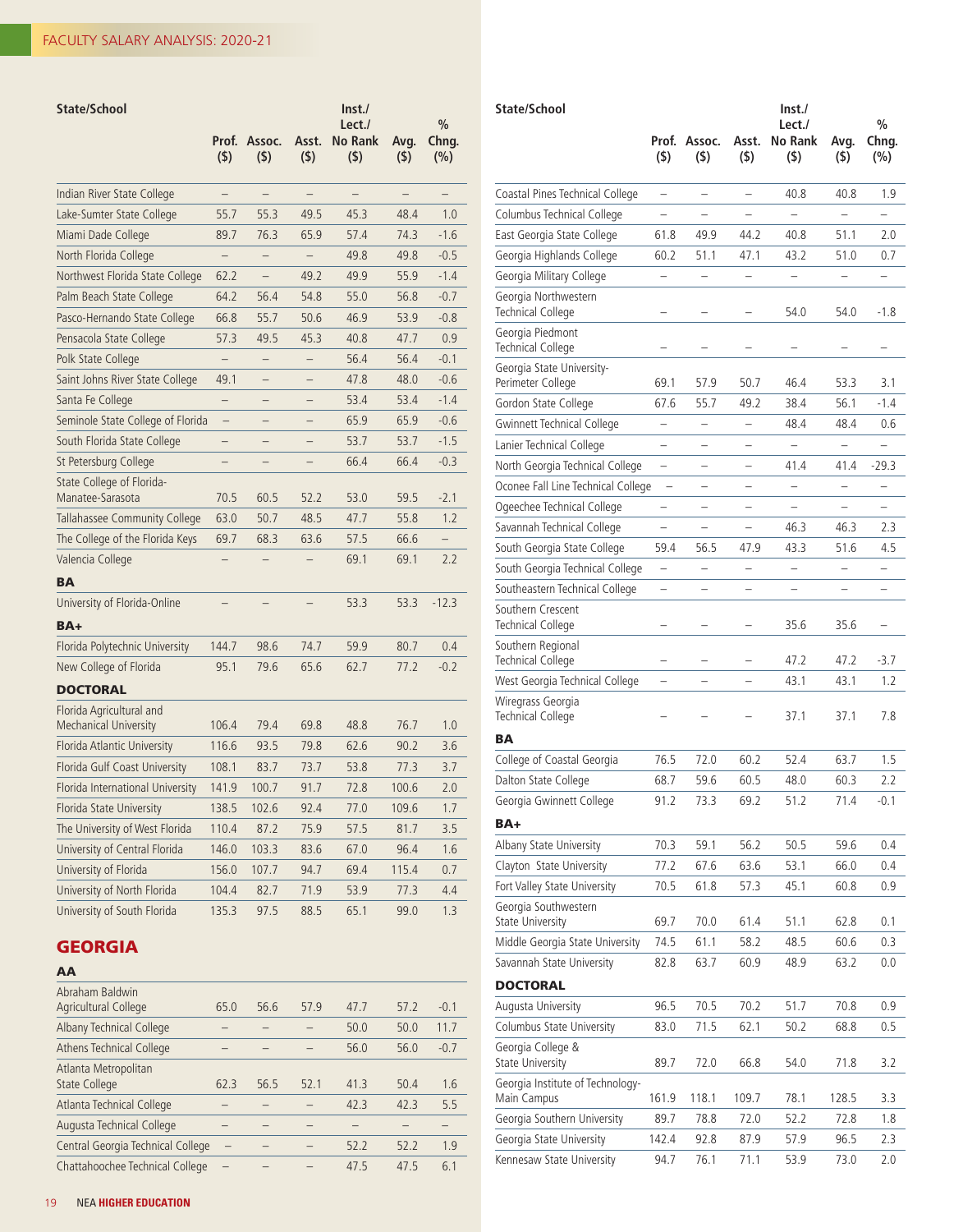| State/School | Prof. ($) | Assoc. ($) | Asst. ($) | Inst./ Lect./ No Rank ($) | Avg. ($) | % Chng. (%) |
|---|---|---|---|---|---|---|
| Indian River State College | – | – | – | – | – | – |
| Lake-Sumter State College | 55.7 | 55.3 | 49.5 | 45.3 | 48.4 | 1.0 |
| Miami Dade College | 89.7 | 76.3 | 65.9 | 57.4 | 74.3 | -1.6 |
| North Florida College | – | – | – | 49.8 | 49.8 | -0.5 |
| Northwest Florida State College | 62.2 | – | 49.2 | 49.9 | 55.9 | -1.4 |
| Palm Beach State College | 64.2 | 56.4 | 54.8 | 55.0 | 56.8 | -0.7 |
| Pasco-Hernando State College | 66.8 | 55.7 | 50.6 | 46.9 | 53.9 | -0.8 |
| Pensacola State College | 57.3 | 49.5 | 45.3 | 40.8 | 47.7 | 0.9 |
| Polk State College | – | – | – | 56.4 | 56.4 | -0.1 |
| Saint Johns River State College | 49.1 | – | – | 47.8 | 48.0 | -0.6 |
| Santa Fe College | – | – | – | 53.4 | 53.4 | -1.4 |
| Seminole State College of Florida | – | – | – | 65.9 | 65.9 | -0.6 |
| South Florida State College | – | – | – | 53.7 | 53.7 | -1.5 |
| St Petersburg College | – | – | – | 66.4 | 66.4 | -0.3 |
| State College of Florida-Manatee-Sarasota | 70.5 | 60.5 | 52.2 | 53.0 | 59.5 | -2.1 |
| Tallahassee Community College | 63.0 | 50.7 | 48.5 | 47.7 | 55.8 | 1.2 |
| The College of the Florida Keys | 69.7 | 68.3 | 63.6 | 57.5 | 66.6 | – |
| Valencia College | – | – | – | 69.1 | 69.1 | 2.2 |
| **BA** | | | | | | |
| University of Florida-Online | – | – | – | 53.3 | 53.3 | -12.3 |
| **BA+** | | | | | | |
| Florida Polytechnic University | 144.7 | 98.6 | 74.7 | 59.9 | 80.7 | 0.4 |
| New College of Florida | 95.1 | 79.6 | 65.6 | 62.7 | 77.2 | -0.2 |
| **DOCTORAL** | | | | | | |
| Florida Agricultural and Mechanical University | 106.4 | 79.4 | 69.8 | 48.8 | 76.7 | 1.0 |
| Florida Atlantic University | 116.6 | 93.5 | 79.8 | 62.6 | 90.2 | 3.6 |
| Florida Gulf Coast University | 108.1 | 83.7 | 73.7 | 53.8 | 77.3 | 3.7 |
| Florida International University | 141.9 | 100.7 | 91.7 | 72.8 | 100.6 | 2.0 |
| Florida State University | 138.5 | 102.6 | 92.4 | 77.0 | 109.6 | 1.7 |
| The University of West Florida | 110.4 | 87.2 | 75.9 | 57.5 | 81.7 | 3.5 |
| University of Central Florida | 146.0 | 103.3 | 83.6 | 67.0 | 96.4 | 1.6 |
| University of Florida | 156.0 | 107.7 | 94.7 | 69.4 | 115.4 | 0.7 |
| University of North Florida | 104.4 | 82.7 | 71.9 | 53.9 | 77.3 | 4.4 |
| University of South Florida | 135.3 | 97.5 | 88.5 | 65.1 | 99.0 | 1.3 |

## GEORGIA

| State/School | Prof. ($) | Assoc. ($) | Asst. ($) | Inst./ Lect./ No Rank ($) | Avg. ($) | % Chng. (%) |
|---|---|---|---|---|---|---|
| **AA** | | | | | | |
| Abraham Baldwin Agricultural College | 65.0 | 56.6 | 57.9 | 47.7 | 57.2 | -0.1 |
| Albany Technical College | – | – | – | 50.0 | 50.0 | 11.7 |
| Athens Technical College | – | – | – | 56.0 | 56.0 | -0.7 |
| Atlanta Metropolitan State College | 62.3 | 56.5 | 52.1 | 41.3 | 50.4 | 1.6 |
| Atlanta Technical College | – | – | – | 42.3 | 42.3 | 5.5 |
| Augusta Technical College | – | – | – | – | – | – |
| Central Georgia Technical College | – | – | – | 52.2 | 52.2 | 1.9 |
| Chattahoochee Technical College | – | – | – | 47.5 | 47.5 | 6.1 |
| Coastal Pines Technical College | – | – | – | 40.8 | 40.8 | 1.9 |
| Columbus Technical College | – | – | – | – | – | – |
| East Georgia State College | 61.8 | 49.9 | 44.2 | 40.8 | 51.1 | 2.0 |
| Georgia Highlands College | 60.2 | 51.1 | 47.1 | 43.2 | 51.0 | 0.7 |
| Georgia Military College | – | – | – | – | – | – |
| Georgia Northwestern Technical College | – | – | – | 54.0 | 54.0 | -1.8 |
| Georgia Piedmont Technical College | – | – | – | – | – | – |
| Georgia State University-Perimeter College | 69.1 | 57.9 | 50.7 | 46.4 | 53.3 | 3.1 |
| Gordon State College | 67.6 | 55.7 | 49.2 | 38.4 | 56.1 | -1.4 |
| Gwinnett Technical College | – | – | – | 48.4 | 48.4 | 0.6 |
| Lanier Technical College | – | – | – | – | – | – |
| North Georgia Technical College | – | – | – | 41.4 | 41.4 | -29.3 |
| Oconee Fall Line Technical College | – | – | – | – | – | – |
| Ogeechee Technical College | – | – | – | – | – | – |
| Savannah Technical College | – | – | – | 46.3 | 46.3 | 2.3 |
| South Georgia State College | 59.4 | 56.5 | 47.9 | 43.3 | 51.6 | 4.5 |
| South Georgia Technical College | – | – | – | – | – | – |
| Southeastern Technical College | – | – | – | – | – | – |
| Southern Crescent Technical College | – | – | – | 35.6 | 35.6 | – |
| Southern Regional Technical College | – | – | – | 47.2 | 47.2 | -3.7 |
| West Georgia Technical College | – | – | – | 43.1 | 43.1 | 1.2 |
| Wiregrass Georgia Technical College | – | – | – | 37.1 | 37.1 | 7.8 |
| **BA** | | | | | | |
| College of Coastal Georgia | 76.5 | 72.0 | 60.2 | 52.4 | 63.7 | 1.5 |
| Dalton State College | 68.7 | 59.6 | 60.5 | 48.0 | 60.3 | 2.2 |
| Georgia Gwinnett College | 91.2 | 73.3 | 69.2 | 51.2 | 71.4 | -0.1 |
| **BA+** | | | | | | |
| Albany State University | 70.3 | 59.1 | 56.2 | 50.5 | 59.6 | 0.4 |
| Clayton State University | 77.2 | 67.6 | 63.6 | 53.1 | 66.0 | 0.4 |
| Fort Valley State University | 70.5 | 61.8 | 57.3 | 45.1 | 60.8 | 0.9 |
| Georgia Southwestern State University | 69.7 | 70.0 | 61.4 | 51.1 | 62.8 | 0.1 |
| Middle Georgia State University | 74.5 | 61.1 | 58.2 | 48.5 | 60.6 | 0.3 |
| Savannah State University | 82.8 | 63.7 | 60.9 | 48.9 | 63.2 | 0.0 |
| **DOCTORAL** | | | | | | |
| Augusta University | 96.5 | 70.5 | 70.2 | 51.7 | 70.8 | 0.9 |
| Columbus State University | 83.0 | 71.5 | 62.1 | 50.2 | 68.8 | 0.5 |
| Georgia College & State University | 89.7 | 72.0 | 66.8 | 54.0 | 71.8 | 3.2 |
| Georgia Institute of Technology-Main Campus | 161.9 | 118.1 | 109.7 | 78.1 | 128.5 | 3.3 |
| Georgia Southern University | 89.7 | 78.8 | 72.0 | 52.2 | 72.8 | 1.8 |
| Georgia State University | 142.4 | 92.8 | 87.9 | 57.9 | 96.5 | 2.3 |
| Kennesaw State University | 94.7 | 76.1 | 71.1 | 53.9 | 73.0 | 2.0 |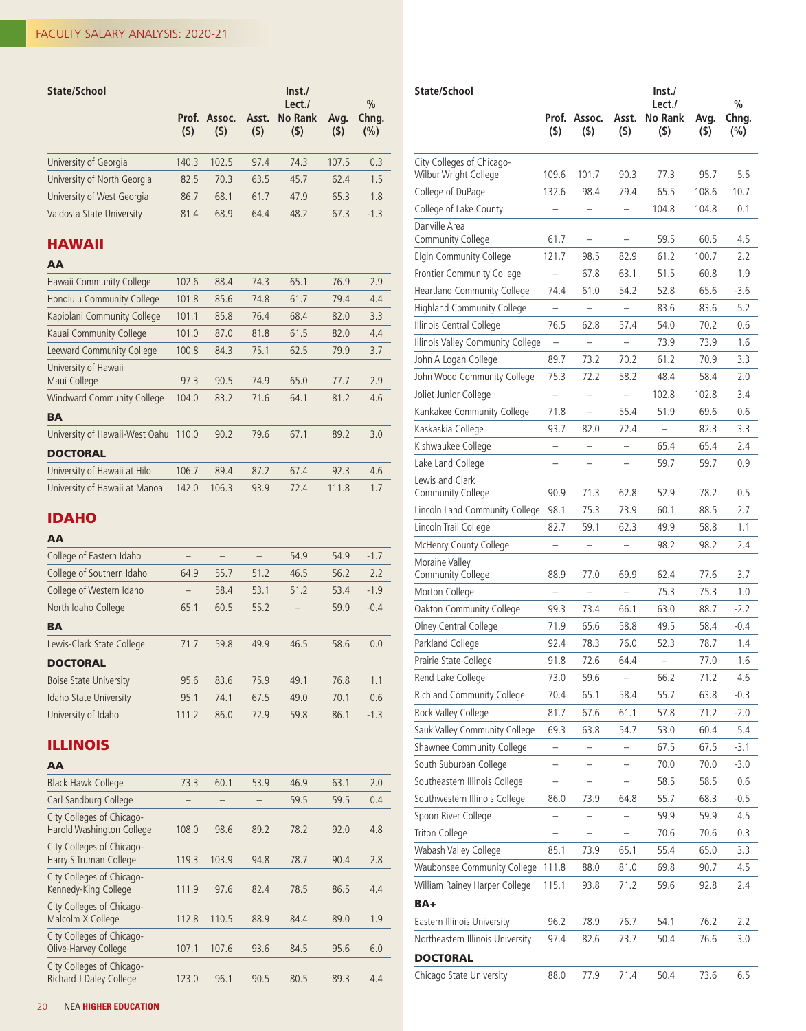| State/School | Prof. ($) | Assoc. ($) | Asst. ($) | Inst./ Lect./ No Rank ($) | Avg. ($) | % Chng. (%) |
|---|---|---|---|---|---|---|
| University of Georgia | 140.3 | 102.5 | 97.4 | 74.3 | 107.5 | 0.3 |
| University of North Georgia | 82.5 | 70.3 | 63.5 | 45.7 | 62.4 | 1.5 |
| University of West Georgia | 86.7 | 68.1 | 61.7 | 47.9 | 65.3 | 1.8 |
| Valdosta State University | 81.4 | 68.9 | 64.4 | 48.2 | 67.3 | -1.3 |

## HAWAII

| State/School | Prof. ($) | Assoc. ($) | Asst. ($) | Inst./ Lect./ No Rank ($) | Avg. ($) | % Chng. (%) |
|---|---|---|---|---|---|---|
| **AA** | | | | | | |
| Hawaii Community College | 102.6 | 88.4 | 74.3 | 65.1 | 76.9 | 2.9 |
| Honolulu Community College | 101.8 | 85.6 | 74.8 | 61.7 | 79.4 | 4.4 |
| Kapiolani Community College | 101.1 | 85.8 | 76.4 | 68.4 | 82.0 | 3.3 |
| Kauai Community College | 101.0 | 87.0 | 81.8 | 61.5 | 82.0 | 4.4 |
| Leeward Community College | 100.8 | 84.3 | 75.1 | 62.5 | 79.9 | 3.7 |
| University of Hawaii Maui College | 97.3 | 90.5 | 74.9 | 65.0 | 77.7 | 2.9 |
| Windward Community College | 104.0 | 83.2 | 71.6 | 64.1 | 81.2 | 4.6 |
| **BA** | | | | | | |
| University of Hawaii-West Oahu | 110.0 | 90.2 | 79.6 | 67.1 | 89.2 | 3.0 |
| **DOCTORAL** | | | | | | |
| University of Hawaii at Hilo | 106.7 | 89.4 | 87.2 | 67.4 | 92.3 | 4.6 |
| University of Hawaii at Manoa | 142.0 | 106.3 | 93.9 | 72.4 | 111.8 | 1.7 |

## IDAHO

| State/School | Prof. ($) | Assoc. ($) | Asst. ($) | Inst./ Lect./ No Rank ($) | Avg. ($) | % Chng. (%) |
|---|---|---|---|---|---|---|
| **AA** | | | | | | |
| College of Eastern Idaho | – | – | – | 54.9 | 54.9 | -1.7 |
| College of Southern Idaho | 64.9 | 55.7 | 51.2 | 46.5 | 56.2 | 2.2 |
| College of Western Idaho | – | 58.4 | 53.1 | 51.2 | 53.4 | -1.9 |
| North Idaho College | 65.1 | 60.5 | 55.2 | – | 59.9 | -0.4 |
| **BA** | | | | | | |
| Lewis-Clark State College | 71.7 | 59.8 | 49.9 | 46.5 | 58.6 | 0.0 |
| **DOCTORAL** | | | | | | |
| Boise State University | 95.6 | 83.6 | 75.9 | 49.1 | 76.8 | 1.1 |
| Idaho State University | 95.1 | 74.1 | 67.5 | 49.0 | 70.1 | 0.6 |
| University of Idaho | 111.2 | 86.0 | 72.9 | 59.8 | 86.1 | -1.3 |

## ILLINOIS

| State/School | Prof. ($) | Assoc. ($) | Asst. ($) | Inst./ Lect./ No Rank ($) | Avg. ($) | % Chng. (%) |
|---|---|---|---|---|---|---|
| **AA** | | | | | | |
| Black Hawk College | 73.3 | 60.1 | 53.9 | 46.9 | 63.1 | 2.0 |
| Carl Sandburg College | – | – | – | 59.5 | 59.5 | 0.4 |
| City Colleges of Chicago-Harold Washington College | 108.0 | 98.6 | 89.2 | 78.2 | 92.0 | 4.8 |
| City Colleges of Chicago-Harry S Truman College | 119.3 | 103.9 | 94.8 | 78.7 | 90.4 | 2.8 |
| City Colleges of Chicago-Kennedy-King College | 111.9 | 97.6 | 82.4 | 78.5 | 86.5 | 4.4 |
| City Colleges of Chicago-Malcolm X College | 112.8 | 110.5 | 88.9 | 84.4 | 89.0 | 1.9 |
| City Colleges of Chicago-Olive-Harvey College | 107.1 | 107.6 | 93.6 | 84.5 | 95.6 | 6.0 |
| City Colleges of Chicago-Richard J Daley College | 123.0 | 96.1 | 90.5 | 80.5 | 89.3 | 4.4 |
| City Colleges of Chicago-Wilbur Wright College | 109.6 | 101.7 | 90.3 | 77.3 | 95.7 | 5.5 |
| College of DuPage | 132.6 | 98.4 | 79.4 | 65.5 | 108.6 | 10.7 |
| College of Lake County | – | – | – | 104.8 | 104.8 | 0.1 |
| Danville Area Community College | 61.7 | – | – | 59.5 | 60.5 | 4.5 |
| Elgin Community College | 121.7 | 98.5 | 82.9 | 61.2 | 100.7 | 2.2 |
| Frontier Community College | – | 67.8 | 63.1 | 51.5 | 60.8 | 1.9 |
| Heartland Community College | 74.4 | 61.0 | 54.2 | 52.8 | 65.6 | -3.6 |
| Highland Community College | – | – | – | 83.6 | 83.6 | 5.2 |
| Illinois Central College | 76.5 | 62.8 | 57.4 | 54.0 | 70.2 | 0.6 |
| Illinois Valley Community College | – | – | – | 73.9 | 73.9 | 1.6 |
| John A Logan College | 89.7 | 73.2 | 70.2 | 61.2 | 70.9 | 3.3 |
| John Wood Community College | 75.3 | 72.2 | 58.2 | 48.4 | 58.4 | 2.0 |
| Joliet Junior College | – | – | – | 102.8 | 102.8 | 3.4 |
| Kankakee Community College | 71.8 | – | 55.4 | 51.9 | 69.6 | 0.6 |
| Kaskaskia College | 93.7 | 82.0 | 72.4 | – | 82.3 | 3.3 |
| Kishwaukee College | – | – | – | 65.4 | 65.4 | 2.4 |
| Lake Land College | – | – | – | 59.7 | 59.7 | 0.9 |
| Lewis and Clark Community College | 90.9 | 71.3 | 62.8 | 52.9 | 78.2 | 0.5 |
| Lincoln Land Community College | 98.1 | 75.3 | 73.9 | 60.1 | 88.5 | 2.7 |
| Lincoln Trail College | 82.7 | 59.1 | 62.3 | 49.9 | 58.8 | 1.1 |
| McHenry County College | – | – | – | 98.2 | 98.2 | 2.4 |
| Moraine Valley Community College | 88.9 | 77.0 | 69.9 | 62.4 | 77.6 | 3.7 |
| Morton College | – | – | – | 75.3 | 75.3 | 1.0 |
| Oakton Community College | 99.3 | 73.4 | 66.1 | 63.0 | 88.7 | -2.2 |
| Olney Central College | 71.9 | 65.6 | 58.8 | 49.5 | 58.4 | -0.4 |
| Parkland College | 92.4 | 78.3 | 76.0 | 52.3 | 78.7 | 1.4 |
| Prairie State College | 91.8 | 72.6 | 64.4 | – | 77.0 | 1.6 |
| Rend Lake College | 73.0 | 59.6 | – | 66.2 | 71.2 | 4.6 |
| Richland Community College | 70.4 | 65.1 | 58.4 | 55.7 | 63.8 | -0.3 |
| Rock Valley College | 81.7 | 67.6 | 61.1 | 57.8 | 71.2 | -2.0 |
| Sauk Valley Community College | 69.3 | 63.8 | 54.7 | 53.0 | 60.4 | 5.4 |
| Shawnee Community College | – | – | – | 67.5 | 67.5 | -3.1 |
| South Suburban College | – | – | – | 70.0 | 70.0 | -3.0 |
| Southeastern Illinois College | – | – | – | 58.5 | 58.5 | 0.6 |
| Southwestern Illinois College | 86.0 | 73.9 | 64.8 | 55.7 | 68.3 | -0.5 |
| Spoon River College | – | – | – | 59.9 | 59.9 | 4.5 |
| Triton College | – | – | – | 70.6 | 70.6 | 0.3 |
| Wabash Valley College | 85.1 | 73.9 | 65.1 | 55.4 | 65.0 | 3.3 |
| Waubonsee Community College | 111.8 | 88.0 | 81.0 | 69.8 | 90.7 | 4.5 |
| William Rainey Harper College | 115.1 | 93.8 | 71.2 | 59.6 | 92.8 | 2.4 |
| **BA+** | | | | | | |
| Eastern Illinois University | 96.2 | 78.9 | 76.7 | 54.1 | 76.2 | 2.2 |
| Northeastern Illinois University | 97.4 | 82.6 | 73.7 | 50.4 | 76.6 | 3.0 |
| **DOCTORAL** | | | | | | |
| Chicago State University | 88.0 | 77.9 | 71.4 | 50.4 | 73.6 | 6.5 |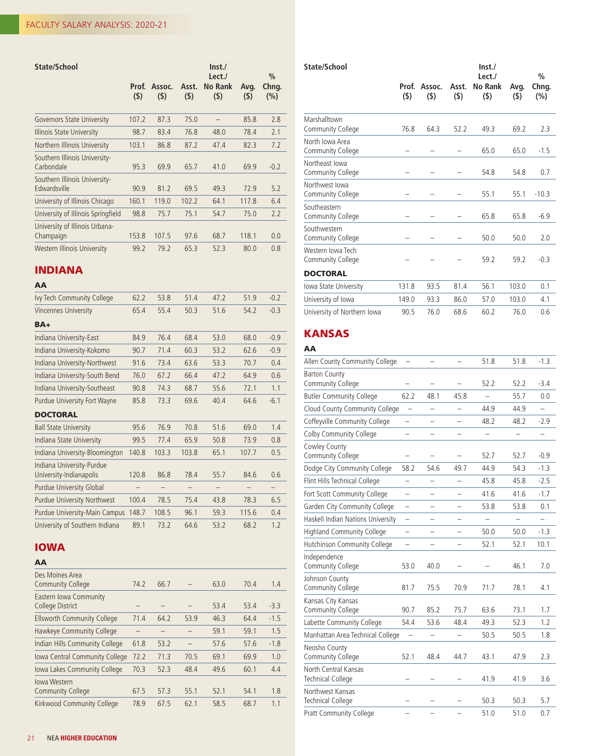| State/School | Prof. ($) | Assoc. ($) | Asst. ($) | Inst./ Lect./ No Rank ($) | Avg. ($) | % Chng. (%) |
|---|---|---|---|---|---|---|
| Governors State University | 107.2 | 87.3 | 75.0 | – | 85.8 | 2.8 |
| Illinois State University | 98.7 | 83.4 | 76.8 | 48.0 | 78.4 | 2.1 |
| Northern Illinois University | 103.1 | 86.8 | 87.2 | 47.4 | 82.3 | 7.2 |
| Southern Illinois University-Carbondale | 95.3 | 69.9 | 65.7 | 41.0 | 69.9 | -0.2 |
| Southern Illinois University-Edwardsville | 90.9 | 81.2 | 69.5 | 49.3 | 72.9 | 5.2 |
| University of Illinois Chicago | 160.1 | 119.0 | 102.2 | 64.1 | 117.8 | 6.4 |
| University of Illinois Springfield | 98.8 | 75.7 | 75.1 | 54.7 | 75.0 | 2.2 |
| University of Illinois Urbana-Champaign | 153.8 | 107.5 | 97.6 | 68.7 | 118.1 | 0.0 |
| Western Illinois University | 99.2 | 79.2 | 65.3 | 52.3 | 80.0 | 0.8 |

## INDIANA

| State/School | Prof. ($) | Assoc. ($) | Asst. ($) | Inst./ Lect./ No Rank ($) | Avg. ($) | % Chng. (%) |
|---|---|---|---|---|---|---|
| **AA** | | | | | | |
| Ivy Tech Community College | 62.2 | 53.8 | 51.4 | 47.2 | 51.9 | -0.2 |
| Vincennes University | 65.4 | 55.4 | 50.3 | 51.6 | 54.2 | -0.3 |
| **BA+** | | | | | | |
| Indiana University-East | 84.9 | 76.4 | 68.4 | 53.0 | 68.0 | -0.9 |
| Indiana University-Kokomo | 90.7 | 71.4 | 60.3 | 53.2 | 62.6 | -0.9 |
| Indiana University-Northwest | 91.6 | 73.4 | 63.6 | 53.3 | 70.7 | 0.4 |
| Indiana University-South Bend | 76.0 | 67.2 | 66.4 | 47.2 | 64.9 | 0.6 |
| Indiana University-Southeast | 90.8 | 74.3 | 68.7 | 55.6 | 72.1 | 1.1 |
| Purdue University Fort Wayne | 85.8 | 73.3 | 69.6 | 40.4 | 64.6 | -6.1 |
| **DOCTORAL** | | | | | | |
| Ball State University | 95.6 | 76.9 | 70.8 | 51.6 | 69.0 | 1.4 |
| Indiana State University | 99.5 | 77.4 | 65.9 | 50.8 | 73.9 | 0.8 |
| Indiana University-Bloomington | 140.8 | 103.3 | 103.8 | 65.1 | 107.7 | 0.5 |
| Indiana University-Purdue University-Indianapolis | 120.8 | 86.8 | 78.4 | 55.7 | 84.6 | 0.6 |
| Purdue University Global | – | – | – | – | – | – |
| Purdue University Northwest | 100.4 | 78.5 | 75.4 | 43.8 | 78.3 | 6.5 |
| Purdue University-Main Campus | 148.7 | 108.5 | 96.1 | 59.3 | 115.6 | 0.4 |
| University of Southern Indiana | 89.1 | 73.2 | 64.6 | 53.2 | 68.2 | 1.2 |

## IOWA

| State/School | Prof. ($) | Assoc. ($) | Asst. ($) | Inst./ Lect./ No Rank ($) | Avg. ($) | % Chng. (%) |
|---|---|---|---|---|---|---|
| **AA** | | | | | | |
| Des Moines Area Community College | 74.2 | 66.7 | – | 63.0 | 70.4 | 1.4 |
| Eastern Iowa Community College District | – | – | – | 53.4 | 53.4 | -3.3 |
| Ellsworth Community College | 71.4 | 64.2 | 53.9 | 46.3 | 64.4 | -1.5 |
| Hawkeye Community College | – | – | – | 59.1 | 59.1 | 1.5 |
| Indian Hills Community College | 61.8 | 53.2 | – | 57.6 | 57.6 | -1.8 |
| Iowa Central Community College | 72.2 | 71.3 | 70.5 | 69.1 | 69.9 | 1.0 |
| Iowa Lakes Community College | 70.3 | 52.3 | 48.4 | 49.6 | 60.1 | 4.4 |
| Iowa Western Community College | 67.5 | 57.3 | 55.1 | 52.1 | 54.1 | 1.8 |
| Kirkwood Community College | 78.9 | 67.5 | 62.1 | 58.5 | 68.7 | 1.1 |
| Marshalltown Community College | 76.8 | 64.3 | 52.2 | 49.3 | 69.2 | 2.3 |
| North Iowa Area Community College | – | – | – | 65.0 | 65.0 | -1.5 |
| Northeast Iowa Community College | – | – | – | 54.8 | 54.8 | 0.7 |
| Northwest Iowa Community College | – | – | – | 55.1 | 55.1 | -10.3 |
| Southeastern Community College | – | – | – | 65.8 | 65.8 | -6.9 |
| Southwestern Community College | – | – | – | 50.0 | 50.0 | 2.0 |
| Western Iowa Tech Community College | – | – | – | 59.2 | 59.2 | -0.3 |
| **DOCTORAL** | | | | | | |
| Iowa State University | 131.8 | 93.5 | 81.4 | 56.1 | 103.0 | 0.1 |
| University of Iowa | 149.0 | 93.3 | 86.0 | 57.0 | 103.0 | 4.1 |
| University of Northern Iowa | 90.5 | 76.0 | 68.6 | 60.2 | 76.0 | 0.6 |

## KANSAS

| State/School | Prof. ($) | Assoc. ($) | Asst. ($) | Inst./ Lect./ No Rank ($) | Avg. ($) | % Chng. (%) |
|---|---|---|---|---|---|---|
| **AA** | | | | | | |
| Allen County Community College | – | – | – | 51.8 | 51.8 | -1.3 |
| Barton County Community College | – | – | – | 52.2 | 52.2 | -3.4 |
| Butler Community College | 62.2 | 48.1 | 45.8 | – | 55.7 | 0.0 |
| Cloud County Community College | – | – | – | 44.9 | 44.9 | – |
| Coffeyville Community College | – | – | – | 48.2 | 48.2 | -2.9 |
| Colby Community College | – | – | – | – | – | – |
| Cowley County Community College | – | – | – | 52.7 | 52.7 | -0.9 |
| Dodge City Community College | 58.2 | 54.6 | 49.7 | 44.9 | 54.3 | -1.3 |
| Flint Hills Technical College | – | – | – | 45.8 | 45.8 | -2.5 |
| Fort Scott Community College | – | – | – | 41.6 | 41.6 | -1.7 |
| Garden City Community College | – | – | – | 53.8 | 53.8 | 0.1 |
| Haskell Indian Nations University | – | – | – | – | – | – |
| Highland Community College | – | – | – | 50.0 | 50.0 | -1.3 |
| Hutchinson Community College | – | – | – | 52.1 | 52.1 | 10.1 |
| Independence Community College | 53.0 | 40.0 | – | – | 46.1 | 7.0 |
| Johnson County Community College | 81.7 | 75.5 | 70.9 | 71.7 | 78.1 | 4.1 |
| Kansas City Kansas Community College | 90.7 | 85.2 | 75.7 | 63.6 | 73.1 | 1.7 |
| Labette Community College | 54.4 | 53.6 | 48.4 | 49.3 | 52.3 | 1.2 |
| Manhattan Area Technical College | – | – | – | 50.5 | 50.5 | 1.8 |
| Neosho County Community College | 52.1 | 48.4 | 44.7 | 43.1 | 47.9 | 2.3 |
| North Central Kansas Technical College | – | – | – | 41.9 | 41.9 | 3.6 |
| Northwest Kansas Technical College | – | – | – | 50.3 | 50.3 | 5.7 |
| Pratt Community College | – | – | – | 51.0 | 51.0 | 0.7 |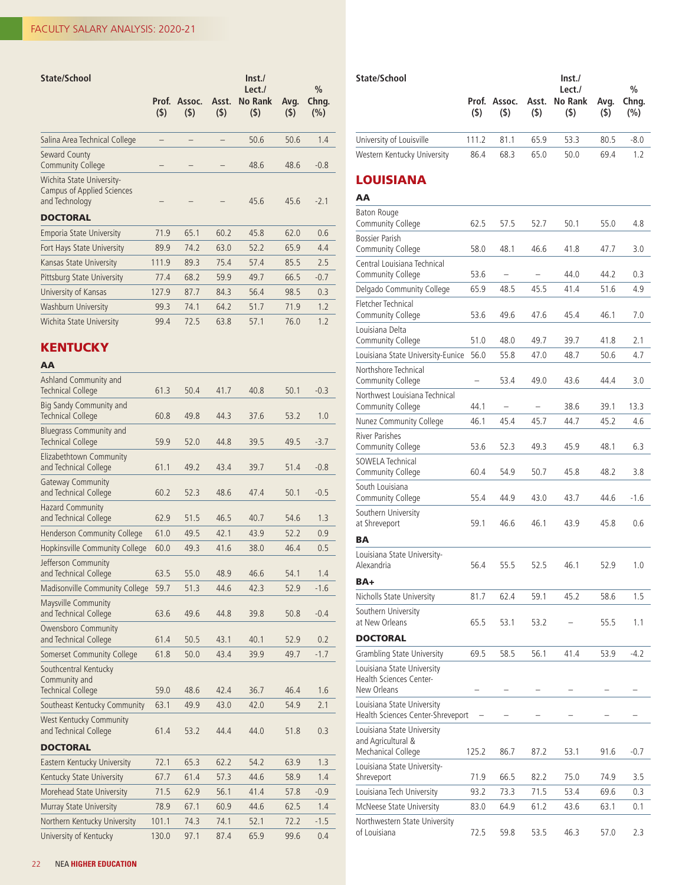| State/School | Prof. ($) | Assoc. ($) | Asst. ($) | Inst./ Lect./ No Rank ($) | Avg. ($) | % Chng. (%) |
|---|---|---|---|---|---|---|
| Salina Area Technical College | – | – | – | 50.6 | 50.6 | 1.4 |
| Seward County Community College | – | – | – | 48.6 | 48.6 | -0.8 |
| Wichita State University-Campus of Applied Sciences and Technology | – | – | – | 45.6 | 45.6 | -2.1 |
| **DOCTORAL** | | | | | | |
| Emporia State University | 71.9 | 65.1 | 60.2 | 45.8 | 62.0 | 0.6 |
| Fort Hays State University | 89.9 | 74.2 | 63.0 | 52.2 | 65.9 | 4.4 |
| Kansas State University | 111.9 | 89.3 | 75.4 | 57.4 | 85.5 | 2.5 |
| Pittsburg State University | 77.4 | 68.2 | 59.9 | 49.7 | 66.5 | -0.7 |
| University of Kansas | 127.9 | 87.7 | 84.3 | 56.4 | 98.5 | 0.3 |
| Washburn University | 99.3 | 74.1 | 64.2 | 51.7 | 71.9 | 1.2 |
| Wichita State University | 99.4 | 72.5 | 63.8 | 57.1 | 76.0 | 1.2 |

## KENTUCKY

| State/School | Prof. ($) | Assoc. ($) | Asst. ($) | Inst./ Lect./ No Rank ($) | Avg. ($) | % Chng. (%) |
|---|---|---|---|---|---|---|
| **AA** | | | | | | |
| Ashland Community and Technical College | 61.3 | 50.4 | 41.7 | 40.8 | 50.1 | -0.3 |
| Big Sandy Community and Technical College | 60.8 | 49.8 | 44.3 | 37.6 | 53.2 | 1.0 |
| Bluegrass Community and Technical College | 59.9 | 52.0 | 44.8 | 39.5 | 49.5 | -3.7 |
| Elizabethtown Community and Technical College | 61.1 | 49.2 | 43.4 | 39.7 | 51.4 | -0.8 |
| Gateway Community and Technical College | 60.2 | 52.3 | 48.6 | 47.4 | 50.1 | -0.5 |
| Hazard Community and Technical College | 62.9 | 51.5 | 46.5 | 40.7 | 54.6 | 1.3 |
| Henderson Community College | 61.0 | 49.5 | 42.1 | 43.9 | 52.2 | 0.9 |
| Hopkinsville Community College | 60.0 | 49.3 | 41.6 | 38.0 | 46.4 | 0.5 |
| Jefferson Community and Technical College | 63.5 | 55.0 | 48.9 | 46.6 | 54.1 | 1.4 |
| Madisonville Community College | 59.7 | 51.3 | 44.6 | 42.3 | 52.9 | -1.6 |
| Maysville Community and Technical College | 63.6 | 49.6 | 44.8 | 39.8 | 50.8 | -0.4 |
| Owensboro Community and Technical College | 61.4 | 50.5 | 43.1 | 40.1 | 52.9 | 0.2 |
| Somerset Community College | 61.8 | 50.0 | 43.4 | 39.9 | 49.7 | -1.7 |
| Southcentral Kentucky Community and Technical College | 59.0 | 48.6 | 42.4 | 36.7 | 46.4 | 1.6 |
| Southeast Kentucky Community | 63.1 | 49.9 | 43.0 | 42.0 | 54.9 | 2.1 |
| West Kentucky Community and Technical College | 61.4 | 53.2 | 44.4 | 44.0 | 51.8 | 0.3 |
| **DOCTORAL** | | | | | | |
| Eastern Kentucky University | 72.1 | 65.3 | 62.2 | 54.2 | 63.9 | 1.3 |
| Kentucky State University | 67.7 | 61.4 | 57.3 | 44.6 | 58.9 | 1.4 |
| Morehead State University | 71.5 | 62.9 | 56.1 | 41.4 | 57.8 | -0.9 |
| Murray State University | 78.9 | 67.1 | 60.9 | 44.6 | 62.5 | 1.4 |
| Northern Kentucky University | 101.1 | 74.3 | 74.1 | 52.1 | 72.2 | -1.5 |
| University of Kentucky | 130.0 | 97.1 | 87.4 | 65.9 | 99.6 | 0.4 |
| University of Louisville | 111.2 | 81.1 | 65.9 | 53.3 | 80.5 | -8.0 |
| Western Kentucky University | 86.4 | 68.3 | 65.0 | 50.0 | 69.4 | 1.2 |

## LOUISIANA

| State/School | Prof. ($) | Assoc. ($) | Asst. ($) | Inst./ Lect./ No Rank ($) | Avg. ($) | % Chng. (%) |
|---|---|---|---|---|---|---|
| **AA** | | | | | | |
| Baton Rouge Community College | 62.5 | 57.5 | 52.7 | 50.1 | 55.0 | 4.8 |
| Bossier Parish Community College | 58.0 | 48.1 | 46.6 | 41.8 | 47.7 | 3.0 |
| Central Louisiana Technical Community College | 53.6 | – | – | 44.0 | 44.2 | 0.3 |
| Delgado Community College | 65.9 | 48.5 | 45.5 | 41.4 | 51.6 | 4.9 |
| Fletcher Technical Community College | 53.6 | 49.6 | 47.6 | 45.4 | 46.1 | 7.0 |
| Louisiana Delta Community College | 51.0 | 48.0 | 49.7 | 39.7 | 41.8 | 2.1 |
| Louisiana State University-Eunice | 56.0 | 55.8 | 47.0 | 48.7 | 50.6 | 4.7 |
| Northshore Technical Community College | – | 53.4 | 49.0 | 43.6 | 44.4 | 3.0 |
| Northwest Louisiana Technical Community College | 44.1 | – | – | 38.6 | 39.1 | 13.3 |
| Nunez Community College | 46.1 | 45.4 | 45.7 | 44.7 | 45.2 | 4.6 |
| River Parishes Community College | 53.6 | 52.3 | 49.3 | 45.9 | 48.1 | 6.3 |
| SOWELA Technical Community College | 60.4 | 54.9 | 50.7 | 45.8 | 48.2 | 3.8 |
| South Louisiana Community College | 55.4 | 44.9 | 43.0 | 43.7 | 44.6 | -1.6 |
| Southern University at Shreveport | 59.1 | 46.6 | 46.1 | 43.9 | 45.8 | 0.6 |
| **BA** | | | | | | |
| Louisiana State University-Alexandria | 56.4 | 55.5 | 52.5 | 46.1 | 52.9 | 1.0 |
| **BA+** | | | | | | |
| Nicholls State University | 81.7 | 62.4 | 59.1 | 45.2 | 58.6 | 1.5 |
| Southern University at New Orleans | 65.5 | 53.1 | 53.2 | – | 55.5 | 1.1 |
| **DOCTORAL** | | | | | | |
| Grambling State University | 69.5 | 58.5 | 56.1 | 41.4 | 53.9 | -4.2 |
| Louisiana State University Health Sciences Center-New Orleans | – | – | – | – | – | – |
| Louisiana State University Health Sciences Center-Shreveport | – | – | – | – | – | – |
| Louisiana State University and Agricultural & Mechanical College | 125.2 | 86.7 | 87.2 | 53.1 | 91.6 | -0.7 |
| Louisiana State University-Shreveport | 71.9 | 66.5 | 82.2 | 75.0 | 74.9 | 3.5 |
| Louisiana Tech University | 93.2 | 73.3 | 71.5 | 53.4 | 69.6 | 0.3 |
| McNeese State University | 83.0 | 64.9 | 61.2 | 43.6 | 63.1 | 0.1 |
| Northwestern State University of Louisiana | 72.5 | 59.8 | 53.5 | 46.3 | 57.0 | 2.3 |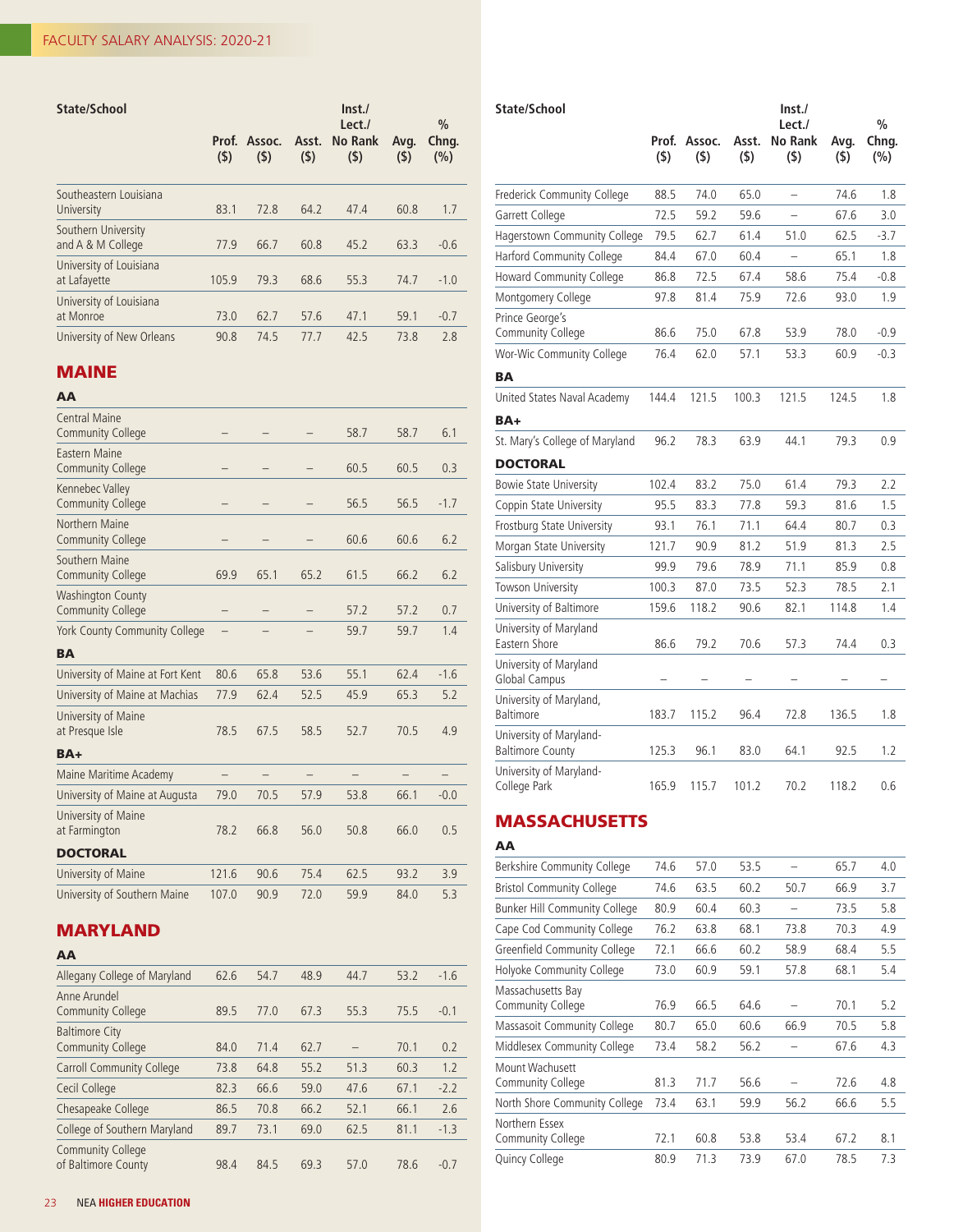| State/School | Prof. ($) | Assoc. ($) | Asst. ($) | Inst./ Lect./ No Rank ($) | Avg. ($) | % Chng. (%) |
|---|---|---|---|---|---|---|
| Southeastern Louisiana University | 83.1 | 72.8 | 64.2 | 47.4 | 60.8 | 1.7 |
| Southern University and A & M College | 77.9 | 66.7 | 60.8 | 45.2 | 63.3 | -0.6 |
| University of Louisiana at Lafayette | 105.9 | 79.3 | 68.6 | 55.3 | 74.7 | -1.0 |
| University of Louisiana at Monroe | 73.0 | 62.7 | 57.6 | 47.1 | 59.1 | -0.7 |
| University of New Orleans | 90.8 | 74.5 | 77.7 | 42.5 | 73.8 | 2.8 |

## MAINE

| State/School | Prof. ($) | Assoc. ($) | Asst. ($) | Inst./ Lect./ No Rank ($) | Avg. ($) | % Chng. (%) |
|---|---|---|---|---|---|---|
| **AA** | | | | | | |
| Central Maine Community College | – | – | – | 58.7 | 58.7 | 6.1 |
| Eastern Maine Community College | – | – | – | 60.5 | 60.5 | 0.3 |
| Kennebec Valley Community College | – | – | – | 56.5 | 56.5 | -1.7 |
| Northern Maine Community College | – | – | – | 60.6 | 60.6 | 6.2 |
| Southern Maine Community College | 69.9 | 65.1 | 65.2 | 61.5 | 66.2 | 6.2 |
| Washington County Community College | – | – | – | 57.2 | 57.2 | 0.7 |
| York County Community College | – | – | – | 59.7 | 59.7 | 1.4 |
| **BA** | | | | | | |
| University of Maine at Fort Kent | 80.6 | 65.8 | 53.6 | 55.1 | 62.4 | -1.6 |
| University of Maine at Machias | 77.9 | 62.4 | 52.5 | 45.9 | 65.3 | 5.2 |
| University of Maine at Presque Isle | 78.5 | 67.5 | 58.5 | 52.7 | 70.5 | 4.9 |
| **BA+** | | | | | | |
| Maine Maritime Academy | – | – | – | – | – | – |
| University of Maine at Augusta | 79.0 | 70.5 | 57.9 | 53.8 | 66.1 | -0.0 |
| University of Maine at Farmington | 78.2 | 66.8 | 56.0 | 50.8 | 66.0 | 0.5 |
| **DOCTORAL** | | | | | | |
| University of Maine | 121.6 | 90.6 | 75.4 | 62.5 | 93.2 | 3.9 |
| University of Southern Maine | 107.0 | 90.9 | 72.0 | 59.9 | 84.0 | 5.3 |

## MARYLAND

| State/School | Prof. ($) | Assoc. ($) | Asst. ($) | Inst./ Lect./ No Rank ($) | Avg. ($) | % Chng. (%) |
|---|---|---|---|---|---|---|
| **AA** | | | | | | |
| Allegany College of Maryland | 62.6 | 54.7 | 48.9 | 44.7 | 53.2 | -1.6 |
| Anne Arundel Community College | 89.5 | 77.0 | 67.3 | 55.3 | 75.5 | -0.1 |
| Baltimore City Community College | 84.0 | 71.4 | 62.7 | – | 70.1 | 0.2 |
| Carroll Community College | 73.8 | 64.8 | 55.2 | 51.3 | 60.3 | 1.2 |
| Cecil College | 82.3 | 66.6 | 59.0 | 47.6 | 67.1 | -2.2 |
| Chesapeake College | 86.5 | 70.8 | 66.2 | 52.1 | 66.1 | 2.6 |
| College of Southern Maryland | 89.7 | 73.1 | 69.0 | 62.5 | 81.1 | -1.3 |
| Community College of Baltimore County | 98.4 | 84.5 | 69.3 | 57.0 | 78.6 | -0.7 |
| Frederick Community College | 88.5 | 74.0 | 65.0 | – | 74.6 | 1.8 |
| Garrett College | 72.5 | 59.2 | 59.6 | – | 67.6 | 3.0 |
| Hagerstown Community College | 79.5 | 62.7 | 61.4 | 51.0 | 62.5 | -3.7 |
| Harford Community College | 84.4 | 67.0 | 60.4 | – | 65.1 | 1.8 |
| Howard Community College | 86.8 | 72.5 | 67.4 | 58.6 | 75.4 | -0.8 |
| Montgomery College | 97.8 | 81.4 | 75.9 | 72.6 | 93.0 | 1.9 |
| Prince George's Community College | 86.6 | 75.0 | 67.8 | 53.9 | 78.0 | -0.9 |
| Wor-Wic Community College | 76.4 | 62.0 | 57.1 | 53.3 | 60.9 | -0.3 |
| **BA** | | | | | | |
| United States Naval Academy | 144.4 | 121.5 | 100.3 | 121.5 | 124.5 | 1.8 |
| **BA+** | | | | | | |
| St. Mary's College of Maryland | 96.2 | 78.3 | 63.9 | 44.1 | 79.3 | 0.9 |
| **DOCTORAL** | | | | | | |
| Bowie State University | 102.4 | 83.2 | 75.0 | 61.4 | 79.3 | 2.2 |
| Coppin State University | 95.5 | 83.3 | 77.8 | 59.3 | 81.6 | 1.5 |
| Frostburg State University | 93.1 | 76.1 | 71.1 | 64.4 | 80.7 | 0.3 |
| Morgan State University | 121.7 | 90.9 | 81.2 | 51.9 | 81.3 | 2.5 |
| Salisbury University | 99.9 | 79.6 | 78.9 | 71.1 | 85.9 | 0.8 |
| Towson University | 100.3 | 87.0 | 73.5 | 52.3 | 78.5 | 2.1 |
| University of Baltimore | 159.6 | 118.2 | 90.6 | 82.1 | 114.8 | 1.4 |
| University of Maryland Eastern Shore | 86.6 | 79.2 | 70.6 | 57.3 | 74.4 | 0.3 |
| University of Maryland Global Campus | – | – | – | – | – | – |
| University of Maryland, Baltimore | 183.7 | 115.2 | 96.4 | 72.8 | 136.5 | 1.8 |
| University of Maryland-Baltimore County | 125.3 | 96.1 | 83.0 | 64.1 | 92.5 | 1.2 |
| University of Maryland-College Park | 165.9 | 115.7 | 101.2 | 70.2 | 118.2 | 0.6 |

## MASSACHUSETTS

| State/School | Prof. ($) | Assoc. ($) | Asst. ($) | Inst./ Lect./ No Rank ($) | Avg. ($) | % Chng. (%) |
|---|---|---|---|---|---|---|
| **AA** | | | | | | |
| Berkshire Community College | 74.6 | 57.0 | 53.5 | – | 65.7 | 4.0 |
| Bristol Community College | 74.6 | 63.5 | 60.2 | 50.7 | 66.9 | 3.7 |
| Bunker Hill Community College | 80.9 | 60.4 | 60.3 | – | 73.5 | 5.8 |
| Cape Cod Community College | 76.2 | 63.8 | 68.1 | 73.8 | 70.3 | 4.9 |
| Greenfield Community College | 72.1 | 66.6 | 60.2 | 58.9 | 68.4 | 5.5 |
| Holyoke Community College | 73.0 | 60.9 | 59.1 | 57.8 | 68.1 | 5.4 |
| Massachusetts Bay Community College | 76.9 | 66.5 | 64.6 | – | 70.1 | 5.2 |
| Massasoit Community College | 80.7 | 65.0 | 60.6 | 66.9 | 70.5 | 5.8 |
| Middlesex Community College | 73.4 | 58.2 | 56.2 | – | 67.6 | 4.3 |
| Mount Wachusett Community College | 81.3 | 71.7 | 56.6 | – | 72.6 | 4.8 |
| North Shore Community College | 73.4 | 63.1 | 59.9 | 56.2 | 66.6 | 5.5 |
| Northern Essex Community College | 72.1 | 60.8 | 53.8 | 53.4 | 67.2 | 8.1 |
| Quincy College | 80.9 | 71.3 | 73.9 | 67.0 | 78.5 | 7.3 |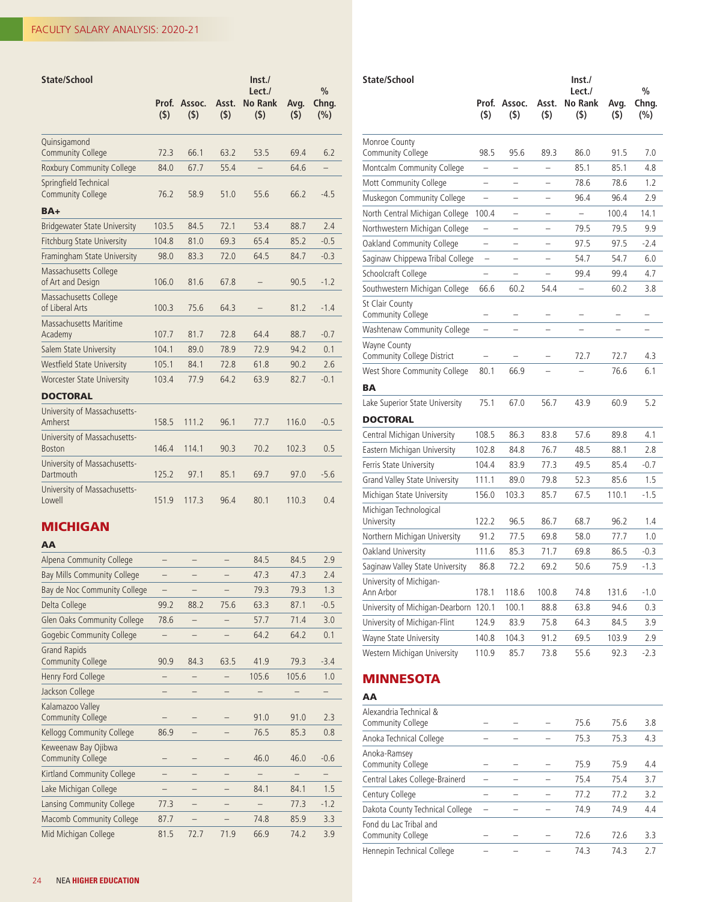| State/School | Prof. ($) | Assoc. ($) | Asst. ($) | Inst./ Lect./ No Rank ($) | Avg. ($) | % Chng. (%) |
|---|---|---|---|---|---|---|
| Quinsigamond Community College | 72.3 | 66.1 | 63.2 | 53.5 | 69.4 | 6.2 |
| Roxbury Community College | 84.0 | 67.7 | 55.4 | – | 64.6 | – |
| Springfield Technical Community College | 76.2 | 58.9 | 51.0 | 55.6 | 66.2 | -4.5 |
| **BA+** | | | | | | |
| Bridgewater State University | 103.5 | 84.5 | 72.1 | 53.4 | 88.7 | 2.4 |
| Fitchburg State University | 104.8 | 81.0 | 69.3 | 65.4 | 85.2 | -0.5 |
| Framingham State University | 98.0 | 83.3 | 72.0 | 64.5 | 84.7 | -0.3 |
| Massachusetts College of Art and Design | 106.0 | 81.6 | 67.8 | – | 90.5 | -1.2 |
| Massachusetts College of Liberal Arts | 100.3 | 75.6 | 64.3 | – | 81.2 | -1.4 |
| Massachusetts Maritime Academy | 107.7 | 81.7 | 72.8 | 64.4 | 88.7 | -0.7 |
| Salem State University | 104.1 | 89.0 | 78.9 | 72.9 | 94.2 | 0.1 |
| Westfield State University | 105.1 | 84.1 | 72.8 | 61.8 | 90.2 | 2.6 |
| Worcester State University | 103.4 | 77.9 | 64.2 | 63.9 | 82.7 | -0.1 |
| **DOCTORAL** | | | | | | |
| University of Massachusetts-Amherst | 158.5 | 111.2 | 96.1 | 77.7 | 116.0 | -0.5 |
| University of Massachusetts-Boston | 146.4 | 114.1 | 90.3 | 70.2 | 102.3 | 0.5 |
| University of Massachusetts-Dartmouth | 125.2 | 97.1 | 85.1 | 69.7 | 97.0 | -5.6 |
| University of Massachusetts-Lowell | 151.9 | 117.3 | 96.4 | 80.1 | 110.3 | 0.4 |

## MICHIGAN

| State/School | Prof. ($) | Assoc. ($) | Asst. ($) | Inst./ Lect./ No Rank ($) | Avg. ($) | % Chng. (%) |
|---|---|---|---|---|---|---|
| **AA** | | | | | | |
| Alpena Community College | – | – | – | 84.5 | 84.5 | 2.9 |
| Bay Mills Community College | – | – | – | 47.3 | 47.3 | 2.4 |
| Bay de Noc Community College | – | – | – | 79.3 | 79.3 | 1.3 |
| Delta College | 99.2 | 88.2 | 75.6 | 63.3 | 87.1 | -0.5 |
| Glen Oaks Community College | 78.6 | – | – | 57.7 | 71.4 | 3.0 |
| Gogebic Community College | – | – | – | 64.2 | 64.2 | 0.1 |
| Grand Rapids Community College | 90.9 | 84.3 | 63.5 | 41.9 | 79.3 | -3.4 |
| Henry Ford College | – | – | – | 105.6 | 105.6 | 1.0 |
| Jackson College | – | – | – | – | – | – |
| Kalamazoo Valley Community College | – | – | – | 91.0 | 91.0 | 2.3 |
| Kellogg Community College | 86.9 | – | – | 76.5 | 85.3 | 0.8 |
| Keweenaw Bay Ojibwa Community College | – | – | – | 46.0 | 46.0 | -0.6 |
| Kirtland Community College | – | – | – | – | – | – |
| Lake Michigan College | – | – | – | 84.1 | 84.1 | 1.5 |
| Lansing Community College | 77.3 | – | – | – | 77.3 | -1.2 |
| Macomb Community College | 87.7 | – | – | 74.8 | 85.9 | 3.3 |
| Mid Michigan College | 81.5 | 72.7 | 71.9 | 66.9 | 74.2 | 3.9 |
| Monroe County Community College | 98.5 | 95.6 | 89.3 | 86.0 | 91.5 | 7.0 |
| Montcalm Community College | – | – | – | 85.1 | 85.1 | 4.8 |
| Mott Community College | – | – | – | 78.6 | 78.6 | 1.2 |
| Muskegon Community College | – | – | – | 96.4 | 96.4 | 2.9 |
| North Central Michigan College | 100.4 | – | – | – | 100.4 | 14.1 |
| Northwestern Michigan College | – | – | – | 79.5 | 79.5 | 9.9 |
| Oakland Community College | – | – | – | 97.5 | 97.5 | -2.4 |
| Saginaw Chippewa Tribal College | – | – | – | 54.7 | 54.7 | 6.0 |
| Schoolcraft College | – | – | – | 99.4 | 99.4 | 4.7 |
| Southwestern Michigan College | 66.6 | 60.2 | 54.4 | – | 60.2 | 3.8 |
| St Clair County Community College | – | – | – | – | – | – |
| Washtenaw Community College | – | – | – | – | – | – |
| Wayne County Community College District | – | – | – | 72.7 | 72.7 | 4.3 |
| West Shore Community College | 80.1 | 66.9 | – | – | 76.6 | 6.1 |
| **BA** | | | | | | |
| Lake Superior State University | 75.1 | 67.0 | 56.7 | 43.9 | 60.9 | 5.2 |
| **DOCTORAL** | | | | | | |
| Central Michigan University | 108.5 | 86.3 | 83.8 | 57.6 | 89.8 | 4.1 |
| Eastern Michigan University | 102.8 | 84.8 | 76.7 | 48.5 | 88.1 | 2.8 |
| Ferris State University | 104.4 | 83.9 | 77.3 | 49.5 | 85.4 | -0.7 |
| Grand Valley State University | 111.1 | 89.0 | 79.8 | 52.3 | 85.6 | 1.5 |
| Michigan State University | 156.0 | 103.3 | 85.7 | 67.5 | 110.1 | -1.5 |
| Michigan Technological University | 122.2 | 96.5 | 86.7 | 68.7 | 96.2 | 1.4 |
| Northern Michigan University | 91.2 | 77.5 | 69.8 | 58.0 | 77.7 | 1.0 |
| Oakland University | 111.6 | 85.3 | 71.7 | 69.8 | 86.5 | -0.3 |
| Saginaw Valley State University | 86.8 | 72.2 | 69.2 | 50.6 | 75.9 | -1.3 |
| University of Michigan-Ann Arbor | 178.1 | 118.6 | 100.8 | 74.8 | 131.6 | -1.0 |
| University of Michigan-Dearborn | 120.1 | 100.1 | 88.8 | 63.8 | 94.6 | 0.3 |
| University of Michigan-Flint | 124.9 | 83.9 | 75.8 | 64.3 | 84.5 | 3.9 |
| Wayne State University | 140.8 | 104.3 | 91.2 | 69.5 | 103.9 | 2.9 |
| Western Michigan University | 110.9 | 85.7 | 73.8 | 55.6 | 92.3 | -2.3 |

## MINNESOTA

| State/School | Prof. ($) | Assoc. ($) | Asst. ($) | Inst./ Lect./ No Rank ($) | Avg. ($) | % Chng. (%) |
|---|---|---|---|---|---|---|
| **AA** | | | | | | |
| Alexandria Technical & Community College | – | – | – | 75.6 | 75.6 | 3.8 |
| Anoka Technical College | – | – | – | 75.3 | 75.3 | 4.3 |
| Anoka-Ramsey Community College | – | – | – | 75.9 | 75.9 | 4.4 |
| Central Lakes College-Brainerd | – | – | – | 75.4 | 75.4 | 3.7 |
| Century College | – | – | – | 77.2 | 77.2 | 3.2 |
| Dakota County Technical College | – | – | – | 74.9 | 74.9 | 4.4 |
| Fond du Lac Tribal and Community College | – | – | – | 72.6 | 72.6 | 3.3 |
| Hennepin Technical College | – | – | – | 74.3 | 74.3 | 2.7 |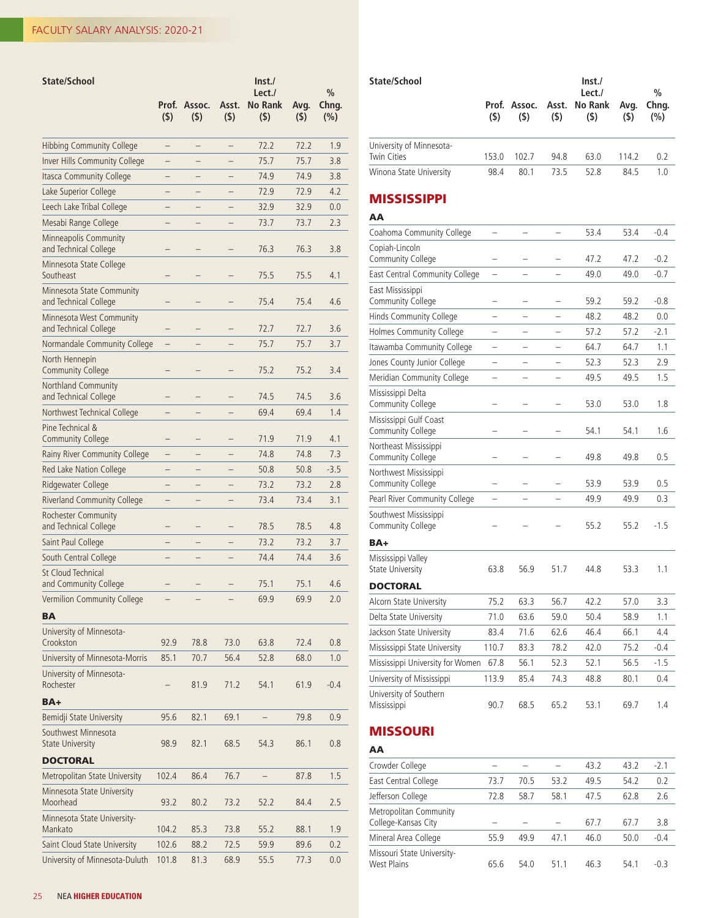| State/School | Prof. ($) | Assoc. ($) | Asst. ($) | Inst./ Lect./ No Rank ($) | Avg. ($) | % Chng. (%) |
|---|---|---|---|---|---|---|
| Hibbing Community College | – | – | – | 72.2 | 72.2 | 1.9 |
| Inver Hills Community College | – | – | – | 75.7 | 75.7 | 3.8 |
| Itasca Community College | – | – | – | 74.9 | 74.9 | 3.8 |
| Lake Superior College | – | – | – | 72.9 | 72.9 | 4.2 |
| Leech Lake Tribal College | – | – | – | 32.9 | 32.9 | 0.0 |
| Mesabi Range College | – | – | – | 73.7 | 73.7 | 2.3 |
| Minneapolis Community and Technical College | – | – | – | 76.3 | 76.3 | 3.8 |
| Minnesota State College Southeast | – | – | – | 75.5 | 75.5 | 4.1 |
| Minnesota State Community and Technical College | – | – | – | 75.4 | 75.4 | 4.6 |
| Minnesota West Community and Technical College | – | – | – | 72.7 | 72.7 | 3.6 |
| Normandale Community College | – | – | – | 75.7 | 75.7 | 3.7 |
| North Hennepin Community College | – | – | – | 75.2 | 75.2 | 3.4 |
| Northland Community and Technical College | – | – | – | 74.5 | 74.5 | 3.6 |
| Northwest Technical College | – | – | – | 69.4 | 69.4 | 1.4 |
| Pine Technical & Community College | – | – | – | 71.9 | 71.9 | 4.1 |
| Rainy River Community College | – | – | – | 74.8 | 74.8 | 7.3 |
| Red Lake Nation College | – | – | – | 50.8 | 50.8 | -3.5 |
| Ridgewater College | – | – | – | 73.2 | 73.2 | 2.8 |
| Riverland Community College | – | – | – | 73.4 | 73.4 | 3.1 |
| Rochester Community and Technical College | – | – | – | 78.5 | 78.5 | 4.8 |
| Saint Paul College | – | – | – | 73.2 | 73.2 | 3.7 |
| South Central College | – | – | – | 74.4 | 74.4 | 3.6 |
| St Cloud Technical and Community College | – | – | – | 75.1 | 75.1 | 4.6 |
| Vermilion Community College | – | – | – | 69.9 | 69.9 | 2.0 |
| **BA** | | | | | | |
| University of Minnesota-Crookston | 92.9 | 78.8 | 73.0 | 63.8 | 72.4 | 0.8 |
| University of Minnesota-Morris | 85.1 | 70.7 | 56.4 | 52.8 | 68.0 | 1.0 |
| University of Minnesota-Rochester | – | 81.9 | 71.2 | 54.1 | 61.9 | -0.4 |
| **BA+** | | | | | | |
| Bemidji State University | 95.6 | 82.1 | 69.1 | – | 79.8 | 0.9 |
| Southwest Minnesota State University | 98.9 | 82.1 | 68.5 | 54.3 | 86.1 | 0.8 |
| **DOCTORAL** | | | | | | |
| Metropolitan State University | 102.4 | 86.4 | 76.7 | – | 87.8 | 1.5 |
| Minnesota State University Moorhead | 93.2 | 80.2 | 73.2 | 52.2 | 84.4 | 2.5 |
| Minnesota State University-Mankato | 104.2 | 85.3 | 73.8 | 55.2 | 88.1 | 1.9 |
| Saint Cloud State University | 102.6 | 88.2 | 72.5 | 59.9 | 89.6 | 0.2 |
| University of Minnesota-Duluth | 101.8 | 81.3 | 68.9 | 55.5 | 77.3 | 0.0 |
| University of Minnesota-Twin Cities | 153.0 | 102.7 | 94.8 | 63.0 | 114.2 | 0.2 |
| Winona State University | 98.4 | 80.1 | 73.5 | 52.8 | 84.5 | 1.0 |

## MISSISSIPPI

| State/School | Prof. ($) | Assoc. ($) | Asst. ($) | Inst./ Lect./ No Rank ($) | Avg. ($) | % Chng. (%) |
|---|---|---|---|---|---|---|
| **AA** | | | | | | |
| Coahoma Community College | – | – | – | 53.4 | 53.4 | -0.4 |
| Copiah-Lincoln Community College | – | – | – | 47.2 | 47.2 | -0.2 |
| East Central Community College | – | – | – | 49.0 | 49.0 | -0.7 |
| East Mississippi Community College | – | – | – | 59.2 | 59.2 | -0.8 |
| Hinds Community College | – | – | – | 48.2 | 48.2 | 0.0 |
| Holmes Community College | – | – | – | 57.2 | 57.2 | -2.1 |
| Itawamba Community College | – | – | – | 64.7 | 64.7 | 1.1 |
| Jones County Junior College | – | – | – | 52.3 | 52.3 | 2.9 |
| Meridian Community College | – | – | – | 49.5 | 49.5 | 1.5 |
| Mississippi Delta Community College | – | – | – | 53.0 | 53.0 | 1.8 |
| Mississippi Gulf Coast Community College | – | – | – | 54.1 | 54.1 | 1.6 |
| Northeast Mississippi Community College | – | – | – | 49.8 | 49.8 | 0.5 |
| Northwest Mississippi Community College | – | – | – | 53.9 | 53.9 | 0.5 |
| Pearl River Community College | – | – | – | 49.9 | 49.9 | 0.3 |
| Southwest Mississippi Community College | – | – | – | 55.2 | 55.2 | -1.5 |
| **BA+** | | | | | | |
| Mississippi Valley State University | 63.8 | 56.9 | 51.7 | 44.8 | 53.3 | 1.1 |
| **DOCTORAL** | | | | | | |
| Alcorn State University | 75.2 | 63.3 | 56.7 | 42.2 | 57.0 | 3.3 |
| Delta State University | 71.0 | 63.6 | 59.0 | 50.4 | 58.9 | 1.1 |
| Jackson State University | 83.4 | 71.6 | 62.6 | 46.4 | 66.1 | 4.4 |
| Mississippi State University | 110.7 | 83.3 | 78.2 | 42.0 | 75.2 | -0.4 |
| Mississippi University for Women | 67.8 | 56.1 | 52.3 | 52.1 | 56.5 | -1.5 |
| University of Mississippi | 113.9 | 85.4 | 74.3 | 48.8 | 80.1 | 0.4 |
| University of Southern Mississippi | 90.7 | 68.5 | 65.2 | 53.1 | 69.7 | 1.4 |

## MISSOURI

| State/School | Prof. ($) | Assoc. ($) | Asst. ($) | Inst./ Lect./ No Rank ($) | Avg. ($) | % Chng. (%) |
|---|---|---|---|---|---|---|
| **AA** | | | | | | |
| Crowder College | – | – | – | 43.2 | 43.2 | -2.1 |
| East Central College | 73.7 | 70.5 | 53.2 | 49.5 | 54.2 | 0.2 |
| Jefferson College | 72.8 | 58.7 | 58.1 | 47.5 | 62.8 | 2.6 |
| Metropolitan Community College-Kansas City | – | – | – | 67.7 | 67.7 | 3.8 |
| Mineral Area College | 55.9 | 49.9 | 47.1 | 46.0 | 50.0 | -0.4 |
| Missouri State University-West Plains | 65.6 | 54.0 | 51.1 | 46.3 | 54.1 | -0.3 |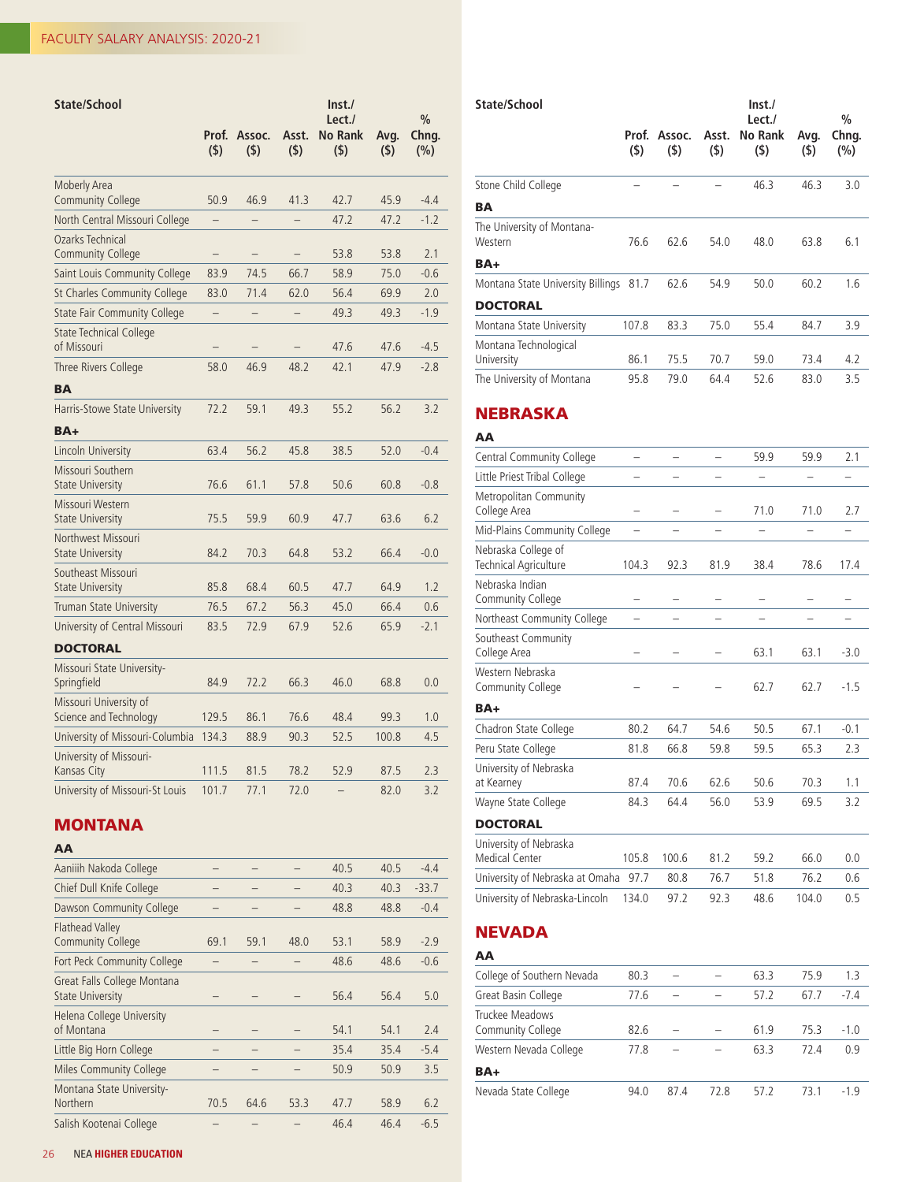| State/School | Prof. ($) | Assoc. ($) | Asst. ($) | Inst./ Lect./ No Rank ($) | Avg. ($) | % Chng. (%) |
|---|---|---|---|---|---|---|
| Moberly Area Community College | 50.9 | 46.9 | 41.3 | 42.7 | 45.9 | -4.4 |
| North Central Missouri College | – | – | – | 47.2 | 47.2 | -1.2 |
| Ozarks Technical Community College | – | – | – | 53.8 | 53.8 | 2.1 |
| Saint Louis Community College | 83.9 | 74.5 | 66.7 | 58.9 | 75.0 | -0.6 |
| St Charles Community College | 83.0 | 71.4 | 62.0 | 56.4 | 69.9 | 2.0 |
| State Fair Community College | – | – | – | 49.3 | 49.3 | -1.9 |
| State Technical College of Missouri | – | – | – | 47.6 | 47.6 | -4.5 |
| Three Rivers College | 58.0 | 46.9 | 48.2 | 42.1 | 47.9 | -2.8 |
| **BA** | | | | | | |
| Harris-Stowe State University | 72.2 | 59.1 | 49.3 | 55.2 | 56.2 | 3.2 |
| **BA+** | | | | | | |
| Lincoln University | 63.4 | 56.2 | 45.8 | 38.5 | 52.0 | -0.4 |
| Missouri Southern State University | 76.6 | 61.1 | 57.8 | 50.6 | 60.8 | -0.8 |
| Missouri Western State University | 75.5 | 59.9 | 60.9 | 47.7 | 63.6 | 6.2 |
| Northwest Missouri State University | 84.2 | 70.3 | 64.8 | 53.2 | 66.4 | -0.0 |
| Southeast Missouri State University | 85.8 | 68.4 | 60.5 | 47.7 | 64.9 | 1.2 |
| Truman State University | 76.5 | 67.2 | 56.3 | 45.0 | 66.4 | 0.6 |
| University of Central Missouri | 83.5 | 72.9 | 67.9 | 52.6 | 65.9 | -2.1 |
| **DOCTORAL** | | | | | | |
| Missouri State University-Springfield | 84.9 | 72.2 | 66.3 | 46.0 | 68.8 | 0.0 |
| Missouri University of Science and Technology | 129.5 | 86.1 | 76.6 | 48.4 | 99.3 | 1.0 |
| University of Missouri-Columbia | 134.3 | 88.9 | 90.3 | 52.5 | 100.8 | 4.5 |
| University of Missouri-Kansas City | 111.5 | 81.5 | 78.2 | 52.9 | 87.5 | 2.3 |
| University of Missouri-St Louis | 101.7 | 77.1 | 72.0 | – | 82.0 | 3.2 |

## MONTANA

| State/School | Prof. ($) | Assoc. ($) | Asst. ($) | Inst./ Lect./ No Rank ($) | Avg. ($) | % Chng. (%) |
|---|---|---|---|---|---|---|
| **AA** | | | | | | |
| Aaniiih Nakoda College | – | – | – | 40.5 | 40.5 | -4.4 |
| Chief Dull Knife College | – | – | – | 40.3 | 40.3 | -33.7 |
| Dawson Community College | – | – | – | 48.8 | 48.8 | -0.4 |
| Flathead Valley Community College | 69.1 | 59.1 | 48.0 | 53.1 | 58.9 | -2.9 |
| Fort Peck Community College | – | – | – | 48.6 | 48.6 | -0.6 |
| Great Falls College Montana State University | – | – | – | 56.4 | 56.4 | 5.0 |
| Helena College University of Montana | – | – | – | 54.1 | 54.1 | 2.4 |
| Little Big Horn College | – | – | – | 35.4 | 35.4 | -5.4 |
| Miles Community College | – | – | – | 50.9 | 50.9 | 3.5 |
| Montana State University-Northern | 70.5 | 64.6 | 53.3 | 47.7 | 58.9 | 6.2 |
| Salish Kootenai College | – | – | – | 46.4 | 46.4 | -6.5 |
| Stone Child College | – | – | – | 46.3 | 46.3 | 3.0 |
| **BA** | | | | | | |
| The University of Montana-Western | 76.6 | 62.6 | 54.0 | 48.0 | 63.8 | 6.1 |
| **BA+** | | | | | | |
| Montana State University Billings | 81.7 | 62.6 | 54.9 | 50.0 | 60.2 | 1.6 |
| **DOCTORAL** | | | | | | |
| Montana State University | 107.8 | 83.3 | 75.0 | 55.4 | 84.7 | 3.9 |
| Montana Technological University | 86.1 | 75.5 | 70.7 | 59.0 | 73.4 | 4.2 |
| The University of Montana | 95.8 | 79.0 | 64.4 | 52.6 | 83.0 | 3.5 |

## NEBRASKA

| State/School | Prof. ($) | Assoc. ($) | Asst. ($) | Inst./ Lect./ No Rank ($) | Avg. ($) | % Chng. (%) |
|---|---|---|---|---|---|---|
| **AA** | | | | | | |
| Central Community College | – | – | – | 59.9 | 59.9 | 2.1 |
| Little Priest Tribal College | – | – | – | – | – | – |
| Metropolitan Community College Area | – | – | – | 71.0 | 71.0 | 2.7 |
| Mid-Plains Community College | – | – | – | – | – | – |
| Nebraska College of Technical Agriculture | 104.3 | 92.3 | 81.9 | 38.4 | 78.6 | 17.4 |
| Nebraska Indian Community College | – | – | – | – | – | – |
| Northeast Community College | – | – | – | – | – | – |
| Southeast Community College Area | – | – | – | 63.1 | 63.1 | -3.0 |
| Western Nebraska Community College | – | – | – | 62.7 | 62.7 | -1.5 |
| **BA+** | | | | | | |
| Chadron State College | 80.2 | 64.7 | 54.6 | 50.5 | 67.1 | -0.1 |
| Peru State College | 81.8 | 66.8 | 59.8 | 59.5 | 65.3 | 2.3 |
| University of Nebraska at Kearney | 87.4 | 70.6 | 62.6 | 50.6 | 70.3 | 1.1 |
| Wayne State College | 84.3 | 64.4 | 56.0 | 53.9 | 69.5 | 3.2 |
| **DOCTORAL** | | | | | | |
| University of Nebraska Medical Center | 105.8 | 100.6 | 81.2 | 59.2 | 66.0 | 0.0 |
| University of Nebraska at Omaha | 97.7 | 80.8 | 76.7 | 51.8 | 76.2 | 0.6 |
| University of Nebraska-Lincoln | 134.0 | 97.2 | 92.3 | 48.6 | 104.0 | 0.5 |

## NEVADA

| State/School | Prof. ($) | Assoc. ($) | Asst. ($) | Inst./ Lect./ No Rank ($) | Avg. ($) | % Chng. (%) |
|---|---|---|---|---|---|---|
| **AA** | | | | | | |
| College of Southern Nevada | 80.3 | – | – | 63.3 | 75.9 | 1.3 |
| Great Basin College | 77.6 | – | – | 57.2 | 67.7 | -7.4 |
| Truckee Meadows Community College | 82.6 | – | – | 61.9 | 75.3 | -1.0 |
| Western Nevada College | 77.8 | – | – | 63.3 | 72.4 | 0.9 |
| **BA+** | | | | | | |
| Nevada State College | 94.0 | 87.4 | 72.8 | 57.2 | 73.1 | -1.9 |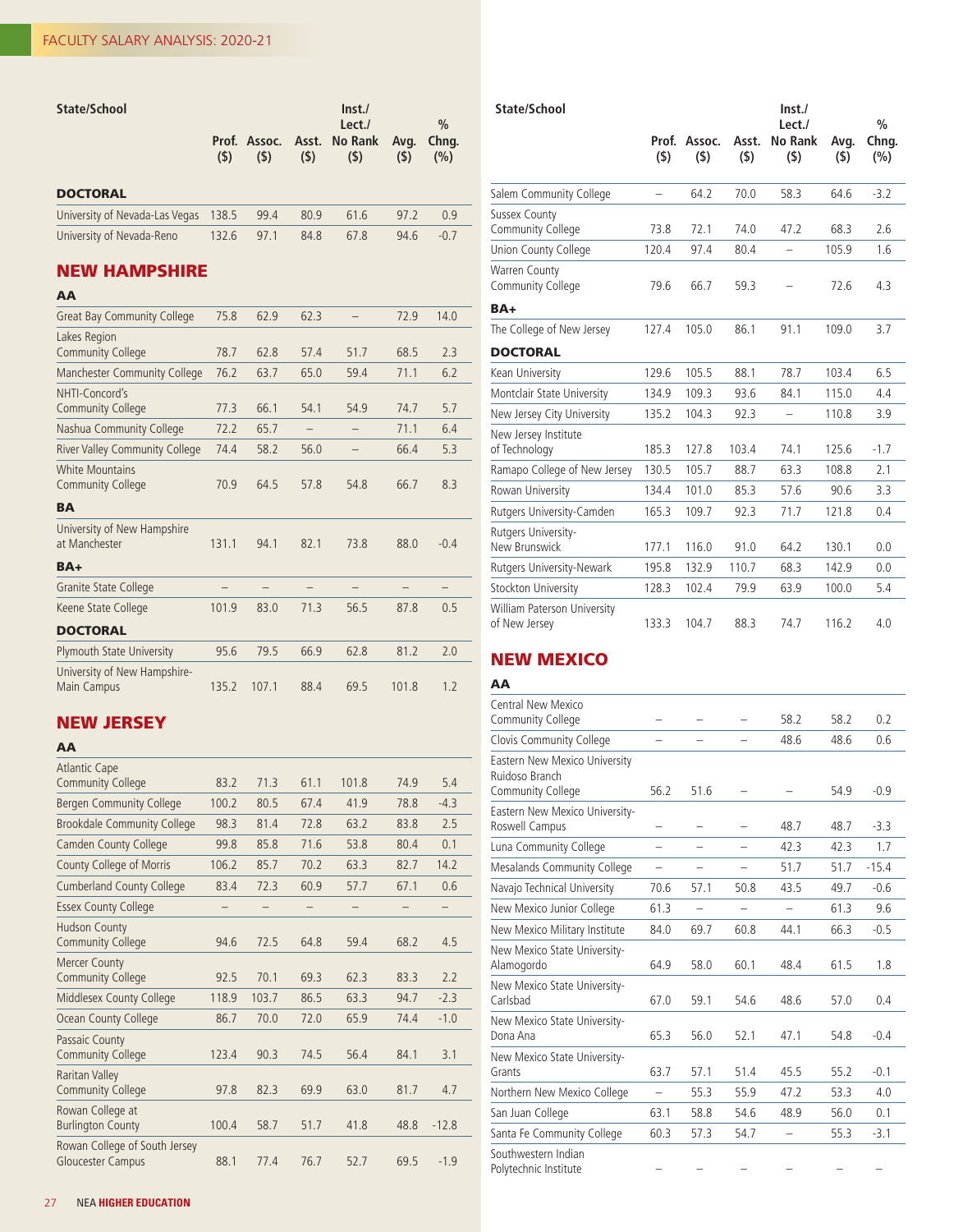| State/School | Prof. ($) | Assoc. ($) | Asst. ($) | Inst./ Lect./ No Rank ($) | Avg. ($) | % Chng. (%) |
|---|---|---|---|---|---|---|
| **DOCTORAL** | | | | | | |
| University of Nevada-Las Vegas | 138.5 | 99.4 | 80.9 | 61.6 | 97.2 | 0.9 |
| University of Nevada-Reno | 132.6 | 97.1 | 84.8 | 67.8 | 94.6 | -0.7 |

## NEW HAMPSHIRE

| State/School | Prof. ($) | Assoc. ($) | Asst. ($) | Inst./ Lect./ No Rank ($) | Avg. ($) | % Chng. (%) |
|---|---|---|---|---|---|---|
| **AA** | | | | | | |
| Great Bay Community College | 75.8 | 62.9 | 62.3 | – | 72.9 | 14.0 |
| Lakes Region Community College | 78.7 | 62.8 | 57.4 | 51.7 | 68.5 | 2.3 |
| Manchester Community College | 76.2 | 63.7 | 65.0 | 59.4 | 71.1 | 6.2 |
| NHTI-Concord's Community College | 77.3 | 66.1 | 54.1 | 54.9 | 74.7 | 5.7 |
| Nashua Community College | 72.2 | 65.7 | – | – | 71.1 | 6.4 |
| River Valley Community College | 74.4 | 58.2 | 56.0 | – | 66.4 | 5.3 |
| White Mountains Community College | 70.9 | 64.5 | 57.8 | 54.8 | 66.7 | 8.3 |
| **BA** | | | | | | |
| University of New Hampshire at Manchester | 131.1 | 94.1 | 82.1 | 73.8 | 88.0 | -0.4 |
| **BA+** | | | | | | |
| Granite State College | – | – | – | – | – | – |
| Keene State College | 101.9 | 83.0 | 71.3 | 56.5 | 87.8 | 0.5 |
| **DOCTORAL** | | | | | | |
| Plymouth State University | 95.6 | 79.5 | 66.9 | 62.8 | 81.2 | 2.0 |
| University of New Hampshire-Main Campus | 135.2 | 107.1 | 88.4 | 69.5 | 101.8 | 1.2 |

## NEW JERSEY

| State/School | Prof. ($) | Assoc. ($) | Asst. ($) | Inst./ Lect./ No Rank ($) | Avg. ($) | % Chng. (%) |
|---|---|---|---|---|---|---|
| **AA** | | | | | | |
| Atlantic Cape Community College | 83.2 | 71.3 | 61.1 | 101.8 | 74.9 | 5.4 |
| Bergen Community College | 100.2 | 80.5 | 67.4 | 41.9 | 78.8 | -4.3 |
| Brookdale Community College | 98.3 | 81.4 | 72.8 | 63.2 | 83.8 | 2.5 |
| Camden County College | 99.8 | 85.8 | 71.6 | 53.8 | 80.4 | 0.1 |
| County College of Morris | 106.2 | 85.7 | 70.2 | 63.3 | 82.7 | 14.2 |
| Cumberland County College | 83.4 | 72.3 | 60.9 | 57.7 | 67.1 | 0.6 |
| Essex County College | – | – | – | – | – | – |
| Hudson County Community College | 94.6 | 72.5 | 64.8 | 59.4 | 68.2 | 4.5 |
| Mercer County Community College | 92.5 | 70.1 | 69.3 | 62.3 | 83.3 | 2.2 |
| Middlesex County College | 118.9 | 103.7 | 86.5 | 63.3 | 94.7 | -2.3 |
| Ocean County College | 86.7 | 70.0 | 72.0 | 65.9 | 74.4 | -1.0 |
| Passaic County Community College | 123.4 | 90.3 | 74.5 | 56.4 | 84.1 | 3.1 |
| Raritan Valley Community College | 97.8 | 82.3 | 69.9 | 63.0 | 81.7 | 4.7 |
| Rowan College at Burlington County | 100.4 | 58.7 | 51.7 | 41.8 | 48.8 | -12.8 |
| Rowan College of South Jersey Gloucester Campus | 88.1 | 77.4 | 76.7 | 52.7 | 69.5 | -1.9 |
| Salem Community College | – | 64.2 | 70.0 | 58.3 | 64.6 | -3.2 |
| Sussex County Community College | 73.8 | 72.1 | 74.0 | 47.2 | 68.3 | 2.6 |
| Union County College | 120.4 | 97.4 | 80.4 | – | 105.9 | 1.6 |
| Warren County Community College | 79.6 | 66.7 | 59.3 | – | 72.6 | 4.3 |
| **BA+** | | | | | | |
| The College of New Jersey | 127.4 | 105.0 | 86.1 | 91.1 | 109.0 | 3.7 |
| **DOCTORAL** | | | | | | |
| Kean University | 129.6 | 105.5 | 88.1 | 78.7 | 103.4 | 6.5 |
| Montclair State University | 134.9 | 109.3 | 93.6 | 84.1 | 115.0 | 4.4 |
| New Jersey City University | 135.2 | 104.3 | 92.3 | – | 110.8 | 3.9 |
| New Jersey Institute of Technology | 185.3 | 127.8 | 103.4 | 74.1 | 125.6 | -1.7 |
| Ramapo College of New Jersey | 130.5 | 105.7 | 88.7 | 63.3 | 108.8 | 2.1 |
| Rowan University | 134.4 | 101.0 | 85.3 | 57.6 | 90.6 | 3.3 |
| Rutgers University-Camden | 165.3 | 109.7 | 92.3 | 71.7 | 121.8 | 0.4 |
| Rutgers University-New Brunswick | 177.1 | 116.0 | 91.0 | 64.2 | 130.1 | 0.0 |
| Rutgers University-Newark | 195.8 | 132.9 | 110.7 | 68.3 | 142.9 | 0.0 |
| Stockton University | 128.3 | 102.4 | 79.9 | 63.9 | 100.0 | 5.4 |
| William Paterson University of New Jersey | 133.3 | 104.7 | 88.3 | 74.7 | 116.2 | 4.0 |

## NEW MEXICO

| State/School | Prof. ($) | Assoc. ($) | Asst. ($) | Inst./ Lect./ No Rank ($) | Avg. ($) | % Chng. (%) |
|---|---|---|---|---|---|---|
| **AA** | | | | | | |
| Central New Mexico Community College | – | – | – | 58.2 | 58.2 | 0.2 |
| Clovis Community College | – | – | – | 48.6 | 48.6 | 0.6 |
| Eastern New Mexico University Ruidoso Branch Community College | 56.2 | 51.6 | – | – | 54.9 | -0.9 |
| Eastern New Mexico University-Roswell Campus | – | – | – | 48.7 | 48.7 | -3.3 |
| Luna Community College | – | – | – | 42.3 | 42.3 | 1.7 |
| Mesalands Community College | – | – | – | 51.7 | 51.7 | -15.4 |
| Navajo Technical University | 70.6 | 57.1 | 50.8 | 43.5 | 49.7 | -0.6 |
| New Mexico Junior College | 61.3 | – | – | – | 61.3 | 9.6 |
| New Mexico Military Institute | 84.0 | 69.7 | 60.8 | 44.1 | 66.3 | -0.5 |
| New Mexico State University-Alamogordo | 64.9 | 58.0 | 60.1 | 48.4 | 61.5 | 1.8 |
| New Mexico State University-Carlsbad | 67.0 | 59.1 | 54.6 | 48.6 | 57.0 | 0.4 |
| New Mexico State University-Dona Ana | 65.3 | 56.0 | 52.1 | 47.1 | 54.8 | -0.4 |
| New Mexico State University-Grants | 63.7 | 57.1 | 51.4 | 45.5 | 55.2 | -0.1 |
| Northern New Mexico College | – | 55.3 | 55.9 | 47.2 | 53.3 | 4.0 |
| San Juan College | 63.1 | 58.8 | 54.6 | 48.9 | 56.0 | 0.1 |
| Santa Fe Community College | 60.3 | 57.3 | 54.7 | – | 55.3 | -3.1 |
| Southwestern Indian Polytechnic Institute | – | – | – | – | – | – |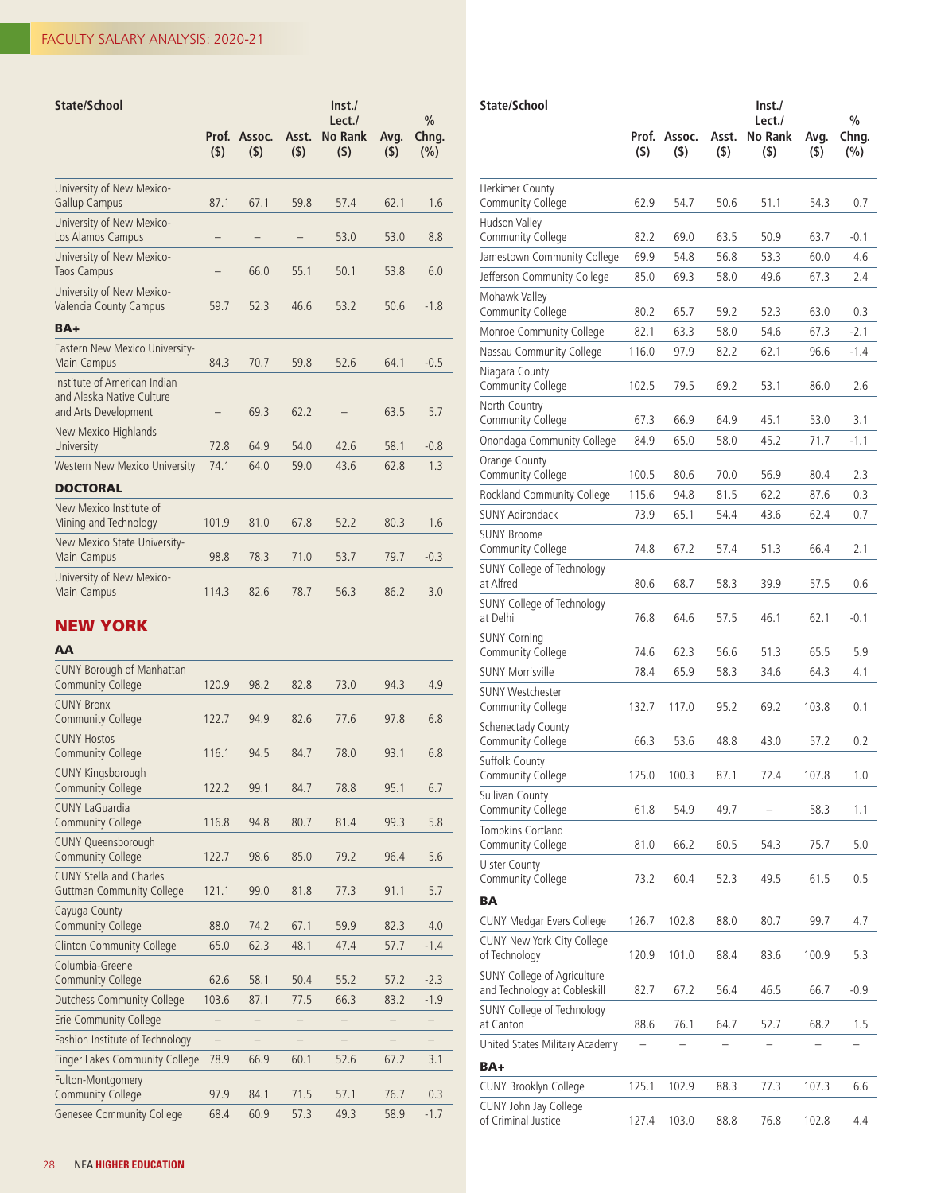| State/School | Prof. ($) | Assoc. ($) | Asst. ($) | Inst./ Lect./ No Rank ($) | Avg. ($) | % Chng. (%) |
|---|---|---|---|---|---|---|
| University of New Mexico-Gallup Campus | 87.1 | 67.1 | 59.8 | 57.4 | 62.1 | 1.6 |
| University of New Mexico-Los Alamos Campus | – | – | – | 53.0 | 53.0 | 8.8 |
| University of New Mexico-Taos Campus | – | 66.0 | 55.1 | 50.1 | 53.8 | 6.0 |
| University of New Mexico-Valencia County Campus | 59.7 | 52.3 | 46.6 | 53.2 | 50.6 | -1.8 |
| **BA+** | | | | | | |
| Eastern New Mexico University-Main Campus | 84.3 | 70.7 | 59.8 | 52.6 | 64.1 | -0.5 |
| Institute of American Indian and Alaska Native Culture and Arts Development | – | 69.3 | 62.2 | – | 63.5 | 5.7 |
| New Mexico Highlands University | 72.8 | 64.9 | 54.0 | 42.6 | 58.1 | -0.8 |
| Western New Mexico University | 74.1 | 64.0 | 59.0 | 43.6 | 62.8 | 1.3 |
| **DOCTORAL** | | | | | | |
| New Mexico Institute of Mining and Technology | 101.9 | 81.0 | 67.8 | 52.2 | 80.3 | 1.6 |
| New Mexico State University-Main Campus | 98.8 | 78.3 | 71.0 | 53.7 | 79.7 | -0.3 |
| University of New Mexico-Main Campus | 114.3 | 82.6 | 78.7 | 56.3 | 86.2 | 3.0 |

## NEW YORK

| State/School | Prof. ($) | Assoc. ($) | Asst. ($) | Inst./ Lect./ No Rank ($) | Avg. ($) | % Chng. (%) |
|---|---|---|---|---|---|---|
| **AA** | | | | | | |
| CUNY Borough of Manhattan Community College | 120.9 | 98.2 | 82.8 | 73.0 | 94.3 | 4.9 |
| CUNY Bronx Community College | 122.7 | 94.9 | 82.6 | 77.6 | 97.8 | 6.8 |
| CUNY Hostos Community College | 116.1 | 94.5 | 84.7 | 78.0 | 93.1 | 6.8 |
| CUNY Kingsborough Community College | 122.2 | 99.1 | 84.7 | 78.8 | 95.1 | 6.7 |
| CUNY LaGuardia Community College | 116.8 | 94.8 | 80.7 | 81.4 | 99.3 | 5.8 |
| CUNY Queensborough Community College | 122.7 | 98.6 | 85.0 | 79.2 | 96.4 | 5.6 |
| CUNY Stella and Charles Guttman Community College | 121.1 | 99.0 | 81.8 | 77.3 | 91.1 | 5.7 |
| Cayuga County Community College | 88.0 | 74.2 | 67.1 | 59.9 | 82.3 | 4.0 |
| Clinton Community College | 65.0 | 62.3 | 48.1 | 47.4 | 57.7 | -1.4 |
| Columbia-Greene Community College | 62.6 | 58.1 | 50.4 | 55.2 | 57.2 | -2.3 |
| Dutchess Community College | 103.6 | 87.1 | 77.5 | 66.3 | 83.2 | -1.9 |
| Erie Community College | – | – | – | – | – | – |
| Fashion Institute of Technology | – | – | – | – | – | – |
| Finger Lakes Community College | 78.9 | 66.9 | 60.1 | 52.6 | 67.2 | 3.1 |
| Fulton-Montgomery Community College | 97.9 | 84.1 | 71.5 | 57.1 | 76.7 | 0.3 |
| Genesee Community College | 68.4 | 60.9 | 57.3 | 49.3 | 58.9 | -1.7 |
| Herkimer County Community College | 62.9 | 54.7 | 50.6 | 51.1 | 54.3 | 0.7 |
| Hudson Valley Community College | 82.2 | 69.0 | 63.5 | 50.9 | 63.7 | -0.1 |
| Jamestown Community College | 69.9 | 54.8 | 56.8 | 53.3 | 60.0 | 4.6 |
| Jefferson Community College | 85.0 | 69.3 | 58.0 | 49.6 | 67.3 | 2.4 |
| Mohawk Valley Community College | 80.2 | 65.7 | 59.2 | 52.3 | 63.0 | 0.3 |
| Monroe Community College | 82.1 | 63.3 | 58.0 | 54.6 | 67.3 | -2.1 |
| Nassau Community College | 116.0 | 97.9 | 82.2 | 62.1 | 96.6 | -1.4 |
| Niagara County Community College | 102.5 | 79.5 | 69.2 | 53.1 | 86.0 | 2.6 |
| North Country Community College | 67.3 | 66.9 | 64.9 | 45.1 | 53.0 | 3.1 |
| Onondaga Community College | 84.9 | 65.0 | 58.0 | 45.2 | 71.7 | -1.1 |
| Orange County Community College | 100.5 | 80.6 | 70.0 | 56.9 | 80.4 | 2.3 |
| Rockland Community College | 115.6 | 94.8 | 81.5 | 62.2 | 87.6 | 0.3 |
| SUNY Adirondack | 73.9 | 65.1 | 54.4 | 43.6 | 62.4 | 0.7 |
| SUNY Broome Community College | 74.8 | 67.2 | 57.4 | 51.3 | 66.4 | 2.1 |
| SUNY College of Technology at Alfred | 80.6 | 68.7 | 58.3 | 39.9 | 57.5 | 0.6 |
| SUNY College of Technology at Delhi | 76.8 | 64.6 | 57.5 | 46.1 | 62.1 | -0.1 |
| SUNY Corning Community College | 74.6 | 62.3 | 56.6 | 51.3 | 65.5 | 5.9 |
| SUNY Morrisville | 78.4 | 65.9 | 58.3 | 34.6 | 64.3 | 4.1 |
| SUNY Westchester Community College | 132.7 | 117.0 | 95.2 | 69.2 | 103.8 | 0.1 |
| Schenectady County Community College | 66.3 | 53.6 | 48.8 | 43.0 | 57.2 | 0.2 |
| Suffolk County Community College | 125.0 | 100.3 | 87.1 | 72.4 | 107.8 | 1.0 |
| Sullivan County Community College | 61.8 | 54.9 | 49.7 | – | 58.3 | 1.1 |
| Tompkins Cortland Community College | 81.0 | 66.2 | 60.5 | 54.3 | 75.7 | 5.0 |
| Ulster County Community College | 73.2 | 60.4 | 52.3 | 49.5 | 61.5 | 0.5 |
| **BA** | | | | | | |
| CUNY Medgar Evers College | 126.7 | 102.8 | 88.0 | 80.7 | 99.7 | 4.7 |
| CUNY New York City College of Technology | 120.9 | 101.0 | 88.4 | 83.6 | 100.9 | 5.3 |
| SUNY College of Agriculture and Technology at Cobleskill | 82.7 | 67.2 | 56.4 | 46.5 | 66.7 | -0.9 |
| SUNY College of Technology at Canton | 88.6 | 76.1 | 64.7 | 52.7 | 68.2 | 1.5 |
| United States Military Academy | – | – | – | – | – | – |
| **BA+** | | | | | | |
| CUNY Brooklyn College | 125.1 | 102.9 | 88.3 | 77.3 | 107.3 | 6.6 |
| CUNY John Jay College of Criminal Justice | 127.4 | 103.0 | 88.8 | 76.8 | 102.8 | 4.4 |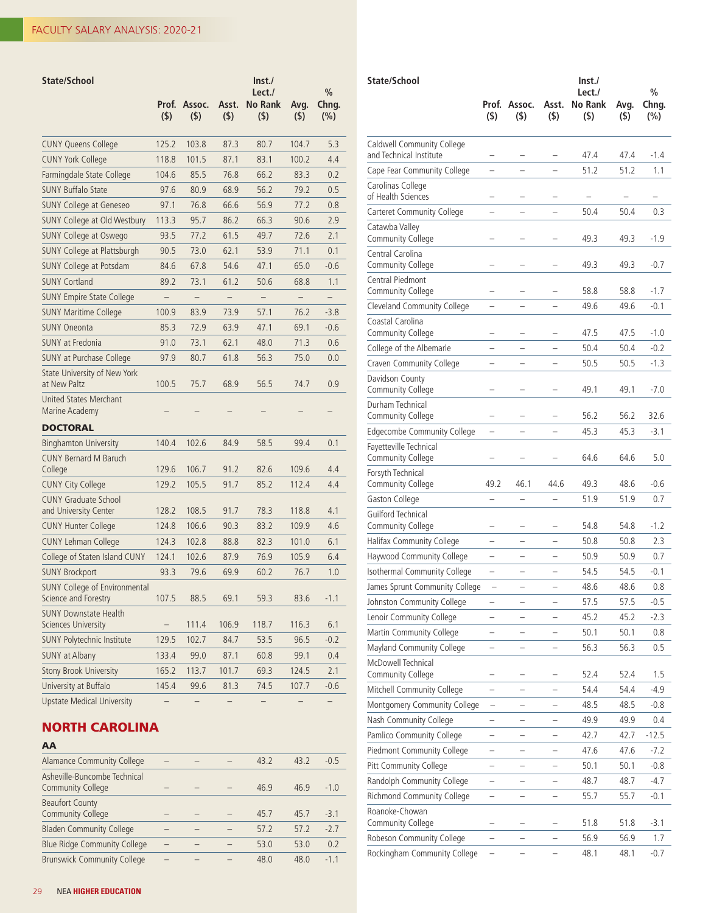## FACULTY SALARY ANALYSIS: 2020-21

| State/School | Prof. ($) | Assoc. ($) | Asst. ($) | Inst./ Lect./ No Rank ($) | Avg. ($) | % Chng. (%) |
|---|---|---|---|---|---|---|
| CUNY Queens College | 125.2 | 103.8 | 87.3 | 80.7 | 104.7 | 5.3 |
| CUNY York College | 118.8 | 101.5 | 87.1 | 83.1 | 100.2 | 4.4 |
| Farmingdale State College | 104.6 | 85.5 | 76.8 | 66.2 | 83.3 | 0.2 |
| SUNY Buffalo State | 97.6 | 80.9 | 68.9 | 56.2 | 79.2 | 0.5 |
| SUNY College at Geneseo | 97.1 | 76.8 | 66.6 | 56.9 | 77.2 | 0.8 |
| SUNY College at Old Westbury | 113.3 | 95.7 | 86.2 | 66.3 | 90.6 | 2.9 |
| SUNY College at Oswego | 93.5 | 77.2 | 61.5 | 49.7 | 72.6 | 2.1 |
| SUNY College at Plattsburgh | 90.5 | 73.0 | 62.1 | 53.9 | 71.1 | 0.1 |
| SUNY College at Potsdam | 84.6 | 67.8 | 54.6 | 47.1 | 65.0 | -0.6 |
| SUNY Cortland | 89.2 | 73.1 | 61.2 | 50.6 | 68.8 | 1.1 |
| SUNY Empire State College | – | – | – | – | – | – |
| SUNY Maritime College | 100.9 | 83.9 | 73.9 | 57.1 | 76.2 | -3.8 |
| SUNY Oneonta | 85.3 | 72.9 | 63.9 | 47.1 | 69.1 | -0.6 |
| SUNY at Fredonia | 91.0 | 73.1 | 62.1 | 48.0 | 71.3 | 0.6 |
| SUNY at Purchase College | 97.9 | 80.7 | 61.8 | 56.3 | 75.0 | 0.0 |
| State University of New York at New Paltz | 100.5 | 75.7 | 68.9 | 56.5 | 74.7 | 0.9 |
| United States Merchant Marine Academy | – | – | – | – | – | – |
| **DOCTORAL** | | | | | | |
| Binghamton University | 140.4 | 102.6 | 84.9 | 58.5 | 99.4 | 0.1 |
| CUNY Bernard M Baruch College | 129.6 | 106.7 | 91.2 | 82.6 | 109.6 | 4.4 |
| CUNY City College | 129.2 | 105.5 | 91.7 | 85.2 | 112.4 | 4.4 |
| CUNY Graduate School and University Center | 128.2 | 108.5 | 91.7 | 78.3 | 118.8 | 4.1 |
| CUNY Hunter College | 124.8 | 106.6 | 90.3 | 83.2 | 109.9 | 4.6 |
| CUNY Lehman College | 124.3 | 102.8 | 88.8 | 82.3 | 101.0 | 6.1 |
| College of Staten Island CUNY | 124.1 | 102.6 | 87.9 | 76.9 | 105.9 | 6.4 |
| SUNY Brockport | 93.3 | 79.6 | 69.9 | 60.2 | 76.7 | 1.0 |
| SUNY College of Environmental Science and Forestry | 107.5 | 88.5 | 69.1 | 59.3 | 83.6 | -1.1 |
| SUNY Downstate Health Sciences University | – | 111.4 | 106.9 | 118.7 | 116.3 | 6.1 |
| SUNY Polytechnic Institute | 129.5 | 102.7 | 84.7 | 53.5 | 96.5 | -0.2 |
| SUNY at Albany | 133.4 | 99.0 | 87.1 | 60.8 | 99.1 | 0.4 |
| Stony Brook University | 165.2 | 113.7 | 101.7 | 69.3 | 124.5 | 2.1 |
| University at Buffalo | 145.4 | 99.6 | 81.3 | 74.5 | 107.7 | -0.6 |
| Upstate Medical University | – | – | – | – | – | – |

## NORTH CAROLINA

| State/School | Prof. ($) | Assoc. ($) | Asst. ($) | Inst./ Lect./ No Rank ($) | Avg. ($) | % Chng. (%) |
|---|---|---|---|---|---|---|
| **AA** | | | | | | |
| Alamance Community College | – | – | – | 43.2 | 43.2 | -0.5 |
| Asheville-Buncombe Technical Community College | – | – | – | 46.9 | 46.9 | -1.0 |
| Beaufort County Community College | – | – | – | 45.7 | 45.7 | -3.1 |
| Bladen Community College | – | – | – | 57.2 | 57.2 | -2.7 |
| Blue Ridge Community College | – | – | – | 53.0 | 53.0 | 0.2 |
| Brunswick Community College | – | – | – | 48.0 | 48.0 | -1.1 |
| Caldwell Community College and Technical Institute | – | – | – | 47.4 | 47.4 | -1.4 |
| Cape Fear Community College | – | – | – | 51.2 | 51.2 | 1.1 |
| Carolinas College of Health Sciences | – | – | – | – | – | – |
| Carteret Community College | – | – | – | 50.4 | 50.4 | 0.3 |
| Catawba Valley Community College | – | – | – | 49.3 | 49.3 | -1.9 |
| Central Carolina Community College | – | – | – | 49.3 | 49.3 | -0.7 |
| Central Piedmont Community College | – | – | – | 58.8 | 58.8 | -1.7 |
| Cleveland Community College | – | – | – | 49.6 | 49.6 | -0.1 |
| Coastal Carolina Community College | – | – | – | 47.5 | 47.5 | -1.0 |
| College of the Albemarle | – | – | – | 50.4 | 50.4 | -0.2 |
| Craven Community College | – | – | – | 50.5 | 50.5 | -1.3 |
| Davidson County Community College | – | – | – | 49.1 | 49.1 | -7.0 |
| Durham Technical Community College | – | – | – | 56.2 | 56.2 | 32.6 |
| Edgecombe Community College | – | – | – | 45.3 | 45.3 | -3.1 |
| Fayetteville Technical Community College | – | – | – | 64.6 | 64.6 | 5.0 |
| Forsyth Technical Community College | 49.2 | 46.1 | 44.6 | 49.3 | 48.6 | -0.6 |
| Gaston College | – | – | – | 51.9 | 51.9 | 0.7 |
| Guilford Technical Community College | – | – | – | 54.8 | 54.8 | -1.2 |
| Halifax Community College | – | – | – | 50.8 | 50.8 | 2.3 |
| Haywood Community College | – | – | – | 50.9 | 50.9 | 0.7 |
| Isothermal Community College | – | – | – | 54.5 | 54.5 | -0.1 |
| James Sprunt Community College | – | – | – | 48.6 | 48.6 | 0.8 |
| Johnston Community College | – | – | – | 57.5 | 57.5 | -0.5 |
| Lenoir Community College | – | – | – | 45.2 | 45.2 | -2.3 |
| Martin Community College | – | – | – | 50.1 | 50.1 | 0.8 |
| Mayland Community College | – | – | – | 56.3 | 56.3 | 0.5 |
| McDowell Technical Community College | – | – | – | 52.4 | 52.4 | 1.5 |
| Mitchell Community College | – | – | – | 54.4 | 54.4 | -4.9 |
| Montgomery Community College | – | – | – | 48.5 | 48.5 | -0.8 |
| Nash Community College | – | – | – | 49.9 | 49.9 | 0.4 |
| Pamlico Community College | – | – | – | 42.7 | 42.7 | -12.5 |
| Piedmont Community College | – | – | – | 47.6 | 47.6 | -7.2 |
| Pitt Community College | – | – | – | 50.1 | 50.1 | -0.8 |
| Randolph Community College | – | – | – | 48.7 | 48.7 | -4.7 |
| Richmond Community College | – | – | – | 55.7 | 55.7 | -0.1 |
| Roanoke-Chowan Community College | – | – | – | 51.8 | 51.8 | -3.1 |
| Robeson Community College | – | – | – | 56.9 | 56.9 | 1.7 |
| Rockingham Community College | – | – | – | 48.1 | 48.1 | -0.7 |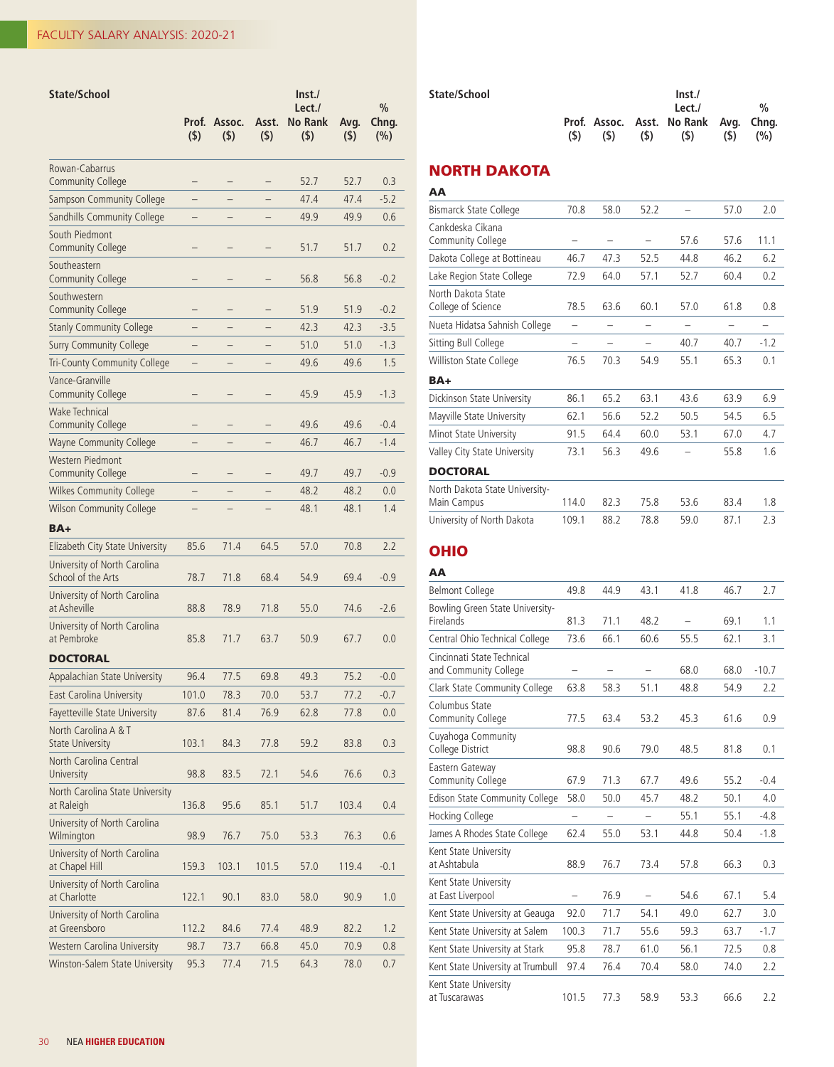| State/School | Prof. ($) | Assoc. ($) | Asst. ($) | Inst./ Lect./ No Rank ($) | Avg. ($) | % Chng. (%) |
|---|---|---|---|---|---|---|
| Rowan-Cabarrus Community College | – | – | – | 52.7 | 52.7 | 0.3 |
| Sampson Community College | – | – | – | 47.4 | 47.4 | -5.2 |
| Sandhills Community College | – | – | – | 49.9 | 49.9 | 0.6 |
| South Piedmont Community College | – | – | – | 51.7 | 51.7 | 0.2 |
| Southeastern Community College | – | – | – | 56.8 | 56.8 | -0.2 |
| Southwestern Community College | – | – | – | 51.9 | 51.9 | -0.2 |
| Stanly Community College | – | – | – | 42.3 | 42.3 | -3.5 |
| Surry Community College | – | – | – | 51.0 | 51.0 | -1.3 |
| Tri-County Community College | – | – | – | 49.6 | 49.6 | 1.5 |
| Vance-Granville Community College | – | – | – | 45.9 | 45.9 | -1.3 |
| Wake Technical Community College | – | – | – | 49.6 | 49.6 | -0.4 |
| Wayne Community College | – | – | – | 46.7 | 46.7 | -1.4 |
| Western Piedmont Community College | – | – | – | 49.7 | 49.7 | -0.9 |
| Wilkes Community College | – | – | – | 48.2 | 48.2 | 0.0 |
| Wilson Community College | – | – | – | 48.1 | 48.1 | 1.4 |
| **BA+** | | | | | | |
| Elizabeth City State University | 85.6 | 71.4 | 64.5 | 57.0 | 70.8 | 2.2 |
| University of North Carolina School of the Arts | 78.7 | 71.8 | 68.4 | 54.9 | 69.4 | -0.9 |
| University of North Carolina at Asheville | 88.8 | 78.9 | 71.8 | 55.0 | 74.6 | -2.6 |
| University of North Carolina at Pembroke | 85.8 | 71.7 | 63.7 | 50.9 | 67.7 | 0.0 |
| **DOCTORAL** | | | | | | |
| Appalachian State University | 96.4 | 77.5 | 69.8 | 49.3 | 75.2 | -0.0 |
| East Carolina University | 101.0 | 78.3 | 70.0 | 53.7 | 77.2 | -0.7 |
| Fayetteville State University | 87.6 | 81.4 | 76.9 | 62.8 | 77.8 | 0.0 |
| North Carolina A & T State University | 103.1 | 84.3 | 77.8 | 59.2 | 83.8 | 0.3 |
| North Carolina Central University | 98.8 | 83.5 | 72.1 | 54.6 | 76.6 | 0.3 |
| North Carolina State University at Raleigh | 136.8 | 95.6 | 85.1 | 51.7 | 103.4 | 0.4 |
| University of North Carolina Wilmington | 98.9 | 76.7 | 75.0 | 53.3 | 76.3 | 0.6 |
| University of North Carolina at Chapel Hill | 159.3 | 103.1 | 101.5 | 57.0 | 119.4 | -0.1 |
| University of North Carolina at Charlotte | 122.1 | 90.1 | 83.0 | 58.0 | 90.9 | 1.0 |
| University of North Carolina at Greensboro | 112.2 | 84.6 | 77.4 | 48.9 | 82.2 | 1.2 |
| Western Carolina University | 98.7 | 73.7 | 66.8 | 45.0 | 70.9 | 0.8 |
| Winston-Salem State University | 95.3 | 77.4 | 71.5 | 64.3 | 78.0 | 0.7 |

## NORTH DAKOTA

| State/School | Prof. ($) | Assoc. ($) | Asst. ($) | Inst./ Lect./ No Rank ($) | Avg. ($) | % Chng. (%) |
|---|---|---|---|---|---|---|
| **AA** | | | | | | |
| Bismarck State College | 70.8 | 58.0 | 52.2 | – | 57.0 | 2.0 |
| Cankdeska Cikana Community College | – | – | – | 57.6 | 57.6 | 11.1 |
| Dakota College at Bottineau | 46.7 | 47.3 | 52.5 | 44.8 | 46.2 | 6.2 |
| Lake Region State College | 72.9 | 64.0 | 57.1 | 52.7 | 60.4 | 0.2 |
| North Dakota State College of Science | 78.5 | 63.6 | 60.1 | 57.0 | 61.8 | 0.8 |
| Nueta Hidatsa Sahnish College | – | – | – | – | – | – |
| Sitting Bull College | – | – | – | 40.7 | 40.7 | -1.2 |
| Williston State College | 76.5 | 70.3 | 54.9 | 55.1 | 65.3 | 0.1 |
| **BA+** | | | | | | |
| Dickinson State University | 86.1 | 65.2 | 63.1 | 43.6 | 63.9 | 6.9 |
| Mayville State University | 62.1 | 56.6 | 52.2 | 50.5 | 54.5 | 6.5 |
| Minot State University | 91.5 | 64.4 | 60.0 | 53.1 | 67.0 | 4.7 |
| Valley City State University | 73.1 | 56.3 | 49.6 | – | 55.8 | 1.6 |
| **DOCTORAL** | | | | | | |
| North Dakota State University-Main Campus | 114.0 | 82.3 | 75.8 | 53.6 | 83.4 | 1.8 |
| University of North Dakota | 109.1 | 88.2 | 78.8 | 59.0 | 87.1 | 2.3 |

## OHIO

| State/School | Prof. ($) | Assoc. ($) | Asst. ($) | Inst./ Lect./ No Rank ($) | Avg. ($) | % Chng. (%) |
|---|---|---|---|---|---|---|
| **AA** | | | | | | |
| Belmont College | 49.8 | 44.9 | 43.1 | 41.8 | 46.7 | 2.7 |
| Bowling Green State University-Firelands | 81.3 | 71.1 | 48.2 | – | 69.1 | 1.1 |
| Central Ohio Technical College | 73.6 | 66.1 | 60.6 | 55.5 | 62.1 | 3.1 |
| Cincinnati State Technical and Community College | – | – | – | 68.0 | 68.0 | -10.7 |
| Clark State Community College | 63.8 | 58.3 | 51.1 | 48.8 | 54.9 | 2.2 |
| Columbus State Community College | 77.5 | 63.4 | 53.2 | 45.3 | 61.6 | 0.9 |
| Cuyahoga Community College District | 98.8 | 90.6 | 79.0 | 48.5 | 81.8 | 0.1 |
| Eastern Gateway Community College | 67.9 | 71.3 | 67.7 | 49.6 | 55.2 | -0.4 |
| Edison State Community College | 58.0 | 50.0 | 45.7 | 48.2 | 50.1 | 4.0 |
| Hocking College | – | – | – | 55.1 | 55.1 | -4.8 |
| James A Rhodes State College | 62.4 | 55.0 | 53.1 | 44.8 | 50.4 | -1.8 |
| Kent State University at Ashtabula | 88.9 | 76.7 | 73.4 | 57.8 | 66.3 | 0.3 |
| Kent State University at East Liverpool | – | 76.9 | – | 54.6 | 67.1 | 5.4 |
| Kent State University at Geauga | 92.0 | 71.7 | 54.1 | 49.0 | 62.7 | 3.0 |
| Kent State University at Salem | 100.3 | 71.7 | 55.6 | 59.3 | 63.7 | -1.7 |
| Kent State University at Stark | 95.8 | 78.7 | 61.0 | 56.1 | 72.5 | 0.8 |
| Kent State University at Trumbull | 97.4 | 76.4 | 70.4 | 58.0 | 74.0 | 2.2 |
| Kent State University at Tuscarawas | 101.5 | 77.3 | 58.9 | 53.3 | 66.6 | 2.2 |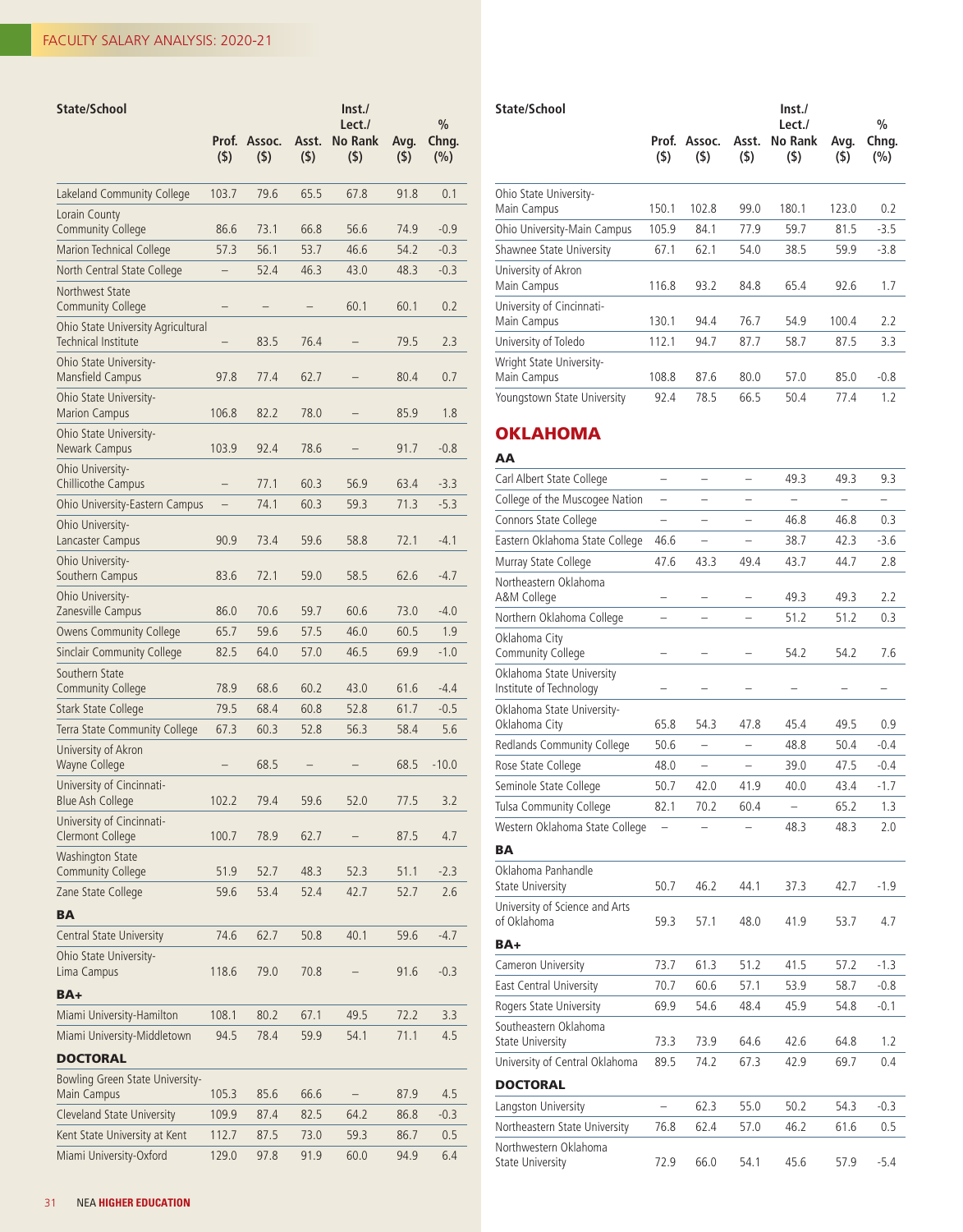| State/School | Prof. ($) | Assoc. ($) | Asst. ($) | Inst./ Lect./ No Rank ($) | Avg. ($) | % Chng. (%) |
|---|---|---|---|---|---|---|
| Lakeland Community College | 103.7 | 79.6 | 65.5 | 67.8 | 91.8 | 0.1 |
| Lorain County Community College | 86.6 | 73.1 | 66.8 | 56.6 | 74.9 | -0.9 |
| Marion Technical College | 57.3 | 56.1 | 53.7 | 46.6 | 54.2 | -0.3 |
| North Central State College | – | 52.4 | 46.3 | 43.0 | 48.3 | -0.3 |
| Northwest State Community College | – | – | – | 60.1 | 60.1 | 0.2 |
| Ohio State University Agricultural Technical Institute | – | 83.5 | 76.4 | – | 79.5 | 2.3 |
| Ohio State University-Mansfield Campus | 97.8 | 77.4 | 62.7 | – | 80.4 | 0.7 |
| Ohio State University-Marion Campus | 106.8 | 82.2 | 78.0 | – | 85.9 | 1.8 |
| Ohio State University-Newark Campus | 103.9 | 92.4 | 78.6 | – | 91.7 | -0.8 |
| Ohio University-Chillicothe Campus | – | 77.1 | 60.3 | 56.9 | 63.4 | -3.3 |
| Ohio University-Eastern Campus | – | 74.1 | 60.3 | 59.3 | 71.3 | -5.3 |
| Ohio University-Lancaster Campus | 90.9 | 73.4 | 59.6 | 58.8 | 72.1 | -4.1 |
| Ohio University-Southern Campus | 83.6 | 72.1 | 59.0 | 58.5 | 62.6 | -4.7 |
| Ohio University-Zanesville Campus | 86.0 | 70.6 | 59.7 | 60.6 | 73.0 | -4.0 |
| Owens Community College | 65.7 | 59.6 | 57.5 | 46.0 | 60.5 | 1.9 |
| Sinclair Community College | 82.5 | 64.0 | 57.0 | 46.5 | 69.9 | -1.0 |
| Southern State Community College | 78.9 | 68.6 | 60.2 | 43.0 | 61.6 | -4.4 |
| Stark State College | 79.5 | 68.4 | 60.8 | 52.8 | 61.7 | -0.5 |
| Terra State Community College | 67.3 | 60.3 | 52.8 | 56.3 | 58.4 | 5.6 |
| University of Akron Wayne College | – | 68.5 | – | – | 68.5 | -10.0 |
| University of Cincinnati-Blue Ash College | 102.2 | 79.4 | 59.6 | 52.0 | 77.5 | 3.2 |
| University of Cincinnati-Clermont College | 100.7 | 78.9 | 62.7 | – | 87.5 | 4.7 |
| Washington State Community College | 51.9 | 52.7 | 48.3 | 52.3 | 51.1 | -2.3 |
| Zane State College | 59.6 | 53.4 | 52.4 | 42.7 | 52.7 | 2.6 |
| **BA** | | | | | | |
| Central State University | 74.6 | 62.7 | 50.8 | 40.1 | 59.6 | -4.7 |
| Ohio State University-Lima Campus | 118.6 | 79.0 | 70.8 | – | 91.6 | -0.3 |
| **BA+** | | | | | | |
| Miami University-Hamilton | 108.1 | 80.2 | 67.1 | 49.5 | 72.2 | 3.3 |
| Miami University-Middletown | 94.5 | 78.4 | 59.9 | 54.1 | 71.1 | 4.5 |
| **DOCTORAL** | | | | | | |
| Bowling Green State University-Main Campus | 105.3 | 85.6 | 66.6 | – | 87.9 | 4.5 |
| Cleveland State University | 109.9 | 87.4 | 82.5 | 64.2 | 86.8 | -0.3 |
| Kent State University at Kent | 112.7 | 87.5 | 73.0 | 59.3 | 86.7 | 0.5 |
| Miami University-Oxford | 129.0 | 97.8 | 91.9 | 60.0 | 94.9 | 6.4 |
| Ohio State University-Main Campus | 150.1 | 102.8 | 99.0 | 180.1 | 123.0 | 0.2 |
| Ohio University-Main Campus | 105.9 | 84.1 | 77.9 | 59.7 | 81.5 | -3.5 |
| Shawnee State University | 67.1 | 62.1 | 54.0 | 38.5 | 59.9 | -3.8 |
| University of Akron Main Campus | 116.8 | 93.2 | 84.8 | 65.4 | 92.6 | 1.7 |
| University of Cincinnati-Main Campus | 130.1 | 94.4 | 76.7 | 54.9 | 100.4 | 2.2 |
| University of Toledo | 112.1 | 94.7 | 87.7 | 58.7 | 87.5 | 3.3 |
| Wright State University-Main Campus | 108.8 | 87.6 | 80.0 | 57.0 | 85.0 | -0.8 |
| Youngstown State University | 92.4 | 78.5 | 66.5 | 50.4 | 77.4 | 1.2 |

## OKLAHOMA

| State/School | Prof. ($) | Assoc. ($) | Asst. ($) | Inst./ Lect./ No Rank ($) | Avg. ($) | % Chng. (%) |
|---|---|---|---|---|---|---|
| **AA** | | | | | | |
| Carl Albert State College | – | – | – | 49.3 | 49.3 | 9.3 |
| College of the Muscogee Nation | – | – | – | – | – | – |
| Connors State College | – | – | – | 46.8 | 46.8 | 0.3 |
| Eastern Oklahoma State College | 46.6 | – | – | 38.7 | 42.3 | -3.6 |
| Murray State College | 47.6 | 43.3 | 49.4 | 43.7 | 44.7 | 2.8 |
| Northeastern Oklahoma A&M College | – | – | – | 49.3 | 49.3 | 2.2 |
| Northern Oklahoma College | – | – | – | 51.2 | 51.2 | 0.3 |
| Oklahoma City Community College | – | – | – | 54.2 | 54.2 | 7.6 |
| Oklahoma State University Institute of Technology | – | – | – | – | – | – |
| Oklahoma State University-Oklahoma City | 65.8 | 54.3 | 47.8 | 45.4 | 49.5 | 0.9 |
| Redlands Community College | 50.6 | – | – | 48.8 | 50.4 | -0.4 |
| Rose State College | 48.0 | – | – | 39.0 | 47.5 | -0.4 |
| Seminole State College | 50.7 | 42.0 | 41.9 | 40.0 | 43.4 | -1.7 |
| Tulsa Community College | 82.1 | 70.2 | 60.4 | – | 65.2 | 1.3 |
| Western Oklahoma State College | – | – | – | 48.3 | 48.3 | 2.0 |
| **BA** | | | | | | |
| Oklahoma Panhandle State University | 50.7 | 46.2 | 44.1 | 37.3 | 42.7 | -1.9 |
| University of Science and Arts of Oklahoma | 59.3 | 57.1 | 48.0 | 41.9 | 53.7 | 4.7 |
| **BA+** | | | | | | |
| Cameron University | 73.7 | 61.3 | 51.2 | 41.5 | 57.2 | -1.3 |
| East Central University | 70.7 | 60.6 | 57.1 | 53.9 | 58.7 | -0.8 |
| Rogers State University | 69.9 | 54.6 | 48.4 | 45.9 | 54.8 | -0.1 |
| Southeastern Oklahoma State University | 73.3 | 73.9 | 64.6 | 42.6 | 64.8 | 1.2 |
| University of Central Oklahoma | 89.5 | 74.2 | 67.3 | 42.9 | 69.7 | 0.4 |
| **DOCTORAL** | | | | | | |
| Langston University | – | 62.3 | 55.0 | 50.2 | 54.3 | -0.3 |
| Northeastern State University | 76.8 | 62.4 | 57.0 | 46.2 | 61.6 | 0.5 |
| Northwestern Oklahoma State University | 72.9 | 66.0 | 54.1 | 45.6 | 57.9 | -5.4 |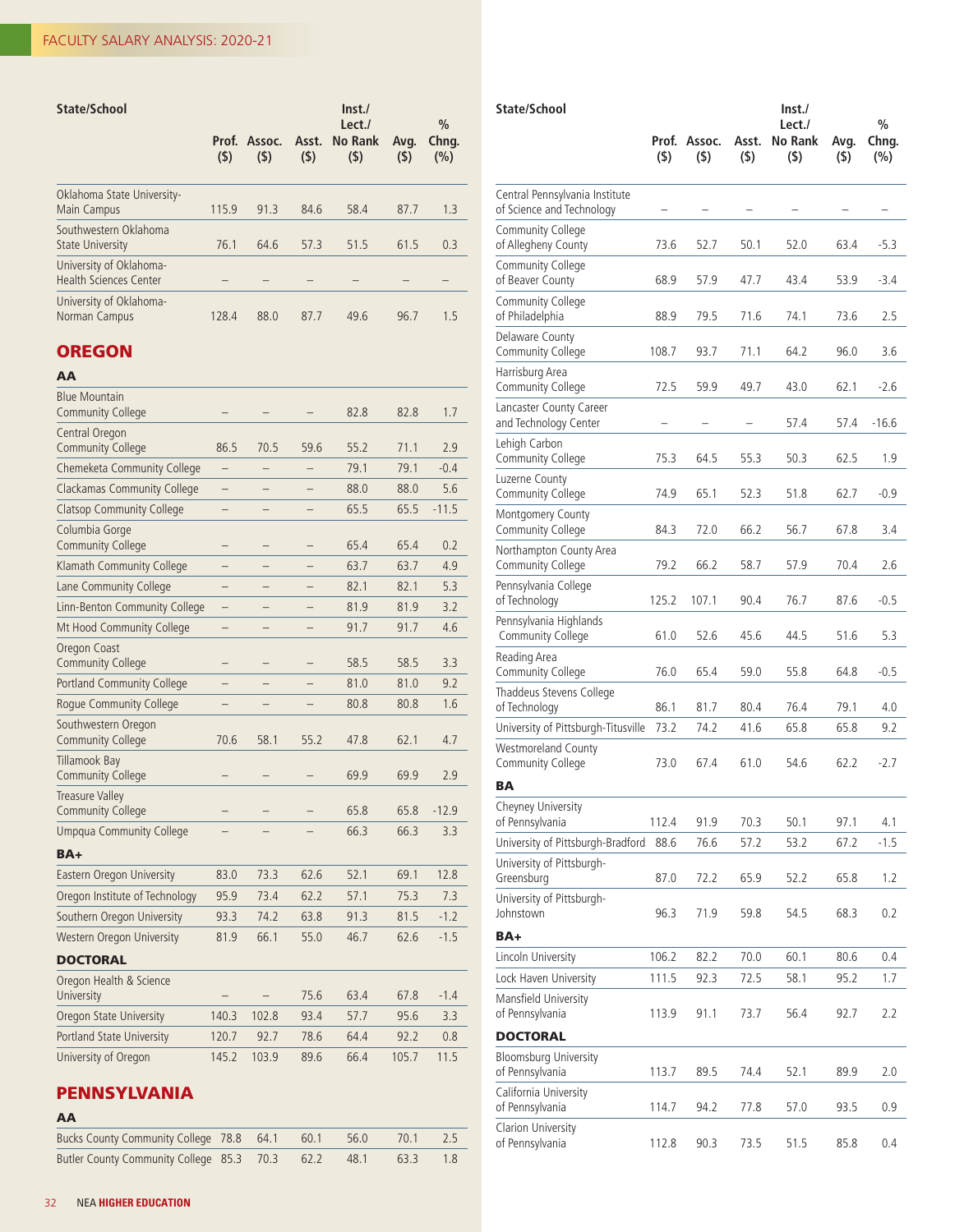| State/School | Prof. ($) | Assoc. ($) | Asst. ($) | Inst./ Lect./ No Rank ($) | Avg. ($) | % Chng. (%) |
|---|---|---|---|---|---|---|
| Oklahoma State University-Main Campus | 115.9 | 91.3 | 84.6 | 58.4 | 87.7 | 1.3 |
| Southwestern Oklahoma State University | 76.1 | 64.6 | 57.3 | 51.5 | 61.5 | 0.3 |
| University of Oklahoma-Health Sciences Center | – | – | – | – | – | – |
| University of Oklahoma-Norman Campus | 128.4 | 88.0 | 87.7 | 49.6 | 96.7 | 1.5 |

## OREGON

| State/School | Prof. ($) | Assoc. ($) | Asst. ($) | Inst./ Lect./ No Rank ($) | Avg. ($) | % Chng. (%) |
|---|---|---|---|---|---|---|
| **AA** | | | | | | |
| Blue Mountain Community College | – | – | – | 82.8 | 82.8 | 1.7 |
| Central Oregon Community College | 86.5 | 70.5 | 59.6 | 55.2 | 71.1 | 2.9 |
| Chemeketa Community College | – | – | – | 79.1 | 79.1 | -0.4 |
| Clackamas Community College | – | – | – | 88.0 | 88.0 | 5.6 |
| Clatsop Community College | – | – | – | 65.5 | 65.5 | -11.5 |
| Columbia Gorge Community College | – | – | – | 65.4 | 65.4 | 0.2 |
| Klamath Community College | – | – | – | 63.7 | 63.7 | 4.9 |
| Lane Community College | – | – | – | 82.1 | 82.1 | 5.3 |
| Linn-Benton Community College | – | – | – | 81.9 | 81.9 | 3.2 |
| Mt Hood Community College | – | – | – | 91.7 | 91.7 | 4.6 |
| Oregon Coast Community College | – | – | – | 58.5 | 58.5 | 3.3 |
| Portland Community College | – | – | – | 81.0 | 81.0 | 9.2 |
| Rogue Community College | – | – | – | 80.8 | 80.8 | 1.6 |
| Southwestern Oregon Community College | 70.6 | 58.1 | 55.2 | 47.8 | 62.1 | 4.7 |
| Tillamook Bay Community College | – | – | – | 69.9 | 69.9 | 2.9 |
| Treasure Valley Community College | – | – | – | 65.8 | 65.8 | -12.9 |
| Umpqua Community College | – | – | – | 66.3 | 66.3 | 3.3 |
| **BA+** | | | | | | |
| Eastern Oregon University | 83.0 | 73.3 | 62.6 | 52.1 | 69.1 | 12.8 |
| Oregon Institute of Technology | 95.9 | 73.4 | 62.2 | 57.1 | 75.3 | 7.3 |
| Southern Oregon University | 93.3 | 74.2 | 63.8 | 91.3 | 81.5 | -1.2 |
| Western Oregon University | 81.9 | 66.1 | 55.0 | 46.7 | 62.6 | -1.5 |
| **DOCTORAL** | | | | | | |
| Oregon Health & Science University | – | – | 75.6 | 63.4 | 67.8 | -1.4 |
| Oregon State University | 140.3 | 102.8 | 93.4 | 57.7 | 95.6 | 3.3 |
| Portland State University | 120.7 | 92.7 | 78.6 | 64.4 | 92.2 | 0.8 |
| University of Oregon | 145.2 | 103.9 | 89.6 | 66.4 | 105.7 | 11.5 |

## PENNSYLVANIA

| State/School | Prof. ($) | Assoc. ($) | Asst. ($) | Inst./ Lect./ No Rank ($) | Avg. ($) | % Chng. (%) |
|---|---|---|---|---|---|---|
| **AA** | | | | | | |
| Bucks County Community College | 78.8 | 64.1 | 60.1 | 56.0 | 70.1 | 2.5 |
| Butler County Community College | 85.3 | 70.3 | 62.2 | 48.1 | 63.3 | 1.8 |
| Central Pennsylvania Institute of Science and Technology | – | – | – | – | – | – |
| Community College of Allegheny County | 73.6 | 52.7 | 50.1 | 52.0 | 63.4 | -5.3 |
| Community College of Beaver County | 68.9 | 57.9 | 47.7 | 43.4 | 53.9 | -3.4 |
| Community College of Philadelphia | 88.9 | 79.5 | 71.6 | 74.1 | 73.6 | 2.5 |
| Delaware County Community College | 108.7 | 93.7 | 71.1 | 64.2 | 96.0 | 3.6 |
| Harrisburg Area Community College | 72.5 | 59.9 | 49.7 | 43.0 | 62.1 | -2.6 |
| Lancaster County Career and Technology Center | – | – | – | 57.4 | 57.4 | -16.6 |
| Lehigh Carbon Community College | 75.3 | 64.5 | 55.3 | 50.3 | 62.5 | 1.9 |
| Luzerne County Community College | 74.9 | 65.1 | 52.3 | 51.8 | 62.7 | -0.9 |
| Montgomery County Community College | 84.3 | 72.0 | 66.2 | 56.7 | 67.8 | 3.4 |
| Northampton County Area Community College | 79.2 | 66.2 | 58.7 | 57.9 | 70.4 | 2.6 |
| Pennsylvania College of Technology | 125.2 | 107.1 | 90.4 | 76.7 | 87.6 | -0.5 |
| Pennsylvania Highlands Community College | 61.0 | 52.6 | 45.6 | 44.5 | 51.6 | 5.3 |
| Reading Area Community College | 76.0 | 65.4 | 59.0 | 55.8 | 64.8 | -0.5 |
| Thaddeus Stevens College of Technology | 86.1 | 81.7 | 80.4 | 76.4 | 79.1 | 4.0 |
| University of Pittsburgh-Titusville | 73.2 | 74.2 | 41.6 | 65.8 | 65.8 | 9.2 |
| Westmoreland County Community College | 73.0 | 67.4 | 61.0 | 54.6 | 62.2 | -2.7 |
| **BA** | | | | | | |
| Cheyney University of Pennsylvania | 112.4 | 91.9 | 70.3 | 50.1 | 97.1 | 4.1 |
| University of Pittsburgh-Bradford | 88.6 | 76.6 | 57.2 | 53.2 | 67.2 | -1.5 |
| University of Pittsburgh-Greensburg | 87.0 | 72.2 | 65.9 | 52.2 | 65.8 | 1.2 |
| University of Pittsburgh-Johnstown | 96.3 | 71.9 | 59.8 | 54.5 | 68.3 | 0.2 |
| **BA+** | | | | | | |
| Lincoln University | 106.2 | 82.2 | 70.0 | 60.1 | 80.6 | 0.4 |
| Lock Haven University | 111.5 | 92.3 | 72.5 | 58.1 | 95.2 | 1.7 |
| Mansfield University of Pennsylvania | 113.9 | 91.1 | 73.7 | 56.4 | 92.7 | 2.2 |
| **DOCTORAL** | | | | | | |
| Bloomsburg University of Pennsylvania | 113.7 | 89.5 | 74.4 | 52.1 | 89.9 | 2.0 |
| California University of Pennsylvania | 114.7 | 94.2 | 77.8 | 57.0 | 93.5 | 0.9 |
| Clarion University of Pennsylvania | 112.8 | 90.3 | 73.5 | 51.5 | 85.8 | 0.4 |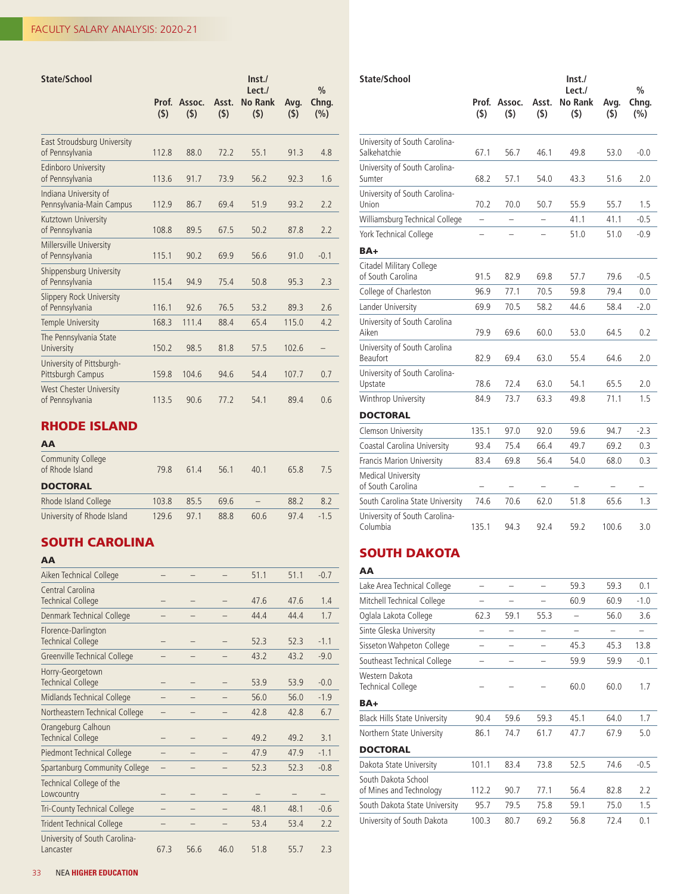| State/School | Prof. ($) | Assoc. ($) | Asst. ($) | Inst./ Lect./ No Rank ($) | Avg. ($) | % Chng. (%) |
|---|---|---|---|---|---|---|
| East Stroudsburg University of Pennsylvania | 112.8 | 88.0 | 72.2 | 55.1 | 91.3 | 4.8 |
| Edinboro University of Pennsylvania | 113.6 | 91.7 | 73.9 | 56.2 | 92.3 | 1.6 |
| Indiana University of Pennsylvania-Main Campus | 112.9 | 86.7 | 69.4 | 51.9 | 93.2 | 2.2 |
| Kutztown University of Pennsylvania | 108.8 | 89.5 | 67.5 | 50.2 | 87.8 | 2.2 |
| Millersville University of Pennsylvania | 115.1 | 90.2 | 69.9 | 56.6 | 91.0 | -0.1 |
| Shippensburg University of Pennsylvania | 115.4 | 94.9 | 75.4 | 50.8 | 95.3 | 2.3 |
| Slippery Rock University of Pennsylvania | 116.1 | 92.6 | 76.5 | 53.2 | 89.3 | 2.6 |
| Temple University | 168.3 | 111.4 | 88.4 | 65.4 | 115.0 | 4.2 |
| The Pennsylvania State University | 150.2 | 98.5 | 81.8 | 57.5 | 102.6 | – |
| University of Pittsburgh-Pittsburgh Campus | 159.8 | 104.6 | 94.6 | 54.4 | 107.7 | 0.7 |
| West Chester University of Pennsylvania | 113.5 | 90.6 | 77.2 | 54.1 | 89.4 | 0.6 |

## RHODE ISLAND

| State/School | Prof. ($) | Assoc. ($) | Asst. ($) | Inst./ Lect./ No Rank ($) | Avg. ($) | % Chng. (%) |
|---|---|---|---|---|---|---|
| **AA** | | | | | | |
| Community College of Rhode Island | 79.8 | 61.4 | 56.1 | 40.1 | 65.8 | 7.5 |
| **DOCTORAL** | | | | | | |
| Rhode Island College | 103.8 | 85.5 | 69.6 | – | 88.2 | 8.2 |
| University of Rhode Island | 129.6 | 97.1 | 88.8 | 60.6 | 97.4 | -1.5 |

## SOUTH CAROLINA

| State/School | Prof. ($) | Assoc. ($) | Asst. ($) | Inst./ Lect./ No Rank ($) | Avg. ($) | % Chng. (%) |
|---|---|---|---|---|---|---|
| **AA** | | | | | | |
| Aiken Technical College | – | – | – | 51.1 | 51.1 | -0.7 |
| Central Carolina Technical College | – | – | – | 47.6 | 47.6 | 1.4 |
| Denmark Technical College | – | – | – | 44.4 | 44.4 | 1.7 |
| Florence-Darlington Technical College | – | – | – | 52.3 | 52.3 | -1.1 |
| Greenville Technical College | – | – | – | 43.2 | 43.2 | -9.0 |
| Horry-Georgetown Technical College | – | – | – | 53.9 | 53.9 | -0.0 |
| Midlands Technical College | – | – | – | 56.0 | 56.0 | -1.9 |
| Northeastern Technical College | – | – | – | 42.8 | 42.8 | 6.7 |
| Orangeburg Calhoun Technical College | – | – | – | 49.2 | 49.2 | 3.1 |
| Piedmont Technical College | – | – | – | 47.9 | 47.9 | -1.1 |
| Spartanburg Community College | – | – | – | 52.3 | 52.3 | -0.8 |
| Technical College of the Lowcountry | – | – | – | – | – | – |
| Tri-County Technical College | – | – | – | 48.1 | 48.1 | -0.6 |
| Trident Technical College | – | – | – | 53.4 | 53.4 | 2.2 |
| University of South Carolina-Lancaster | 67.3 | 56.6 | 46.0 | 51.8 | 55.7 | 2.3 |
| University of South Carolina-Salkehatchie | 67.1 | 56.7 | 46.1 | 49.8 | 53.0 | -0.0 |
| University of South Carolina-Sumter | 68.2 | 57.1 | 54.0 | 43.3 | 51.6 | 2.0 |
| University of South Carolina-Union | 70.2 | 70.0 | 50.7 | 55.9 | 55.7 | 1.5 |
| Williamsburg Technical College | – | – | – | 41.1 | 41.1 | -0.5 |
| York Technical College | – | – | – | 51.0 | 51.0 | -0.9 |
| **BA+** | | | | | | |
| Citadel Military College of South Carolina | 91.5 | 82.9 | 69.8 | 57.7 | 79.6 | -0.5 |
| College of Charleston | 96.9 | 77.1 | 70.5 | 59.8 | 79.4 | 0.0 |
| Lander University | 69.9 | 70.5 | 58.2 | 44.6 | 58.4 | -2.0 |
| University of South Carolina Aiken | 79.9 | 69.6 | 60.0 | 53.0 | 64.5 | 0.2 |
| University of South Carolina Beaufort | 82.9 | 69.4 | 63.0 | 55.4 | 64.6 | 2.0 |
| University of South Carolina-Upstate | 78.6 | 72.4 | 63.0 | 54.1 | 65.5 | 2.0 |
| Winthrop University | 84.9 | 73.7 | 63.3 | 49.8 | 71.1 | 1.5 |
| **DOCTORAL** | | | | | | |
| Clemson University | 135.1 | 97.0 | 92.0 | 59.6 | 94.7 | -2.3 |
| Coastal Carolina University | 93.4 | 75.4 | 66.4 | 49.7 | 69.2 | 0.3 |
| Francis Marion University | 83.4 | 69.8 | 56.4 | 54.0 | 68.0 | 0.3 |
| Medical University of South Carolina | – | – | – | – | – | – |
| South Carolina State University | 74.6 | 70.6 | 62.0 | 51.8 | 65.6 | 1.3 |
| University of South Carolina-Columbia | 135.1 | 94.3 | 92.4 | 59.2 | 100.6 | 3.0 |

## SOUTH DAKOTA

| State/School | Prof. ($) | Assoc. ($) | Asst. ($) | Inst./ Lect./ No Rank ($) | Avg. ($) | % Chng. (%) |
|---|---|---|---|---|---|---|
| **AA** | | | | | | |
| Lake Area Technical College | – | – | – | 59.3 | 59.3 | 0.1 |
| Mitchell Technical College | – | – | – | 60.9 | 60.9 | -1.0 |
| Oglala Lakota College | 62.3 | 59.1 | 55.3 | – | 56.0 | 3.6 |
| Sinte Gleska University | – | – | – | – | – | – |
| Sisseton Wahpeton College | – | – | – | 45.3 | 45.3 | 13.8 |
| Southeast Technical College | – | – | – | 59.9 | 59.9 | -0.1 |
| Western Dakota Technical College | – | – | – | 60.0 | 60.0 | 1.7 |
| **BA+** | | | | | | |
| Black Hills State University | 90.4 | 59.6 | 59.3 | 45.1 | 64.0 | 1.7 |
| Northern State University | 86.1 | 74.7 | 61.7 | 47.7 | 67.9 | 5.0 |
| **DOCTORAL** | | | | | | |
| Dakota State University | 101.1 | 83.4 | 73.8 | 52.5 | 74.6 | -0.5 |
| South Dakota School of Mines and Technology | 112.2 | 90.7 | 77.1 | 56.4 | 82.8 | 2.2 |
| South Dakota State University | 95.7 | 79.5 | 75.8 | 59.1 | 75.0 | 1.5 |
| University of South Dakota | 100.3 | 80.7 | 69.2 | 56.8 | 72.4 | 0.1 |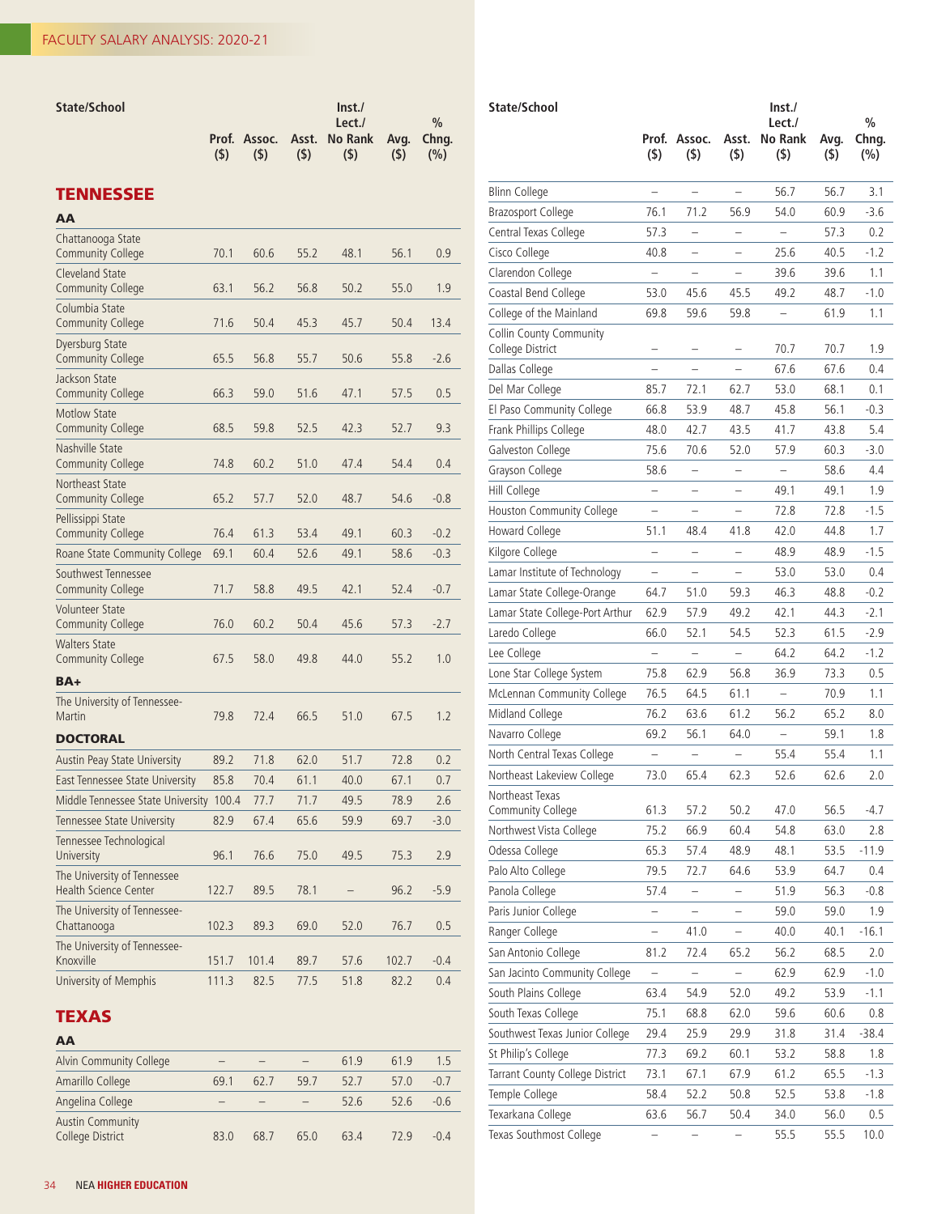## TENNESSEE

### AA

| State/School | Prof. ($) | Assoc. ($) | Asst. ($) | Inst./ Lect./ No Rank ($) | Avg. ($) | % Chng. (%) |
|---|---|---|---|---|---|---|
| Chattanooga State Community College | 70.1 | 60.6 | 55.2 | 48.1 | 56.1 | 0.9 |
| Cleveland State Community College | 63.1 | 56.2 | 56.8 | 50.2 | 55.0 | 1.9 |
| Columbia State Community College | 71.6 | 50.4 | 45.3 | 45.7 | 50.4 | 13.4 |
| Dyersburg State Community College | 65.5 | 56.8 | 55.7 | 50.6 | 55.8 | -2.6 |
| Jackson State Community College | 66.3 | 59.0 | 51.6 | 47.1 | 57.5 | 0.5 |
| Motlow State Community College | 68.5 | 59.8 | 52.5 | 42.3 | 52.7 | 9.3 |
| Nashville State Community College | 74.8 | 60.2 | 51.0 | 47.4 | 54.4 | 0.4 |
| Northeast State Community College | 65.2 | 57.7 | 52.0 | 48.7 | 54.6 | -0.8 |
| Pellissippi State Community College | 76.4 | 61.3 | 53.4 | 49.1 | 60.3 | -0.2 |
| Roane State Community College | 69.1 | 60.4 | 52.6 | 49.1 | 58.6 | -0.3 |
| Southwest Tennessee Community College | 71.7 | 58.8 | 49.5 | 42.1 | 52.4 | -0.7 |
| Volunteer State Community College | 76.0 | 60.2 | 50.4 | 45.6 | 57.3 | -2.7 |
| Walters State Community College | 67.5 | 58.0 | 49.8 | 44.0 | 55.2 | 1.0 |

### BA+

| State/School | Prof. ($) | Assoc. ($) | Asst. ($) | Inst./ Lect./ No Rank ($) | Avg. ($) | % Chng. (%) |
|---|---|---|---|---|---|---|
| The University of Tennessee-Martin | 79.8 | 72.4 | 66.5 | 51.0 | 67.5 | 1.2 |

### DOCTORAL

| State/School | Prof. ($) | Assoc. ($) | Asst. ($) | Inst./ Lect./ No Rank ($) | Avg. ($) | % Chng. (%) |
|---|---|---|---|---|---|---|
| Austin Peay State University | 89.2 | 71.8 | 62.0 | 51.7 | 72.8 | 0.2 |
| East Tennessee State University | 85.8 | 70.4 | 61.1 | 40.0 | 67.1 | 0.7 |
| Middle Tennessee State University | 100.4 | 77.7 | 71.7 | 49.5 | 78.9 | 2.6 |
| Tennessee State University | 82.9 | 67.4 | 65.6 | 59.9 | 69.7 | -3.0 |
| Tennessee Technological University | 96.1 | 76.6 | 75.0 | 49.5 | 75.3 | 2.9 |
| The University of Tennessee Health Science Center | 122.7 | 89.5 | 78.1 | – | 96.2 | -5.9 |
| The University of Tennessee-Chattanooga | 102.3 | 89.3 | 69.0 | 52.0 | 76.7 | 0.5 |
| The University of Tennessee-Knoxville | 151.7 | 101.4 | 89.7 | 57.6 | 102.7 | -0.4 |
| University of Memphis | 111.3 | 82.5 | 77.5 | 51.8 | 82.2 | 0.4 |

## TEXAS

### AA

| State/School | Prof. ($) | Assoc. ($) | Asst. ($) | Inst./ Lect./ No Rank ($) | Avg. ($) | % Chng. (%) |
|---|---|---|---|---|---|---|
| Alvin Community College | – | – | – | 61.9 | 61.9 | 1.5 |
| Amarillo College | 69.1 | 62.7 | 59.7 | 52.7 | 57.0 | -0.7 |
| Angelina College | – | – | – | 52.6 | 52.6 | -0.6 |
| Austin Community College District | 83.0 | 68.7 | 65.0 | 63.4 | 72.9 | -0.4 |
| Blinn College | – | – | – | 56.7 | 56.7 | 3.1 |
| Brazosport College | 76.1 | 71.2 | 56.9 | 54.0 | 60.9 | -3.6 |
| Central Texas College | 57.3 | – | – | – | 57.3 | 0.2 |
| Cisco College | 40.8 | – | – | 25.6 | 40.5 | -1.2 |
| Clarendon College | – | – | – | 39.6 | 39.6 | 1.1 |
| Coastal Bend College | 53.0 | 45.6 | 45.5 | 49.2 | 48.7 | -1.0 |
| College of the Mainland | 69.8 | 59.6 | 59.8 | – | 61.9 | 1.1 |
| Collin County Community College District | – | – | – | 70.7 | 70.7 | 1.9 |
| Dallas College | – | – | – | 67.6 | 67.6 | 0.4 |
| Del Mar College | 85.7 | 72.1 | 62.7 | 53.0 | 68.1 | 0.1 |
| El Paso Community College | 66.8 | 53.9 | 48.7 | 45.8 | 56.1 | -0.3 |
| Frank Phillips College | 48.0 | 42.7 | 43.5 | 41.7 | 43.8 | 5.4 |
| Galveston College | 75.6 | 70.6 | 52.0 | 57.9 | 60.3 | -3.0 |
| Grayson College | 58.6 | – | – | – | 58.6 | 4.4 |
| Hill College | – | – | – | 49.1 | 49.1 | 1.9 |
| Houston Community College | – | – | – | 72.8 | 72.8 | -1.5 |
| Howard College | 51.1 | 48.4 | 41.8 | 42.0 | 44.8 | 1.7 |
| Kilgore College | – | – | – | 48.9 | 48.9 | -1.5 |
| Lamar Institute of Technology | – | – | – | 53.0 | 53.0 | 0.4 |
| Lamar State College-Orange | 64.7 | 51.0 | 59.3 | 46.3 | 48.8 | -0.2 |
| Lamar State College-Port Arthur | 62.9 | 57.9 | 49.2 | 42.1 | 44.3 | -2.1 |
| Laredo College | 66.0 | 52.1 | 54.5 | 52.3 | 61.5 | -2.9 |
| Lee College | – | – | – | 64.2 | 64.2 | -1.2 |
| Lone Star College System | 75.8 | 62.9 | 56.8 | 36.9 | 73.3 | 0.5 |
| McLennan Community College | 76.5 | 64.5 | 61.1 | – | 70.9 | 1.1 |
| Midland College | 76.2 | 63.6 | 61.2 | 56.2 | 65.2 | 8.0 |
| Navarro College | 69.2 | 56.1 | 64.0 | – | 59.1 | 1.8 |
| North Central Texas College | – | – | – | 55.4 | 55.4 | 1.1 |
| Northeast Lakeview College | 73.0 | 65.4 | 62.3 | 52.6 | 62.6 | 2.0 |
| Northeast Texas Community College | 61.3 | 57.2 | 50.2 | 47.0 | 56.5 | -4.7 |
| Northwest Vista College | 75.2 | 66.9 | 60.4 | 54.8 | 63.0 | 2.8 |
| Odessa College | 65.3 | 57.4 | 48.9 | 48.1 | 53.5 | -11.9 |
| Palo Alto College | 79.5 | 72.7 | 64.6 | 53.9 | 64.7 | 0.4 |
| Panola College | 57.4 | – | – | 51.9 | 56.3 | -0.8 |
| Paris Junior College | – | – | – | 59.0 | 59.0 | 1.9 |
| Ranger College | – | 41.0 | – | 40.0 | 40.1 | -16.1 |
| San Antonio College | 81.2 | 72.4 | 65.2 | 56.2 | 68.5 | 2.0 |
| San Jacinto Community College | – | – | – | 62.9 | 62.9 | -1.0 |
| South Plains College | 63.4 | 54.9 | 52.0 | 49.2 | 53.9 | -1.1 |
| South Texas College | 75.1 | 68.8 | 62.0 | 59.6 | 60.6 | 0.8 |
| Southwest Texas Junior College | 29.4 | 25.9 | 29.9 | 31.8 | 31.4 | -38.4 |
| St Philip's College | 77.3 | 69.2 | 60.1 | 53.2 | 58.8 | 1.8 |
| Tarrant County College District | 73.1 | 67.1 | 67.9 | 61.2 | 65.5 | -1.3 |
| Temple College | 58.4 | 52.2 | 50.8 | 52.5 | 53.8 | -1.8 |
| Texarkana College | 63.6 | 56.7 | 50.4 | 34.0 | 56.0 | 0.5 |
| Texas Southmost College | – | – | – | 55.5 | 55.5 | 10.0 |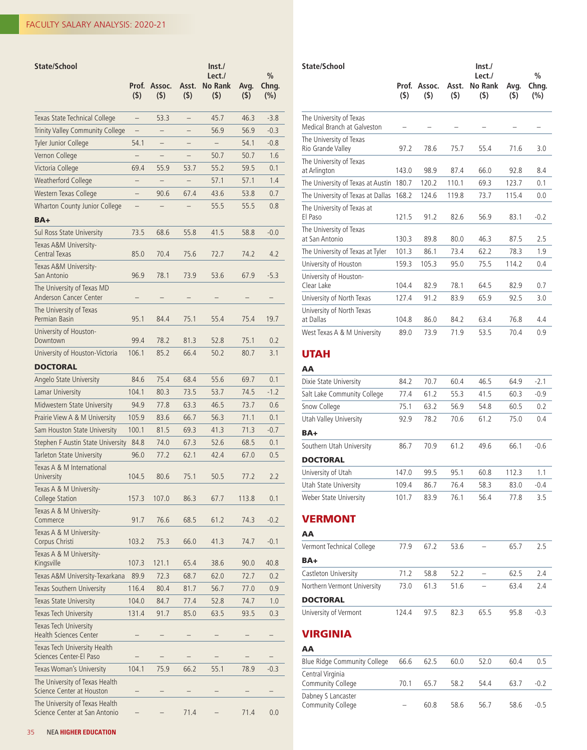| State/School | Prof. ($) | Assoc. ($) | Asst. ($) | Inst./ Lect./ No Rank ($) | Avg. ($) | % Chng. (%) |
|---|---|---|---|---|---|---|
| Texas State Technical College | – | 53.3 | – | 45.7 | 46.3 | -3.8 |
| Trinity Valley Community College | – | – | – | 56.9 | 56.9 | -0.3 |
| Tyler Junior College | 54.1 | – | – | – | 54.1 | -0.8 |
| Vernon College | – | – | – | 50.7 | 50.7 | 1.6 |
| Victoria College | 69.4 | 55.9 | 53.7 | 55.2 | 59.5 | 0.1 |
| Weatherford College | – | – | – | 57.1 | 57.1 | 1.4 |
| Western Texas College | – | 90.6 | 67.4 | 43.6 | 53.8 | 0.7 |
| Wharton County Junior College | – | – | – | 55.5 | 55.5 | 0.8 |
| **BA+** | | | | | | |
| Sul Ross State University | 73.5 | 68.6 | 55.8 | 41.5 | 58.8 | -0.0 |
| Texas A&M University-Central Texas | 85.0 | 70.4 | 75.6 | 72.7 | 74.2 | 4.2 |
| Texas A&M University-San Antonio | 96.9 | 78.1 | 73.9 | 53.6 | 67.9 | -5.3 |
| The University of Texas MD Anderson Cancer Center | – | – | – | – | – | – |
| The University of Texas Permian Basin | 95.1 | 84.4 | 75.1 | 55.4 | 75.4 | 19.7 |
| University of Houston-Downtown | 99.4 | 78.2 | 81.3 | 52.8 | 75.1 | 0.2 |
| University of Houston-Victoria | 106.1 | 85.2 | 66.4 | 50.2 | 80.7 | 3.1 |
| **DOCTORAL** | | | | | | |
| Angelo State University | 84.6 | 75.4 | 68.4 | 55.6 | 69.7 | 0.1 |
| Lamar University | 104.1 | 80.3 | 73.5 | 53.7 | 74.5 | -1.2 |
| Midwestern State University | 94.9 | 77.8 | 63.3 | 46.5 | 73.7 | 0.6 |
| Prairie View A & M University | 105.9 | 83.6 | 66.7 | 56.3 | 71.1 | 0.1 |
| Sam Houston State University | 100.1 | 81.5 | 69.3 | 41.3 | 71.3 | -0.7 |
| Stephen F Austin State University | 84.8 | 74.0 | 67.3 | 52.6 | 68.5 | 0.1 |
| Tarleton State University | 96.0 | 77.2 | 62.1 | 42.4 | 67.0 | 0.5 |
| Texas A & M International University | 104.5 | 80.6 | 75.1 | 50.5 | 77.2 | 2.2 |
| Texas A & M University-College Station | 157.3 | 107.0 | 86.3 | 67.7 | 113.8 | 0.1 |
| Texas A & M University-Commerce | 91.7 | 76.6 | 68.5 | 61.2 | 74.3 | -0.2 |
| Texas A & M University-Corpus Christi | 103.2 | 75.3 | 66.0 | 41.3 | 74.7 | -0.1 |
| Texas A & M University-Kingsville | 107.3 | 121.1 | 65.4 | 38.6 | 90.0 | 40.8 |
| Texas A&M University-Texarkana | 89.9 | 72.3 | 68.7 | 62.0 | 72.7 | 0.2 |
| Texas Southern University | 116.4 | 80.4 | 81.7 | 56.7 | 77.0 | 0.9 |
| Texas State University | 104.0 | 84.7 | 77.4 | 52.8 | 74.7 | 1.0 |
| Texas Tech University | 131.4 | 91.7 | 85.0 | 63.5 | 93.5 | 0.3 |
| Texas Tech University Health Sciences Center | – | – | – | – | – | – |
| Texas Tech University Health Sciences Center-El Paso | – | – | – | – | – | – |
| Texas Woman's University | 104.1 | 75.9 | 66.2 | 55.1 | 78.9 | -0.3 |
| The University of Texas Health Science Center at Houston | – | – | – | – | – | – |
| The University of Texas Health Science Center at San Antonio | – | – | 71.4 | – | 71.4 | 0.0 |
| The University of Texas Medical Branch at Galveston | – | – | – | – | – | – |
| The University of Texas Rio Grande Valley | 97.2 | 78.6 | 75.7 | 55.4 | 71.6 | 3.0 |
| The University of Texas at Arlington | 143.0 | 98.9 | 87.4 | 66.0 | 92.8 | 8.4 |
| The University of Texas at Austin | 180.7 | 120.2 | 110.1 | 69.3 | 123.7 | 0.1 |
| The University of Texas at Dallas | 168.2 | 124.6 | 119.8 | 73.7 | 115.4 | 0.0 |
| The University of Texas at El Paso | 121.5 | 91.2 | 82.6 | 56.9 | 83.1 | -0.2 |
| The University of Texas at San Antonio | 130.3 | 89.8 | 80.0 | 46.3 | 87.5 | 2.5 |
| The University of Texas at Tyler | 101.3 | 86.1 | 73.4 | 62.2 | 78.3 | 1.9 |
| University of Houston | 159.3 | 105.3 | 95.0 | 75.5 | 114.2 | 0.4 |
| University of Houston-Clear Lake | 104.4 | 82.9 | 78.1 | 64.5 | 82.9 | 0.7 |
| University of North Texas | 127.4 | 91.2 | 83.9 | 65.9 | 92.5 | 3.0 |
| University of North Texas at Dallas | 104.8 | 86.0 | 84.2 | 63.4 | 76.8 | 4.4 |
| West Texas A & M University | 89.0 | 73.9 | 71.9 | 53.5 | 70.4 | 0.9 |

## UTAH

| State/School | Prof. ($) | Assoc. ($) | Asst. ($) | Inst./ Lect./ No Rank ($) | Avg. ($) | % Chng. (%) |
|---|---|---|---|---|---|---|
| **AA** | | | | | | |
| Dixie State University | 84.2 | 70.7 | 60.4 | 46.5 | 64.9 | -2.1 |
| Salt Lake Community College | 77.4 | 61.2 | 55.3 | 41.5 | 60.3 | -0.9 |
| Snow College | 75.1 | 63.2 | 56.9 | 54.8 | 60.5 | 0.2 |
| Utah Valley University | 92.9 | 78.2 | 70.6 | 61.2 | 75.0 | 0.4 |
| **BA+** | | | | | | |
| Southern Utah University | 86.7 | 70.9 | 61.2 | 49.6 | 66.1 | -0.6 |
| **DOCTORAL** | | | | | | |
| University of Utah | 147.0 | 99.5 | 95.1 | 60.8 | 112.3 | 1.1 |
| Utah State University | 109.4 | 86.7 | 76.4 | 58.3 | 83.0 | -0.4 |
| Weber State University | 101.7 | 83.9 | 76.1 | 56.4 | 77.8 | 3.5 |

## VERMONT

| State/School | Prof. ($) | Assoc. ($) | Asst. ($) | Inst./ Lect./ No Rank ($) | Avg. ($) | % Chng. (%) |
|---|---|---|---|---|---|---|
| **AA** | | | | | | |
| Vermont Technical College | 77.9 | 67.2 | 53.6 | – | 65.7 | 2.5 |
| **BA+** | | | | | | |
| Castleton University | 71.2 | 58.8 | 52.2 | – | 62.5 | 2.4 |
| Northern Vermont University | 73.0 | 61.3 | 51.6 | – | 63.4 | 2.4 |
| **DOCTORAL** | | | | | | |
| University of Vermont | 124.4 | 97.5 | 82.3 | 65.5 | 95.8 | -0.3 |

## VIRGINIA

| State/School | Prof. ($) | Assoc. ($) | Asst. ($) | Inst./ Lect./ No Rank ($) | Avg. ($) | % Chng. (%) |
|---|---|---|---|---|---|---|
| **AA** | | | | | | |
| Blue Ridge Community College | 66.6 | 62.5 | 60.0 | 52.0 | 60.4 | 0.5 |
| Central Virginia Community College | 70.1 | 65.7 | 58.2 | 54.4 | 63.7 | -0.2 |
| Dabney S Lancaster Community College | – | 60.8 | 58.6 | 56.7 | 58.6 | -0.5 |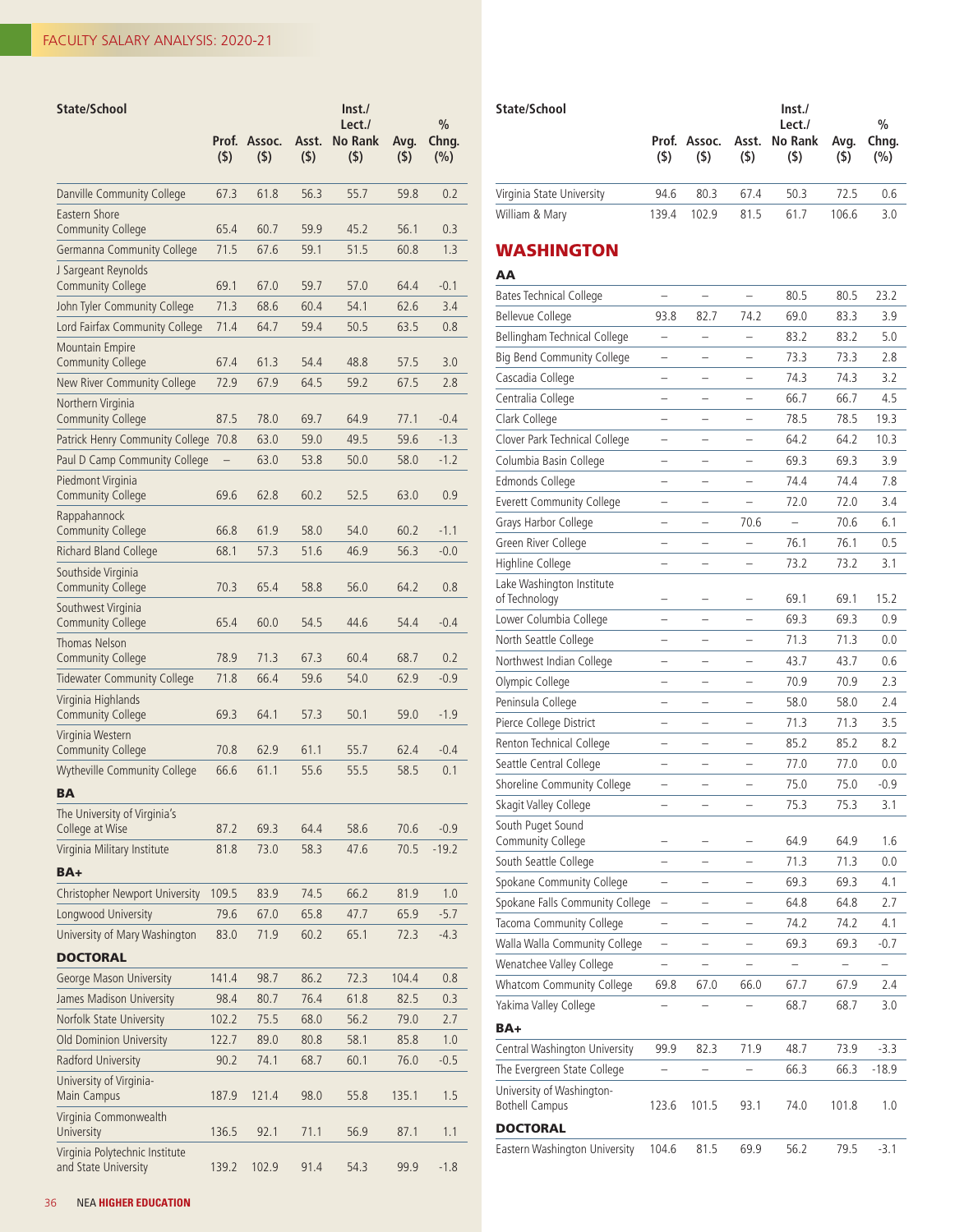| State/School | Prof. ($) | Assoc. ($) | Asst. ($) | Inst./ Lect./ No Rank ($) | Avg. ($) | % Chng. (%) |
|---|---|---|---|---|---|---|
| Danville Community College | 67.3 | 61.8 | 56.3 | 55.7 | 59.8 | 0.2 |
| Eastern Shore Community College | 65.4 | 60.7 | 59.9 | 45.2 | 56.1 | 0.3 |
| Germanna Community College | 71.5 | 67.6 | 59.1 | 51.5 | 60.8 | 1.3 |
| J Sargeant Reynolds Community College | 69.1 | 67.0 | 59.7 | 57.0 | 64.4 | -0.1 |
| John Tyler Community College | 71.3 | 68.6 | 60.4 | 54.1 | 62.6 | 3.4 |
| Lord Fairfax Community College | 71.4 | 64.7 | 59.4 | 50.5 | 63.5 | 0.8 |
| Mountain Empire Community College | 67.4 | 61.3 | 54.4 | 48.8 | 57.5 | 3.0 |
| New River Community College | 72.9 | 67.9 | 64.5 | 59.2 | 67.5 | 2.8 |
| Northern Virginia Community College | 87.5 | 78.0 | 69.7 | 64.9 | 77.1 | -0.4 |
| Patrick Henry Community College | 70.8 | 63.0 | 59.0 | 49.5 | 59.6 | -1.3 |
| Paul D Camp Community College | – | 63.0 | 53.8 | 50.0 | 58.0 | -1.2 |
| Piedmont Virginia Community College | 69.6 | 62.8 | 60.2 | 52.5 | 63.0 | 0.9 |
| Rappahannock Community College | 66.8 | 61.9 | 58.0 | 54.0 | 60.2 | -1.1 |
| Richard Bland College | 68.1 | 57.3 | 51.6 | 46.9 | 56.3 | -0.0 |
| Southside Virginia Community College | 70.3 | 65.4 | 58.8 | 56.0 | 64.2 | 0.8 |
| Southwest Virginia Community College | 65.4 | 60.0 | 54.5 | 44.6 | 54.4 | -0.4 |
| Thomas Nelson Community College | 78.9 | 71.3 | 67.3 | 60.4 | 68.7 | 0.2 |
| Tidewater Community College | 71.8 | 66.4 | 59.6 | 54.0 | 62.9 | -0.9 |
| Virginia Highlands Community College | 69.3 | 64.1 | 57.3 | 50.1 | 59.0 | -1.9 |
| Virginia Western Community College | 70.8 | 62.9 | 61.1 | 55.7 | 62.4 | -0.4 |
| Wytheville Community College | 66.6 | 61.1 | 55.6 | 55.5 | 58.5 | 0.1 |
| **BA** | | | | | | |
| The University of Virginia's College at Wise | 87.2 | 69.3 | 64.4 | 58.6 | 70.6 | -0.9 |
| Virginia Military Institute | 81.8 | 73.0 | 58.3 | 47.6 | 70.5 | -19.2 |
| **BA+** | | | | | | |
| Christopher Newport University | 109.5 | 83.9 | 74.5 | 66.2 | 81.9 | 1.0 |
| Longwood University | 79.6 | 67.0 | 65.8 | 47.7 | 65.9 | -5.7 |
| University of Mary Washington | 83.0 | 71.9 | 60.2 | 65.1 | 72.3 | -4.3 |
| **DOCTORAL** | | | | | | |
| George Mason University | 141.4 | 98.7 | 86.2 | 72.3 | 104.4 | 0.8 |
| James Madison University | 98.4 | 80.7 | 76.4 | 61.8 | 82.5 | 0.3 |
| Norfolk State University | 102.2 | 75.5 | 68.0 | 56.2 | 79.0 | 2.7 |
| Old Dominion University | 122.7 | 89.0 | 80.8 | 58.1 | 85.8 | 1.0 |
| Radford University | 90.2 | 74.1 | 68.7 | 60.1 | 76.0 | -0.5 |
| University of Virginia-Main Campus | 187.9 | 121.4 | 98.0 | 55.8 | 135.1 | 1.5 |
| Virginia Commonwealth University | 136.5 | 92.1 | 71.1 | 56.9 | 87.1 | 1.1 |
| Virginia Polytechnic Institute and State University | 139.2 | 102.9 | 91.4 | 54.3 | 99.9 | -1.8 |
| Virginia State University | 94.6 | 80.3 | 67.4 | 50.3 | 72.5 | 0.6 |
| William & Mary | 139.4 | 102.9 | 81.5 | 61.7 | 106.6 | 3.0 |

## WASHINGTON

| State/School | Prof. ($) | Assoc. ($) | Asst. ($) | Inst./ Lect./ No Rank ($) | Avg. ($) | % Chng. (%) |
|---|---|---|---|---|---|---|
| **AA** | | | | | | |
| Bates Technical College | – | – | – | 80.5 | 80.5 | 23.2 |
| Bellevue College | 93.8 | 82.7 | 74.2 | 69.0 | 83.3 | 3.9 |
| Bellingham Technical College | – | – | – | 83.2 | 83.2 | 5.0 |
| Big Bend Community College | – | – | – | 73.3 | 73.3 | 2.8 |
| Cascadia College | – | – | – | 74.3 | 74.3 | 3.2 |
| Centralia College | – | – | – | 66.7 | 66.7 | 4.5 |
| Clark College | – | – | – | 78.5 | 78.5 | 19.3 |
| Clover Park Technical College | – | – | – | 64.2 | 64.2 | 10.3 |
| Columbia Basin College | – | – | – | 69.3 | 69.3 | 3.9 |
| Edmonds College | – | – | – | 74.4 | 74.4 | 7.8 |
| Everett Community College | – | – | – | 72.0 | 72.0 | 3.4 |
| Grays Harbor College | – | – | 70.6 | – | 70.6 | 6.1 |
| Green River College | – | – | – | 76.1 | 76.1 | 0.5 |
| Highline College | – | – | – | 73.2 | 73.2 | 3.1 |
| Lake Washington Institute of Technology | – | – | – | 69.1 | 69.1 | 15.2 |
| Lower Columbia College | – | – | – | 69.3 | 69.3 | 0.9 |
| North Seattle College | – | – | – | 71.3 | 71.3 | 0.0 |
| Northwest Indian College | – | – | – | 43.7 | 43.7 | 0.6 |
| Olympic College | – | – | – | 70.9 | 70.9 | 2.3 |
| Peninsula College | – | – | – | 58.0 | 58.0 | 2.4 |
| Pierce College District | – | – | – | 71.3 | 71.3 | 3.5 |
| Renton Technical College | – | – | – | 85.2 | 85.2 | 8.2 |
| Seattle Central College | – | – | – | 77.0 | 77.0 | 0.0 |
| Shoreline Community College | – | – | – | 75.0 | 75.0 | -0.9 |
| Skagit Valley College | – | – | – | 75.3 | 75.3 | 3.1 |
| South Puget Sound Community College | – | – | – | 64.9 | 64.9 | 1.6 |
| South Seattle College | – | – | – | 71.3 | 71.3 | 0.0 |
| Spokane Community College | – | – | – | 69.3 | 69.3 | 4.1 |
| Spokane Falls Community College | – | – | – | 64.8 | 64.8 | 2.7 |
| Tacoma Community College | – | – | – | 74.2 | 74.2 | 4.1 |
| Walla Walla Community College | – | – | – | 69.3 | 69.3 | -0.7 |
| Wenatchee Valley College | – | – | – | – | – | – |
| Whatcom Community College | 69.8 | 67.0 | 66.0 | 67.7 | 67.9 | 2.4 |
| Yakima Valley College | – | – | – | 68.7 | 68.7 | 3.0 |
| **BA+** | | | | | | |
| Central Washington University | 99.9 | 82.3 | 71.9 | 48.7 | 73.9 | -3.3 |
| The Evergreen State College | – | – | – | 66.3 | 66.3 | -18.9 |
| University of Washington-Bothell Campus | 123.6 | 101.5 | 93.1 | 74.0 | 101.8 | 1.0 |
| **DOCTORAL** | | | | | | |
| Eastern Washington University | 104.6 | 81.5 | 69.9 | 56.2 | 79.5 | -3.1 |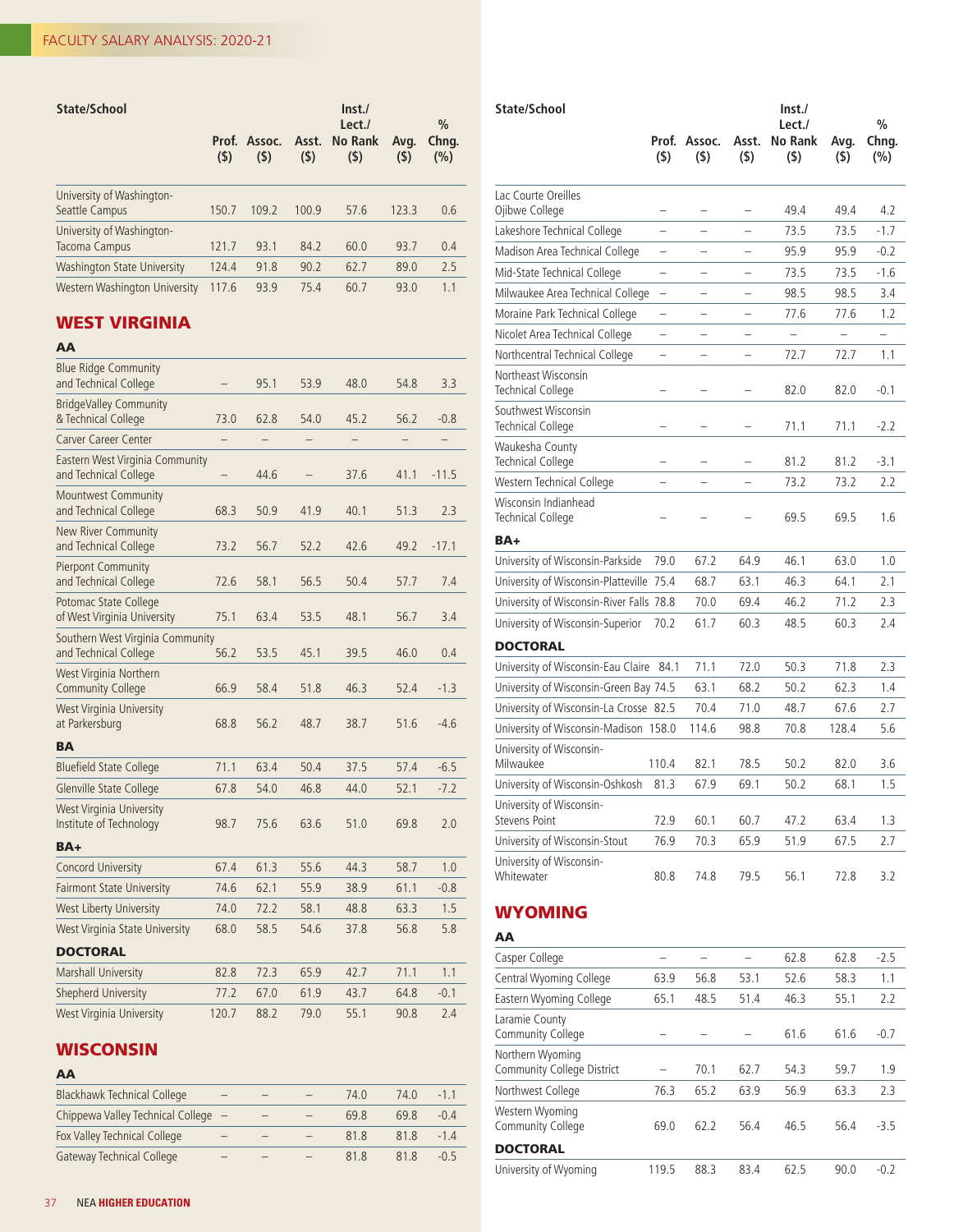FACULTY SALARY ANALYSIS: 2020-21

| State/School | Prof. ($) | Assoc. ($) | Asst. ($) | Inst./ Lect./ No Rank ($) | Avg. ($) | % Chng. (%) |
|---|---|---|---|---|---|---|
| University of Washington-Seattle Campus | 150.7 | 109.2 | 100.9 | 57.6 | 123.3 | 0.6 |
| University of Washington-Tacoma Campus | 121.7 | 93.1 | 84.2 | 60.0 | 93.7 | 0.4 |
| Washington State University | 124.4 | 91.8 | 90.2 | 62.7 | 89.0 | 2.5 |
| Western Washington University | 117.6 | 93.9 | 75.4 | 60.7 | 93.0 | 1.1 |

## WEST VIRGINIA

| State/School | Prof. ($) | Assoc. ($) | Asst. ($) | Inst./ Lect./ No Rank ($) | Avg. ($) | % Chng. (%) |
|---|---|---|---|---|---|---|
| **AA** | | | | | | |
| Blue Ridge Community and Technical College | – | 95.1 | 53.9 | 48.0 | 54.8 | 3.3 |
| BridgeValley Community & Technical College | 73.0 | 62.8 | 54.0 | 45.2 | 56.2 | -0.8 |
| Carver Career Center | – | – | – | – | – | – |
| Eastern West Virginia Community and Technical College | – | 44.6 | – | 37.6 | 41.1 | -11.5 |
| Mountwest Community and Technical College | 68.3 | 50.9 | 41.9 | 40.1 | 51.3 | 2.3 |
| New River Community and Technical College | 73.2 | 56.7 | 52.2 | 42.6 | 49.2 | -17.1 |
| Pierpont Community and Technical College | 72.6 | 58.1 | 56.5 | 50.4 | 57.7 | 7.4 |
| Potomac State College of West Virginia University | 75.1 | 63.4 | 53.5 | 48.1 | 56.7 | 3.4 |
| Southern West Virginia Community and Technical College | 56.2 | 53.5 | 45.1 | 39.5 | 46.0 | 0.4 |
| West Virginia Northern Community College | 66.9 | 58.4 | 51.8 | 46.3 | 52.4 | -1.3 |
| West Virginia University at Parkersburg | 68.8 | 56.2 | 48.7 | 38.7 | 51.6 | -4.6 |
| **BA** | | | | | | |
| Bluefield State College | 71.1 | 63.4 | 50.4 | 37.5 | 57.4 | -6.5 |
| Glenville State College | 67.8 | 54.0 | 46.8 | 44.0 | 52.1 | -7.2 |
| West Virginia University Institute of Technology | 98.7 | 75.6 | 63.6 | 51.0 | 69.8 | 2.0 |
| **BA+** | | | | | | |
| Concord University | 67.4 | 61.3 | 55.6 | 44.3 | 58.7 | 1.0 |
| Fairmont State University | 74.6 | 62.1 | 55.9 | 38.9 | 61.1 | -0.8 |
| West Liberty University | 74.0 | 72.2 | 58.1 | 48.8 | 63.3 | 1.5 |
| West Virginia State University | 68.0 | 58.5 | 54.6 | 37.8 | 56.8 | 5.8 |
| **DOCTORAL** | | | | | | |
| Marshall University | 82.8 | 72.3 | 65.9 | 42.7 | 71.1 | 1.1 |
| Shepherd University | 77.2 | 67.0 | 61.9 | 43.7 | 64.8 | -0.1 |
| West Virginia University | 120.7 | 88.2 | 79.0 | 55.1 | 90.8 | 2.4 |

## WISCONSIN

| State/School | Prof. ($) | Assoc. ($) | Asst. ($) | Inst./ Lect./ No Rank ($) | Avg. ($) | % Chng. (%) |
|---|---|---|---|---|---|---|
| **AA** | | | | | | |
| Blackhawk Technical College | – | – | – | 74.0 | 74.0 | -1.1 |
| Chippewa Valley Technical College | – | – | – | 69.8 | 69.8 | -0.4 |
| Fox Valley Technical College | – | – | – | 81.8 | 81.8 | -1.4 |
| Gateway Technical College | – | – | – | 81.8 | 81.8 | -0.5 |
| Lac Courte Oreilles Ojibwe College | – | – | – | 49.4 | 49.4 | 4.2 |
| Lakeshore Technical College | – | – | – | 73.5 | 73.5 | -1.7 |
| Madison Area Technical College | – | – | – | 95.9 | 95.9 | -0.2 |
| Mid-State Technical College | – | – | – | 73.5 | 73.5 | -1.6 |
| Milwaukee Area Technical College | – | – | – | 98.5 | 98.5 | 3.4 |
| Moraine Park Technical College | – | – | – | 77.6 | 77.6 | 1.2 |
| Nicolet Area Technical College | – | – | – | – | – | – |
| Northcentral Technical College | – | – | – | 72.7 | 72.7 | 1.1 |
| Northeast Wisconsin Technical College | – | – | – | 82.0 | 82.0 | -0.1 |
| Southwest Wisconsin Technical College | – | – | – | 71.1 | 71.1 | -2.2 |
| Waukesha County Technical College | – | – | – | 81.2 | 81.2 | -3.1 |
| Western Technical College | – | – | – | 73.2 | 73.2 | 2.2 |
| Wisconsin Indianhead Technical College | – | – | – | 69.5 | 69.5 | 1.6 |
| **BA+** | | | | | | |
| University of Wisconsin-Parkside | 79.0 | 67.2 | 64.9 | 46.1 | 63.0 | 1.0 |
| University of Wisconsin-Platteville | 75.4 | 68.7 | 63.1 | 46.3 | 64.1 | 2.1 |
| University of Wisconsin-River Falls | 78.8 | 70.0 | 69.4 | 46.2 | 71.2 | 2.3 |
| University of Wisconsin-Superior | 70.2 | 61.7 | 60.3 | 48.5 | 60.3 | 2.4 |
| **DOCTORAL** | | | | | | |
| University of Wisconsin-Eau Claire | 84.1 | 71.1 | 72.0 | 50.3 | 71.8 | 2.3 |
| University of Wisconsin-Green Bay | 74.5 | 63.1 | 68.2 | 50.2 | 62.3 | 1.4 |
| University of Wisconsin-La Crosse | 82.5 | 70.4 | 71.0 | 48.7 | 67.6 | 2.7 |
| University of Wisconsin-Madison | 158.0 | 114.6 | 98.8 | 70.8 | 128.4 | 5.6 |
| University of Wisconsin-Milwaukee | 110.4 | 82.1 | 78.5 | 50.2 | 82.0 | 3.6 |
| University of Wisconsin-Oshkosh | 81.3 | 67.9 | 69.1 | 50.2 | 68.1 | 1.5 |
| University of Wisconsin-Stevens Point | 72.9 | 60.1 | 60.7 | 47.2 | 63.4 | 1.3 |
| University of Wisconsin-Stout | 76.9 | 70.3 | 65.9 | 51.9 | 67.5 | 2.7 |
| University of Wisconsin-Whitewater | 80.8 | 74.8 | 79.5 | 56.1 | 72.8 | 3.2 |

## WYOMING

| State/School | Prof. ($) | Assoc. ($) | Asst. ($) | Inst./ Lect./ No Rank ($) | Avg. ($) | % Chng. (%) |
|---|---|---|---|---|---|---|
| **AA** | | | | | | |
| Casper College | – | – | – | 62.8 | 62.8 | -2.5 |
| Central Wyoming College | 63.9 | 56.8 | 53.1 | 52.6 | 58.3 | 1.1 |
| Eastern Wyoming College | 65.1 | 48.5 | 51.4 | 46.3 | 55.1 | 2.2 |
| Laramie County Community College | – | – | – | 61.6 | 61.6 | -0.7 |
| Northern Wyoming Community College District | – | 70.1 | 62.7 | 54.3 | 59.7 | 1.9 |
| Northwest College | 76.3 | 65.2 | 63.9 | 56.9 | 63.3 | 2.3 |
| Western Wyoming Community College | 69.0 | 62.2 | 56.4 | 46.5 | 56.4 | -3.5 |
| **DOCTORAL** | | | | | | |
| University of Wyoming | 119.5 | 88.3 | 83.4 | 62.5 | 90.0 | -0.2 |